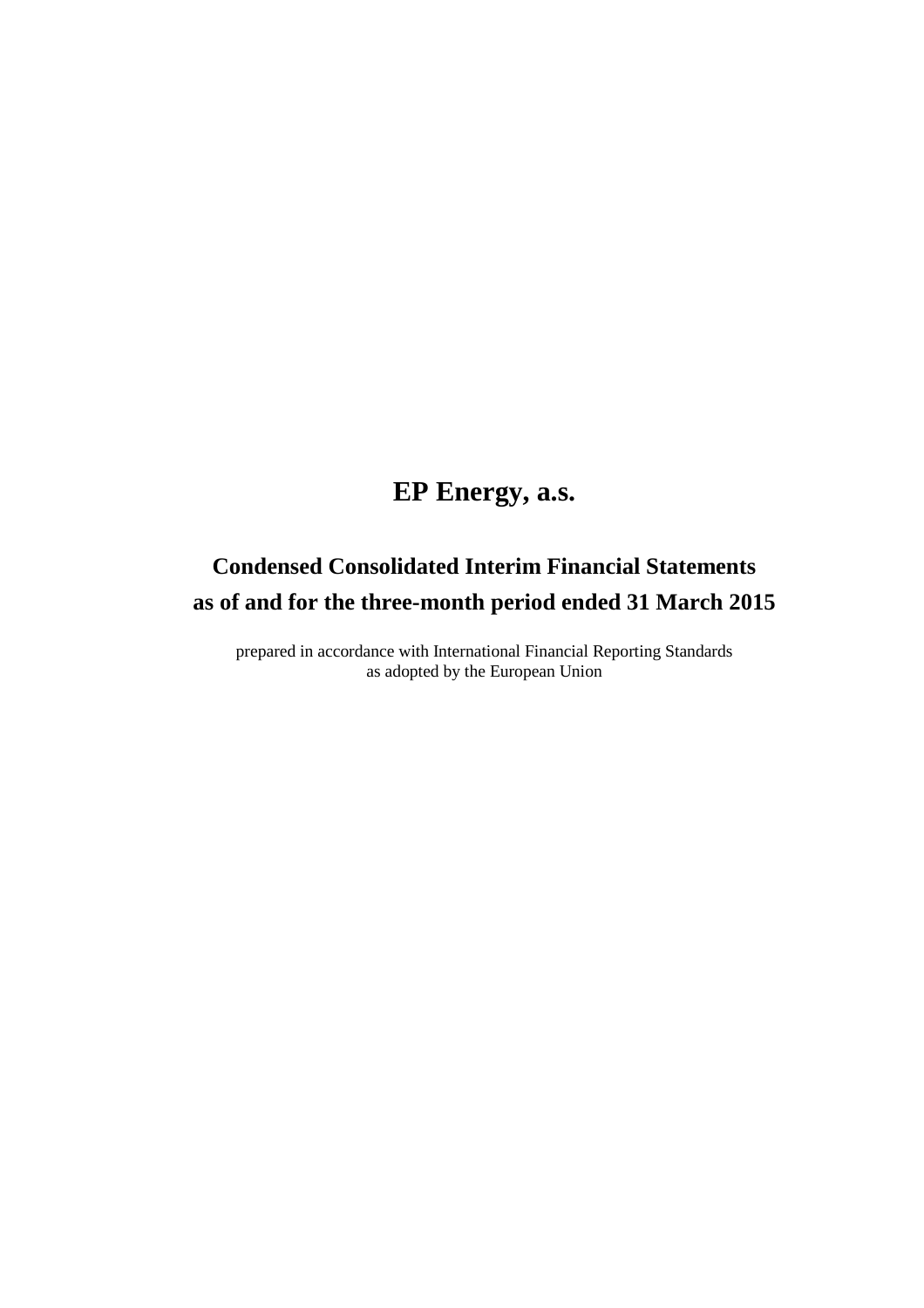# EP Energy, a.s.

## Condensed Consolidated Interim Financial Statements as of and for the three-month period ended 31 March 2015

prepared in accordance with International Financial Reporting Standards
as adopted by the European Union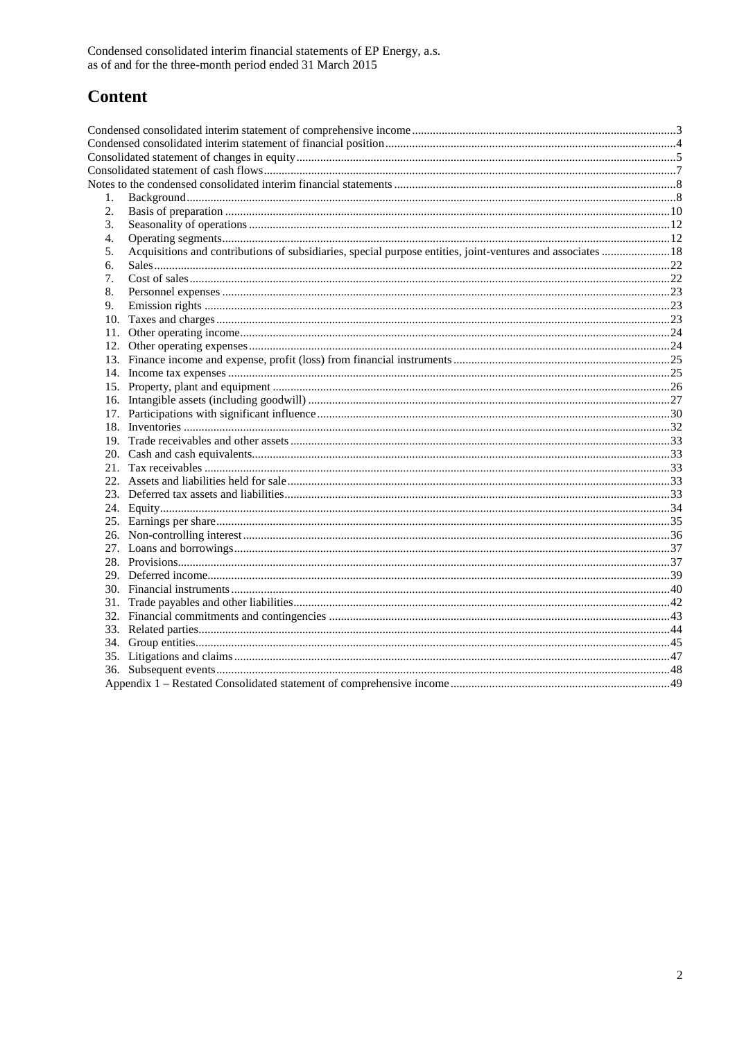Condensed consolidated interim financial statements of EP Energy, a.s.
as of and for the three-month period ended 31 March 2015

# Content

Condensed consolidated interim statement of comprehensive income ........ 3
Condensed consolidated interim statement of financial position ........ 4
Consolidated statement of changes in equity ........ 5
Consolidated statement of cash flows ........ 7
Notes to the condensed consolidated interim financial statements ........ 8

1. Background ........ 8
2. Basis of preparation ........ 10
3. Seasonality of operations ........ 12
4. Operating segments ........ 12
5. Acquisitions and contributions of subsidiaries, special purpose entities, joint-ventures and associates ........ 18
6. Sales ........ 22
7. Cost of sales ........ 22
8. Personnel expenses ........ 23
9. Emission rights ........ 23
10. Taxes and charges ........ 23
11. Other operating income ........ 24
12. Other operating expenses ........ 24
13. Finance income and expense, profit (loss) from financial instruments ........ 25
14. Income tax expenses ........ 25
15. Property, plant and equipment ........ 26
16. Intangible assets (including goodwill) ........ 27
17. Participations with significant influence ........ 30
18. Inventories ........ 32
19. Trade receivables and other assets ........ 33
20. Cash and cash equivalents ........ 33
21. Tax receivables ........ 33
22. Assets and liabilities held for sale ........ 33
23. Deferred tax assets and liabilities ........ 33
24. Equity ........ 34
25. Earnings per share ........ 35
26. Non-controlling interest ........ 36
27. Loans and borrowings ........ 37
28. Provisions ........ 37
29. Deferred income ........ 39
30. Financial instruments ........ 40
31. Trade payables and other liabilities ........ 42
32. Financial commitments and contingencies ........ 43
33. Related parties ........ 44
34. Group entities ........ 45
35. Litigations and claims ........ 47
36. Subsequent events ........ 48

Appendix 1 – Restated Consolidated statement of comprehensive income ........ 49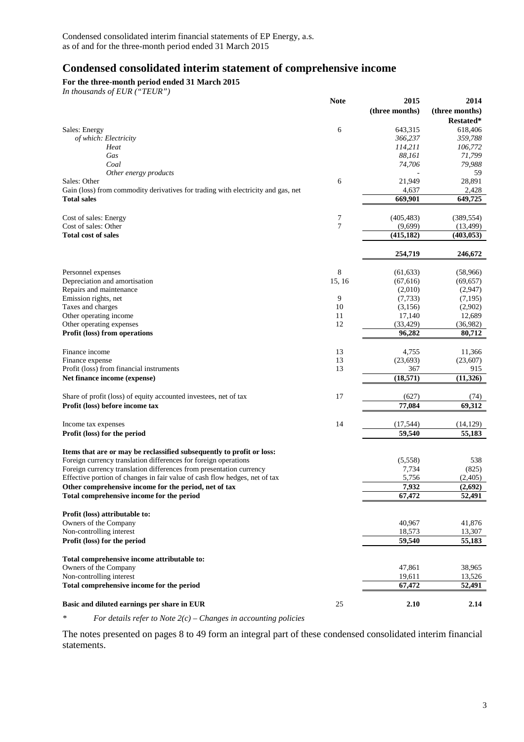Condensed consolidated interim financial statements of EP Energy, a.s.
as of and for the three-month period ended 31 March 2015

# Condensed consolidated interim statement of comprehensive income

**For the three-month period ended 31 March 2015**
*In thousands of EUR ("TEUR")*

| | Note | 2015 (three months) | 2014 (three months) Restated* |
|---|---|---|---|
| Sales: Energy | 6 | 643,315 | 618,406 |
| *of which: Electricity* | | *366,237* | *359,788* |
| *Heat* | | *114,211* | *106,772* |
| *Gas* | | *88,161* | *71,799* |
| *Coal* | | *74,706* | *79,988* |
| *Other energy products* | | - | 59 |
| Sales: Other | 6 | 21,949 | 28,891 |
| Gain (loss) from commodity derivatives for trading with electricity and gas, net | | 4,637 | 2,428 |
| **Total sales** | | **669,901** | **649,725** |
| Cost of sales: Energy | 7 | (405,483) | (389,554) |
| Cost of sales: Other | 7 | (9,699) | (13,499) |
| **Total cost of sales** | | **(415,182)** | **(403,053)** |
| | | **254,719** | **246,672** |
| Personnel expenses | 8 | (61,633) | (58,966) |
| Depreciation and amortisation | 15, 16 | (67,616) | (69,657) |
| Repairs and maintenance | | (2,010) | (2,947) |
| Emission rights, net | 9 | (7,733) | (7,195) |
| Taxes and charges | 10 | (3,156) | (2,902) |
| Other operating income | 11 | 17,140 | 12,689 |
| Other operating expenses | 12 | (33,429) | (36,982) |
| **Profit (loss) from operations** | | **96,282** | **80,712** |
| Finance income | 13 | 4,755 | 11,366 |
| Finance expense | 13 | (23,693) | (23,607) |
| Profit (loss) from financial instruments | 13 | 367 | 915 |
| **Net finance income (expense)** | | **(18,571)** | **(11,326)** |
| Share of profit (loss) of equity accounted investees, net of tax | 17 | (627) | (74) |
| **Profit (loss) before income tax** | | **77,084** | **69,312** |
| Income tax expenses | 14 | (17,544) | (14,129) |
| **Profit (loss) for the period** | | **59,540** | **55,183** |
| **Items that are or may be reclassified subsequently to profit or loss:** | | | |
| Foreign currency translation differences for foreign operations | | (5,558) | 538 |
| Foreign currency translation differences from presentation currency | | 7,734 | (825) |
| Effective portion of changes in fair value of cash flow hedges, net of tax | | 5,756 | (2,405) |
| **Other comprehensive income for the period, net of tax** | | **7,932** | **(2,692)** |
| **Total comprehensive income for the period** | | **67,472** | **52,491** |
| **Profit (loss) attributable to:** | | | |
| Owners of the Company | | 40,967 | 41,876 |
| Non-controlling interest | | 18,573 | 13,307 |
| **Profit (loss) for the period** | | **59,540** | **55,183** |
| **Total comprehensive income attributable to:** | | | |
| Owners of the Company | | 47,861 | 38,965 |
| Non-controlling interest | | 19,611 | 13,526 |
| **Total comprehensive income for the period** | | **67,472** | **52,491** |
| **Basic and diluted earnings per share in EUR** | 25 | **2.10** | **2.14** |

\* *For details refer to Note 2(c) – Changes in accounting policies*

The notes presented on pages 8 to 49 form an integral part of these condensed consolidated interim financial statements.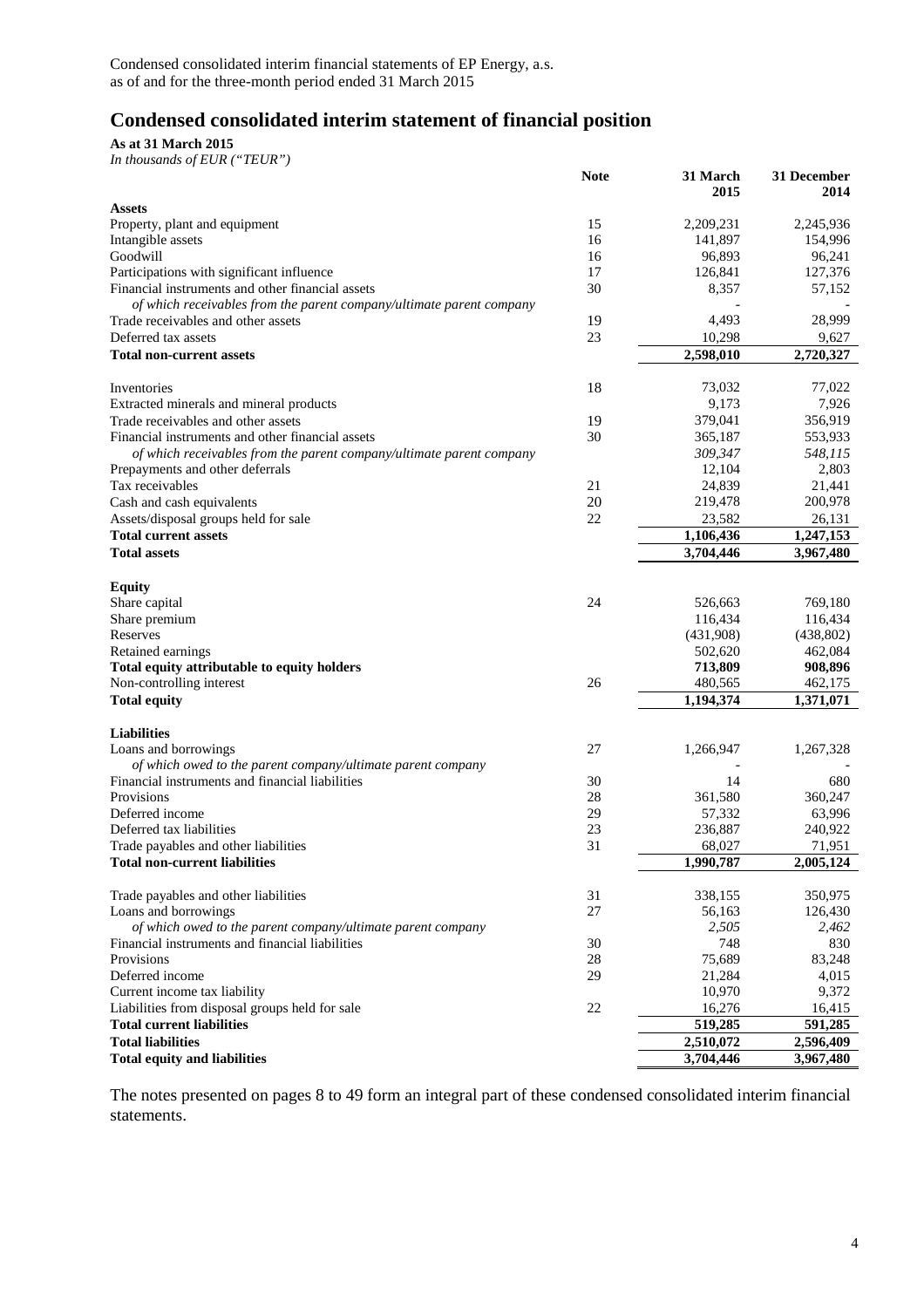Condensed consolidated interim financial statements of EP Energy, a.s.
as of and for the three-month period ended 31 March 2015

## Condensed consolidated interim statement of financial position

**As at 31 March 2015**
*In thousands of EUR ("TEUR")*

| | Note | 31 March 2015 | 31 December 2014 |
|---|---|---|---|
| **Assets** | | | |
| Property, plant and equipment | 15 | 2,209,231 | 2,245,936 |
| Intangible assets | 16 | 141,897 | 154,996 |
| Goodwill | 16 | 96,893 | 96,241 |
| Participations with significant influence | 17 | 126,841 | 127,376 |
| Financial instruments and other financial assets | 30 | 8,357 | 57,152 |
| *of which receivables from the parent company/ultimate parent company* | | - | - |
| Trade receivables and other assets | 19 | 4,493 | 28,999 |
| Deferred tax assets | 23 | 10,298 | 9,627 |
| **Total non-current assets** | | **2,598,010** | **2,720,327** |
| | | | |
| Inventories | 18 | 73,032 | 77,022 |
| Extracted minerals and mineral products | | 9,173 | 7,926 |
| Trade receivables and other assets | 19 | 379,041 | 356,919 |
| Financial instruments and other financial assets | 30 | 365,187 | 553,933 |
| *of which receivables from the parent company/ultimate parent company* | | *309,347* | *548,115* |
| Prepayments and other deferrals | | 12,104 | 2,803 |
| Tax receivables | 21 | 24,839 | 21,441 |
| Cash and cash equivalents | 20 | 219,478 | 200,978 |
| Assets/disposal groups held for sale | 22 | 23,582 | 26,131 |
| **Total current assets** | | **1,106,436** | **1,247,153** |
| **Total assets** | | **3,704,446** | **3,967,480** |
| | | | |
| **Equity** | | | |
| Share capital | 24 | 526,663 | 769,180 |
| Share premium | | 116,434 | 116,434 |
| Reserves | | (431,908) | (438,802) |
| Retained earnings | | 502,620 | 462,084 |
| **Total equity attributable to equity holders** | | **713,809** | **908,896** |
| Non-controlling interest | 26 | 480,565 | 462,175 |
| **Total equity** | | **1,194,374** | **1,371,071** |
| | | | |
| **Liabilities** | | | |
| Loans and borrowings | 27 | 1,266,947 | 1,267,328 |
| *of which owed to the parent company/ultimate parent company* | | - | - |
| Financial instruments and financial liabilities | 30 | 14 | 680 |
| Provisions | 28 | 361,580 | 360,247 |
| Deferred income | 29 | 57,332 | 63,996 |
| Deferred tax liabilities | 23 | 236,887 | 240,922 |
| Trade payables and other liabilities | 31 | 68,027 | 71,951 |
| **Total non-current liabilities** | | **1,990,787** | **2,005,124** |
| | | | |
| Trade payables and other liabilities | 31 | 338,155 | 350,975 |
| Loans and borrowings | 27 | 56,163 | 126,430 |
| *of which owed to the parent company/ultimate parent company* | | *2,505* | *2,462* |
| Financial instruments and financial liabilities | 30 | 748 | 830 |
| Provisions | 28 | 75,689 | 83,248 |
| Deferred income | 29 | 21,284 | 4,015 |
| Current income tax liability | | 10,970 | 9,372 |
| Liabilities from disposal groups held for sale | 22 | 16,276 | 16,415 |
| **Total current liabilities** | | **519,285** | **591,285** |
| **Total liabilities** | | **2,510,072** | **2,596,409** |
| **Total equity and liabilities** | | **3,704,446** | **3,967,480** |

The notes presented on pages 8 to 49 form an integral part of these condensed consolidated interim financial statements.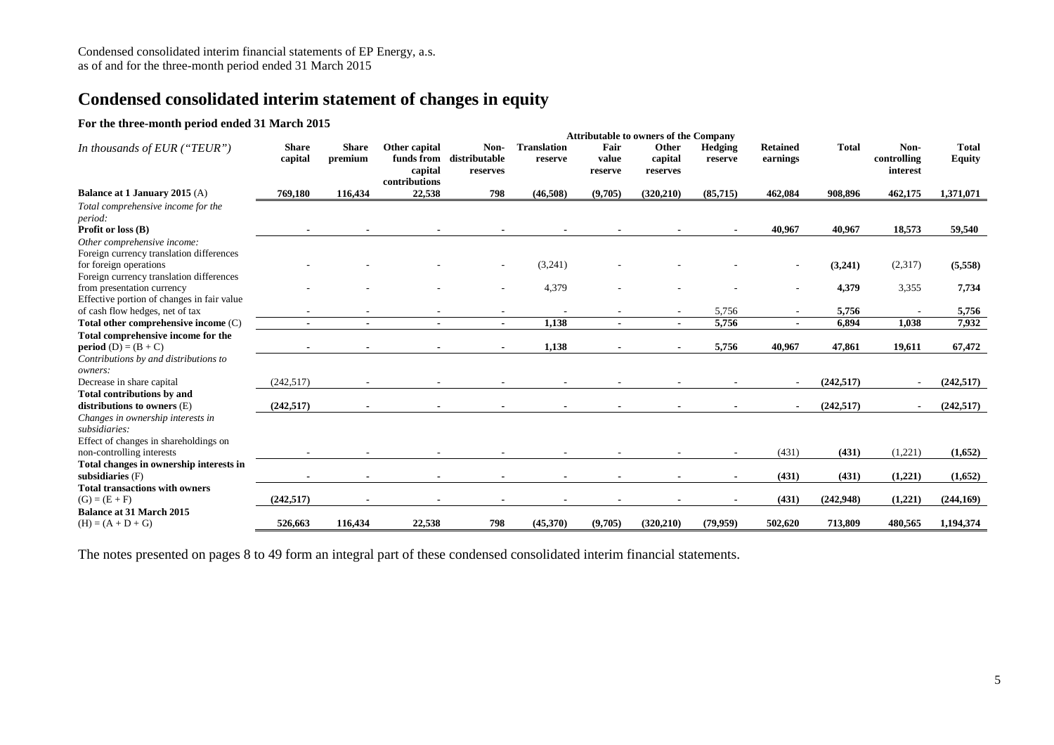Condensed consolidated interim financial statements of EP Energy, a.s.
as of and for the three-month period ended 31 March 2015

# Condensed consolidated interim statement of changes in equity

### For the three-month period ended 31 March 2015

| *In thousands of EUR ("TEUR")* | Attributable to owners of the Company | | | | | | | | | | | |
|---|---|---|---|---|---|---|---|---|---|---|---|---|
| | **Share capital** | **Share premium** | **Other capital funds from capital contributions** | **Non-distributable reserves** | **Translation reserve** | **Fair value reserve** | **Other capital reserves** | **Hedging reserve** | **Retained earnings** | **Total** | **Non-controlling interest** | **Total Equity** |
| **Balance at 1 January 2015** (A) | **769,180** | **116,434** | **22,538** | **798** | **(46,508)** | **(9,705)** | **(320,210)** | **(85,715)** | **462,084** | **908,896** | **462,175** | **1,371,071** |
| *Total comprehensive income for the period:* | | | | | | | | | | | | |
| **Profit or loss (B)** | **-** | **-** | **-** | **-** | **-** | **-** | **-** | **-** | **40,967** | **40,967** | **18,573** | **59,540** |
| *Other comprehensive income:* | | | | | | | | | | | | |
| Foreign currency translation differences for foreign operations | - | - | - | - | (3,241) | - | - | - | - | **(3,241)** | (2,317) | **(5,558)** |
| Foreign currency translation differences from presentation currency | - | - | - | - | 4,379 | - | - | - | - | **4,379** | 3,355 | **7,734** |
| Effective portion of changes in fair value of cash flow hedges, net of tax | - | - | - | - | - | - | - | 5,756 | - | **5,756** | - | **5,756** |
| **Total other comprehensive income** (C) | **-** | **-** | **-** | **-** | **1,138** | **-** | **-** | **5,756** | **-** | **6,894** | **1,038** | **7,932** |
| **Total comprehensive income for the period** (D) = (B + C) | **-** | **-** | **-** | **-** | **1,138** | **-** | **-** | **5,756** | **40,967** | **47,861** | **19,611** | **67,472** |
| *Contributions by and distributions to owners:* | | | | | | | | | | | | |
| Decrease in share capital | (242,517) | - | - | - | - | - | - | - | - | **(242,517)** | - | **(242,517)** |
| **Total contributions by and distributions to owners** (E) | **(242,517)** | **-** | **-** | **-** | **-** | **-** | **-** | **-** | **-** | **(242,517)** | **-** | **(242,517)** |
| *Changes in ownership interests in subsidiaries:* | | | | | | | | | | | | |
| Effect of changes in shareholdings on non-controlling interests | - | - | - | - | - | - | - | - | (431) | **(431)** | (1,221) | **(1,652)** |
| **Total changes in ownership interests in subsidiaries** (F) | **-** | **-** | **-** | **-** | **-** | **-** | **-** | **-** | **(431)** | **(431)** | **(1,221)** | **(1,652)** |
| **Total transactions with owners** (G) = (E + F) | **(242,517)** | **-** | **-** | **-** | **-** | **-** | **-** | **-** | **(431)** | **(242,948)** | **(1,221)** | **(244,169)** |
| **Balance at 31 March 2015** (H) = (A + D + G) | **526,663** | **116,434** | **22,538** | **798** | **(45,370)** | **(9,705)** | **(320,210)** | **(79,959)** | **502,620** | **713,809** | **480,565** | **1,194,374** |

The notes presented on pages 8 to 49 form an integral part of these condensed consolidated interim financial statements.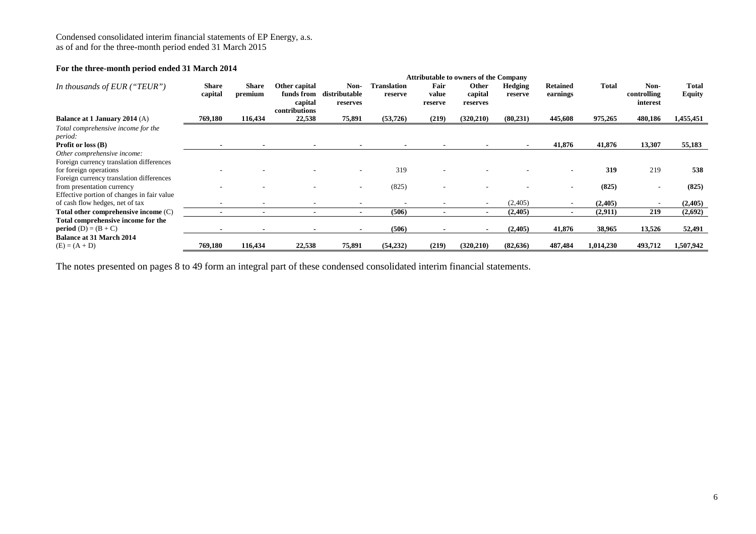Condensed consolidated interim financial statements of EP Energy, a.s.
as of and for the three-month period ended 31 March 2015

### For the three-month period ended 31 March 2014

| *In thousands of EUR ("TEUR")* | Attributable to owners of the Company | | | | | | | | | | Non-controlling interest | Total Equity |
|---|---|---|---|---|---|---|---|---|---|---|---|---|
| | **Share capital** | **Share premium** | **Other capital funds from capital contributions** | **Non-distributable reserves** | **Translation reserve** | **Fair value reserve** | **Other capital reserves** | **Hedging reserve** | **Retained earnings** | **Total** | | |
| **Balance at 1 January 2014** (A) | 769,180 | 116,434 | 22,538 | 75,891 | (53,726) | (219) | (320,210) | (80,231) | 445,608 | 975,265 | 480,186 | 1,455,451 |
| *Total comprehensive income for the period:* | | | | | | | | | | | | |
| **Profit or loss (B)** | - | - | - | - | - | - | - | - | 41,876 | 41,876 | 13,307 | 55,183 |
| *Other comprehensive income:* | | | | | | | | | | | | |
| Foreign currency translation differences for foreign operations | - | - | - | - | 319 | - | - | - | - | **319** | 219 | **538** |
| Foreign currency translation differences from presentation currency | - | - | - | - | (825) | - | - | - | - | **(825)** | - | **(825)** |
| Effective portion of changes in fair value of cash flow hedges, net of tax | - | - | - | - | - | - | - | (2,405) | - | **(2,405)** | - | **(2,405)** |
| **Total other comprehensive income** (C) | - | - | - | - | (506) | - | - | (2,405) | - | (2,911) | 219 | (2,692) |
| **Total comprehensive income for the period** (D) = (B + C) | - | - | - | - | (506) | - | - | (2,405) | 41,876 | 38,965 | 13,526 | 52,491 |
| **Balance at 31 March 2014** (E) = (A + D) | 769,180 | 116,434 | 22,538 | 75,891 | (54,232) | (219) | (320,210) | (82,636) | 487,484 | 1,014,230 | 493,712 | 1,507,942 |

The notes presented on pages 8 to 49 form an integral part of these condensed consolidated interim financial statements.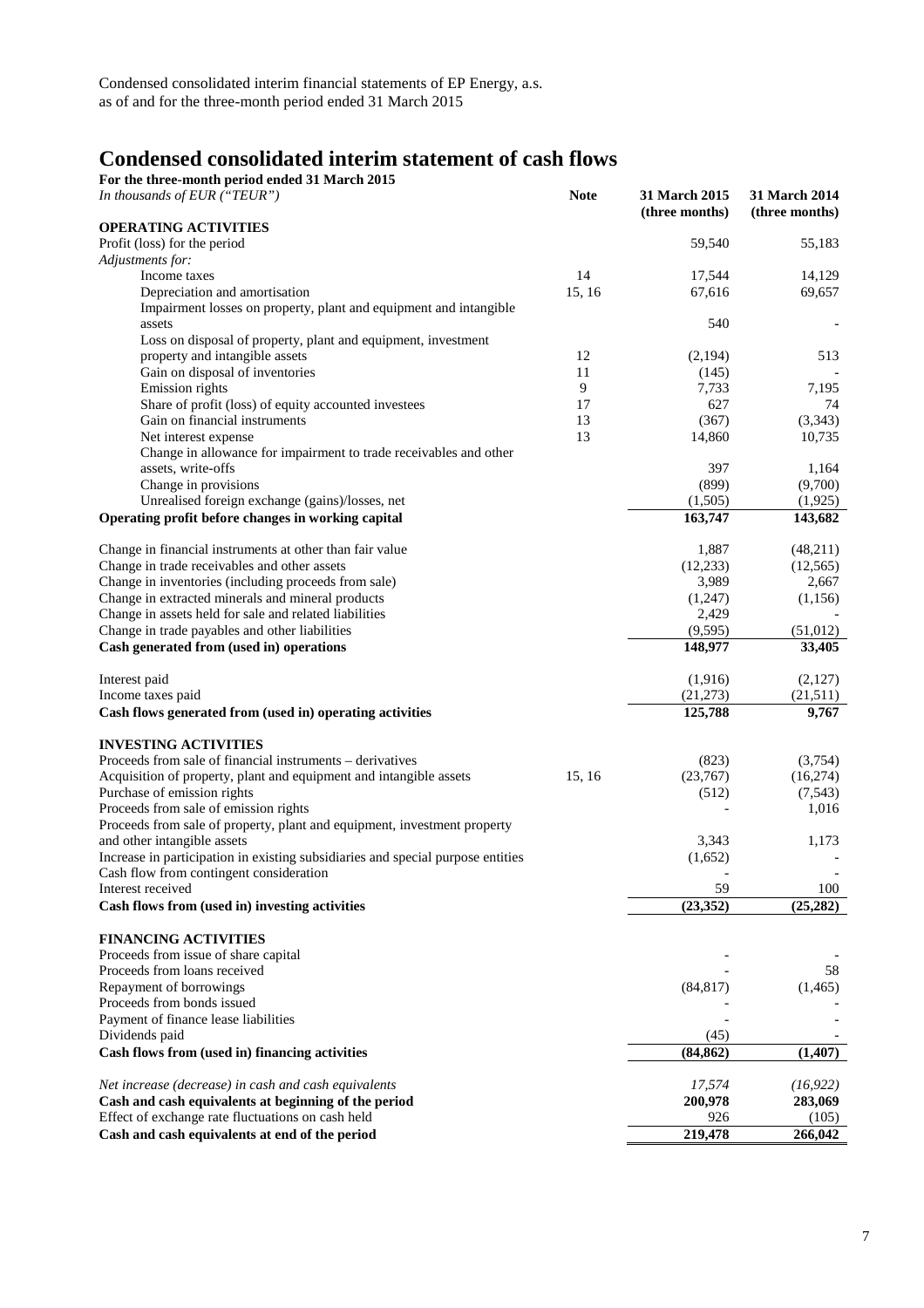Condensed consolidated interim financial statements of EP Energy, a.s.
as of and for the three-month period ended 31 March 2015

# Condensed consolidated interim statement of cash flows

**For the three-month period ended 31 March 2015**

| *In thousands of EUR ("TEUR")* | **Note** | **31 March 2015 (three months)** | **31 March 2014 (three months)** |
|---|---|---|---|
| **OPERATING ACTIVITIES** | | | |
| Profit (loss) for the period | | 59,540 | 55,183 |
| *Adjustments for:* | | | |
| Income taxes | 14 | 17,544 | 14,129 |
| Depreciation and amortisation | 15, 16 | 67,616 | 69,657 |
| Impairment losses on property, plant and equipment and intangible assets | | 540 | - |
| Loss on disposal of property, plant and equipment, investment property and intangible assets | 12 | (2,194) | 513 |
| Gain on disposal of inventories | 11 | (145) | - |
| Emission rights | 9 | 7,733 | 7,195 |
| Share of profit (loss) of equity accounted investees | 17 | 627 | 74 |
| Gain on financial instruments | 13 | (367) | (3,343) |
| Net interest expense | 13 | 14,860 | 10,735 |
| Change in allowance for impairment to trade receivables and other assets, write-offs | | 397 | 1,164 |
| Change in provisions | | (899) | (9,700) |
| Unrealised foreign exchange (gains)/losses, net | | (1,505) | (1,925) |
| **Operating profit before changes in working capital** | | **163,747** | **143,682** |
| Change in financial instruments at other than fair value | | 1,887 | (48,211) |
| Change in trade receivables and other assets | | (12,233) | (12,565) |
| Change in inventories (including proceeds from sale) | | 3,989 | 2,667 |
| Change in extracted minerals and mineral products | | (1,247) | (1,156) |
| Change in assets held for sale and related liabilities | | 2,429 | - |
| Change in trade payables and other liabilities | | (9,595) | (51,012) |
| **Cash generated from (used in) operations** | | **148,977** | **33,405** |
| Interest paid | | (1,916) | (2,127) |
| Income taxes paid | | (21,273) | (21,511) |
| **Cash flows generated from (used in) operating activities** | | **125,788** | **9,767** |
| **INVESTING ACTIVITIES** | | | |
| Proceeds from sale of financial instruments – derivatives | | (823) | (3,754) |
| Acquisition of property, plant and equipment and intangible assets | 15, 16 | (23,767) | (16,274) |
| Purchase of emission rights | | (512) | (7,543) |
| Proceeds from sale of emission rights | | - | 1,016 |
| Proceeds from sale of property, plant and equipment, investment property and other intangible assets | | 3,343 | 1,173 |
| Increase in participation in existing subsidiaries and special purpose entities | | (1,652) | - |
| Cash flow from contingent consideration | | - | - |
| Interest received | | 59 | 100 |
| **Cash flows from (used in) investing activities** | | **(23,352)** | **(25,282)** |
| **FINANCING ACTIVITIES** | | | |
| Proceeds from issue of share capital | | - | - |
| Proceeds from loans received | | - | 58 |
| Repayment of borrowings | | (84,817) | (1,465) |
| Proceeds from bonds issued | | - | - |
| Payment of finance lease liabilities | | - | - |
| Dividends paid | | (45) | - |
| **Cash flows from (used in) financing activities** | | **(84,862)** | **(1,407)** |
| *Net increase (decrease) in cash and cash equivalents* | | *17,574* | *(16,922)* |
| **Cash and cash equivalents at beginning of the period** | | **200,978** | **283,069** |
| Effect of exchange rate fluctuations on cash held | | 926 | (105) |
| **Cash and cash equivalents at end of the period** | | **219,478** | **266,042** |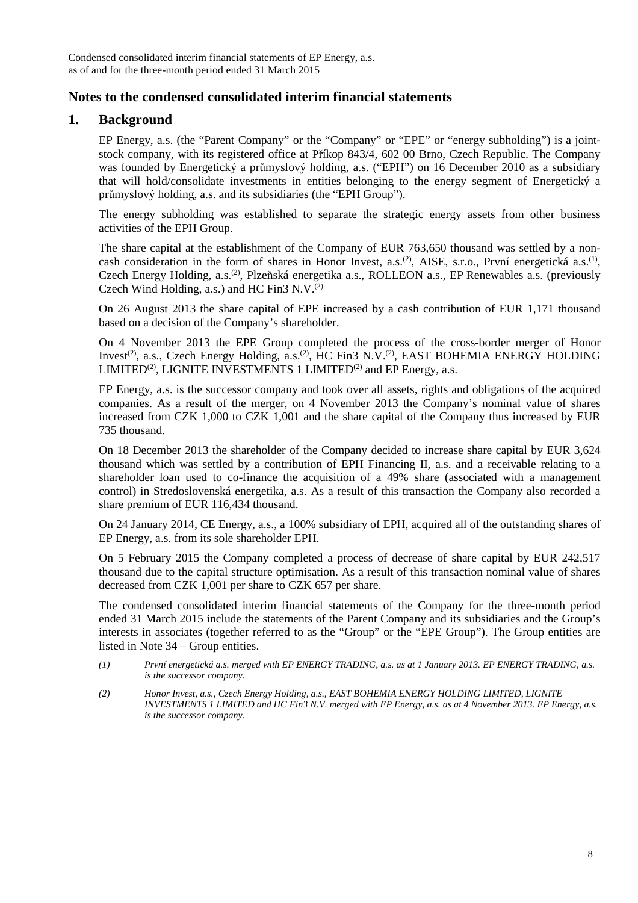## Notes to the condensed consolidated interim financial statements

## 1. Background

EP Energy, a.s. (the "Parent Company" or the "Company" or "EPE" or "energy subholding") is a joint-stock company, with its registered office at Příkop 843/4, 602 00 Brno, Czech Republic. The Company was founded by Energetický a průmyslový holding, a.s. ("EPH") on 16 December 2010 as a subsidiary that will hold/consolidate investments in entities belonging to the energy segment of Energetický a průmyslový holding, a.s. and its subsidiaries (the "EPH Group").

The energy subholding was established to separate the strategic energy assets from other business activities of the EPH Group.

The share capital at the establishment of the Company of EUR 763,650 thousand was settled by a non-cash consideration in the form of shares in Honor Invest, a.s.(2), AISE, s.r.o., První energetická a.s.(1), Czech Energy Holding, a.s.(2), Plzeňská energetika a.s., ROLLEON a.s., EP Renewables a.s. (previously Czech Wind Holding, a.s.) and HC Fin3 N.V.(2)

On 26 August 2013 the share capital of EPE increased by a cash contribution of EUR 1,171 thousand based on a decision of the Company's shareholder.

On 4 November 2013 the EPE Group completed the process of the cross-border merger of Honor Invest(2), a.s., Czech Energy Holding, a.s.(2), HC Fin3 N.V.(2), EAST BOHEMIA ENERGY HOLDING LIMITED(2), LIGNITE INVESTMENTS 1 LIMITED(2) and EP Energy, a.s.

EP Energy, a.s. is the successor company and took over all assets, rights and obligations of the acquired companies. As a result of the merger, on 4 November 2013 the Company's nominal value of shares increased from CZK 1,000 to CZK 1,001 and the share capital of the Company thus increased by EUR 735 thousand.

On 18 December 2013 the shareholder of the Company decided to increase share capital by EUR 3,624 thousand which was settled by a contribution of EPH Financing II, a.s. and a receivable relating to a shareholder loan used to co-finance the acquisition of a 49% share (associated with a management control) in Stredoslovenská energetika, a.s. As a result of this transaction the Company also recorded a share premium of EUR 116,434 thousand.

On 24 January 2014, CE Energy, a.s., a 100% subsidiary of EPH, acquired all of the outstanding shares of EP Energy, a.s. from its sole shareholder EPH.

On 5 February 2015 the Company completed a process of decrease of share capital by EUR 242,517 thousand due to the capital structure optimisation. As a result of this transaction nominal value of shares decreased from CZK 1,001 per share to CZK 657 per share.

The condensed consolidated interim financial statements of the Company for the three-month period ended 31 March 2015 include the statements of the Parent Company and its subsidiaries and the Group's interests in associates (together referred to as the "Group" or the "EPE Group"). The Group entities are listed in Note 34 – Group entities.

*(1) První energetická a.s. merged with EP ENERGY TRADING, a.s. as at 1 January 2013. EP ENERGY TRADING, a.s. is the successor company.*

*(2) Honor Invest, a.s., Czech Energy Holding, a.s., EAST BOHEMIA ENERGY HOLDING LIMITED, LIGNITE INVESTMENTS 1 LIMITED and HC Fin3 N.V. merged with EP Energy, a.s. as at 4 November 2013. EP Energy, a.s. is the successor company.*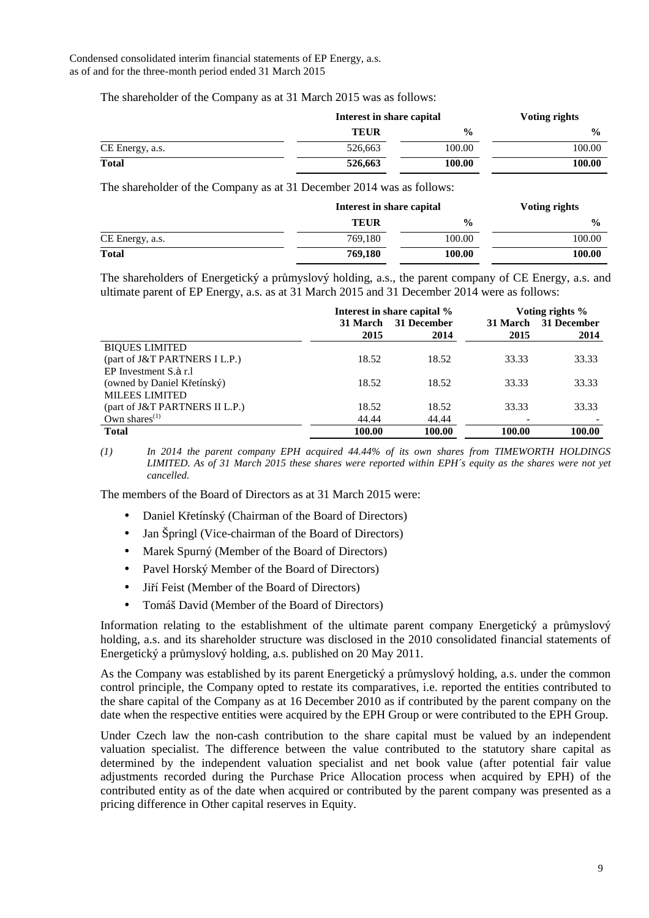The shareholder of the Company as at 31 March 2015 was as follows:

| | Interest in share capital | | Voting rights |
|---|---|---|---|
| | **TEUR** | **%** | **%** |
| CE Energy, a.s. | 526,663 | 100.00 | 100.00 |
| **Total** | **526,663** | **100.00** | **100.00** |

The shareholder of the Company as at 31 December 2014 was as follows:

| | Interest in share capital | | Voting rights |
|---|---|---|---|
| | **TEUR** | **%** | **%** |
| CE Energy, a.s. | 769,180 | 100.00 | 100.00 |
| **Total** | **769,180** | **100.00** | **100.00** |

The shareholders of Energetický a průmyslový holding, a.s., the parent company of CE Energy, a.s. and ultimate parent of EP Energy, a.s. as at 31 March 2015 and 31 December 2014 were as follows:

| | Interest in share capital % | | Voting rights % | |
|---|---|---|---|---|
| | **31 March 2015** | **31 December 2014** | **31 March 2015** | **31 December 2014** |
| BIQUES LIMITED (part of J&T PARTNERS I L.P.) | 18.52 | 18.52 | 33.33 | 33.33 |
| EP Investment S.à r.l (owned by Daniel Křetínský) | 18.52 | 18.52 | 33.33 | 33.33 |
| MILEES LIMITED (part of J&T PARTNERS II L.P.) | 18.52 | 18.52 | 33.33 | 33.33 |
| Own shares[(1)] | 44.44 | 44.44 | - | - |
| **Total** | **100.00** | **100.00** | **100.00** | **100.00** |

*(1) In 2014 the parent company EPH acquired 44.44% of its own shares from TIMEWORTH HOLDINGS LIMITED. As of 31 March 2015 these shares were reported within EPH´s equity as the shares were not yet cancelled.*

The members of the Board of Directors as at 31 March 2015 were:

- Daniel Křetínský (Chairman of the Board of Directors)
- Jan Špringl (Vice-chairman of the Board of Directors)
- Marek Spurný (Member of the Board of Directors)
- Pavel Horský Member of the Board of Directors)
- Jiří Feist (Member of the Board of Directors)
- Tomáš David (Member of the Board of Directors)

Information relating to the establishment of the ultimate parent company Energetický a průmyslový holding, a.s. and its shareholder structure was disclosed in the 2010 consolidated financial statements of Energetický a průmyslový holding, a.s. published on 20 May 2011.

As the Company was established by its parent Energetický a průmyslový holding, a.s. under the common control principle, the Company opted to restate its comparatives, i.e. reported the entities contributed to the share capital of the Company as at 16 December 2010 as if contributed by the parent company on the date when the respective entities were acquired by the EPH Group or were contributed to the EPH Group.

Under Czech law the non-cash contribution to the share capital must be valued by an independent valuation specialist. The difference between the value contributed to the statutory share capital as determined by the independent valuation specialist and net book value (after potential fair value adjustments recorded during the Purchase Price Allocation process when acquired by EPH) of the contributed entity as of the date when acquired or contributed by the parent company was presented as a pricing difference in Other capital reserves in Equity.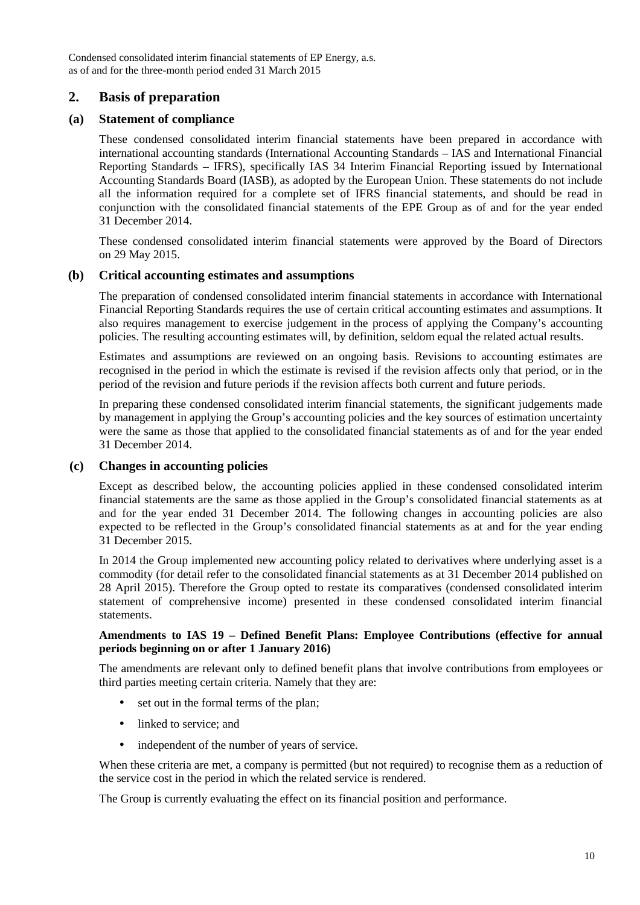## 2. Basis of preparation

### (a) Statement of compliance

These condensed consolidated interim financial statements have been prepared in accordance with international accounting standards (International Accounting Standards – IAS and International Financial Reporting Standards – IFRS), specifically IAS 34 Interim Financial Reporting issued by International Accounting Standards Board (IASB), as adopted by the European Union. These statements do not include all the information required for a complete set of IFRS financial statements, and should be read in conjunction with the consolidated financial statements of the EPE Group as of and for the year ended 31 December 2014.

These condensed consolidated interim financial statements were approved by the Board of Directors on 29 May 2015.

### (b) Critical accounting estimates and assumptions

The preparation of condensed consolidated interim financial statements in accordance with International Financial Reporting Standards requires the use of certain critical accounting estimates and assumptions. It also requires management to exercise judgement in the process of applying the Company's accounting policies. The resulting accounting estimates will, by definition, seldom equal the related actual results.

Estimates and assumptions are reviewed on an ongoing basis. Revisions to accounting estimates are recognised in the period in which the estimate is revised if the revision affects only that period, or in the period of the revision and future periods if the revision affects both current and future periods.

In preparing these condensed consolidated interim financial statements, the significant judgements made by management in applying the Group's accounting policies and the key sources of estimation uncertainty were the same as those that applied to the consolidated financial statements as of and for the year ended 31 December 2014.

### (c) Changes in accounting policies

Except as described below, the accounting policies applied in these condensed consolidated interim financial statements are the same as those applied in the Group's consolidated financial statements as at and for the year ended 31 December 2014. The following changes in accounting policies are also expected to be reflected in the Group's consolidated financial statements as at and for the year ending 31 December 2015.

In 2014 the Group implemented new accounting policy related to derivatives where underlying asset is a commodity (for detail refer to the consolidated financial statements as at 31 December 2014 published on 28 April 2015). Therefore the Group opted to restate its comparatives (condensed consolidated interim statement of comprehensive income) presented in these condensed consolidated interim financial statements.

**Amendments to IAS 19 – Defined Benefit Plans: Employee Contributions (effective for annual periods beginning on or after 1 January 2016)**

The amendments are relevant only to defined benefit plans that involve contributions from employees or third parties meeting certain criteria. Namely that they are:

- set out in the formal terms of the plan;
- linked to service; and
- independent of the number of years of service.

When these criteria are met, a company is permitted (but not required) to recognise them as a reduction of the service cost in the period in which the related service is rendered.

The Group is currently evaluating the effect on its financial position and performance.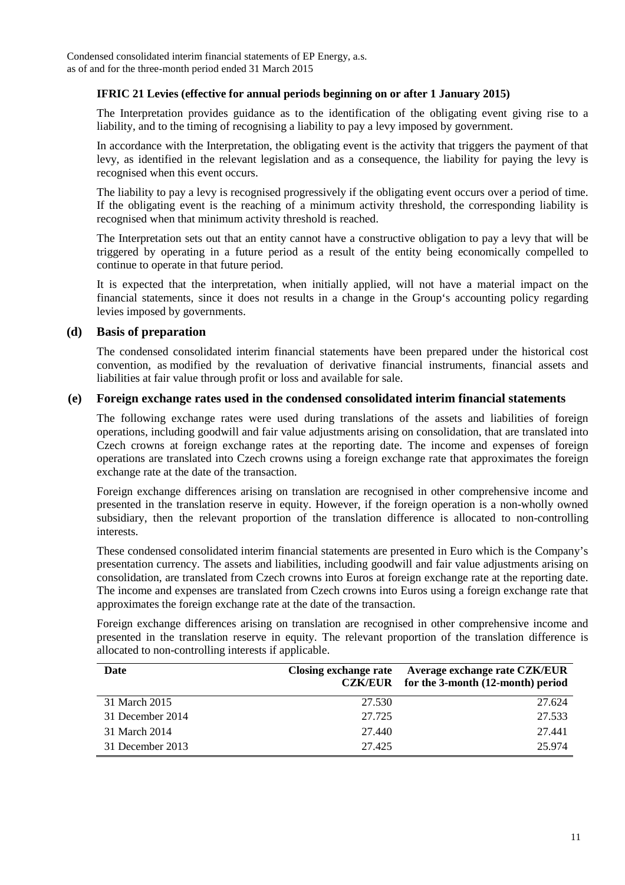**IFRIC 21 Levies (effective for annual periods beginning on or after 1 January 2015)**

The Interpretation provides guidance as to the identification of the obligating event giving rise to a liability, and to the timing of recognising a liability to pay a levy imposed by government.

In accordance with the Interpretation, the obligating event is the activity that triggers the payment of that levy, as identified in the relevant legislation and as a consequence, the liability for paying the levy is recognised when this event occurs.

The liability to pay a levy is recognised progressively if the obligating event occurs over a period of time. If the obligating event is the reaching of a minimum activity threshold, the corresponding liability is recognised when that minimum activity threshold is reached.

The Interpretation sets out that an entity cannot have a constructive obligation to pay a levy that will be triggered by operating in a future period as a result of the entity being economically compelled to continue to operate in that future period.

It is expected that the interpretation, when initially applied, will not have a material impact on the financial statements, since it does not results in a change in the Group‘s accounting policy regarding levies imposed by governments.

## (d) Basis of preparation

The condensed consolidated interim financial statements have been prepared under the historical cost convention, as modified by the revaluation of derivative financial instruments, financial assets and liabilities at fair value through profit or loss and available for sale.

## (e) Foreign exchange rates used in the condensed consolidated interim financial statements

The following exchange rates were used during translations of the assets and liabilities of foreign operations, including goodwill and fair value adjustments arising on consolidation, that are translated into Czech crowns at foreign exchange rates at the reporting date. The income and expenses of foreign operations are translated into Czech crowns using a foreign exchange rate that approximates the foreign exchange rate at the date of the transaction.

Foreign exchange differences arising on translation are recognised in other comprehensive income and presented in the translation reserve in equity. However, if the foreign operation is a non-wholly owned subsidiary, then the relevant proportion of the translation difference is allocated to non-controlling interests.

These condensed consolidated interim financial statements are presented in Euro which is the Company's presentation currency. The assets and liabilities, including goodwill and fair value adjustments arising on consolidation, are translated from Czech crowns into Euros at foreign exchange rate at the reporting date. The income and expenses are translated from Czech crowns into Euros using a foreign exchange rate that approximates the foreign exchange rate at the date of the transaction.

Foreign exchange differences arising on translation are recognised in other comprehensive income and presented in the translation reserve in equity. The relevant proportion of the translation difference is allocated to non-controlling interests if applicable.

| Date | Closing exchange rate CZK/EUR | Average exchange rate CZK/EUR for the 3-month (12-month) period |
|---|---|---|
| 31 March 2015 | 27.530 | 27.624 |
| 31 December 2014 | 27.725 | 27.533 |
| 31 March 2014 | 27.440 | 27.441 |
| 31 December 2013 | 27.425 | 25.974 |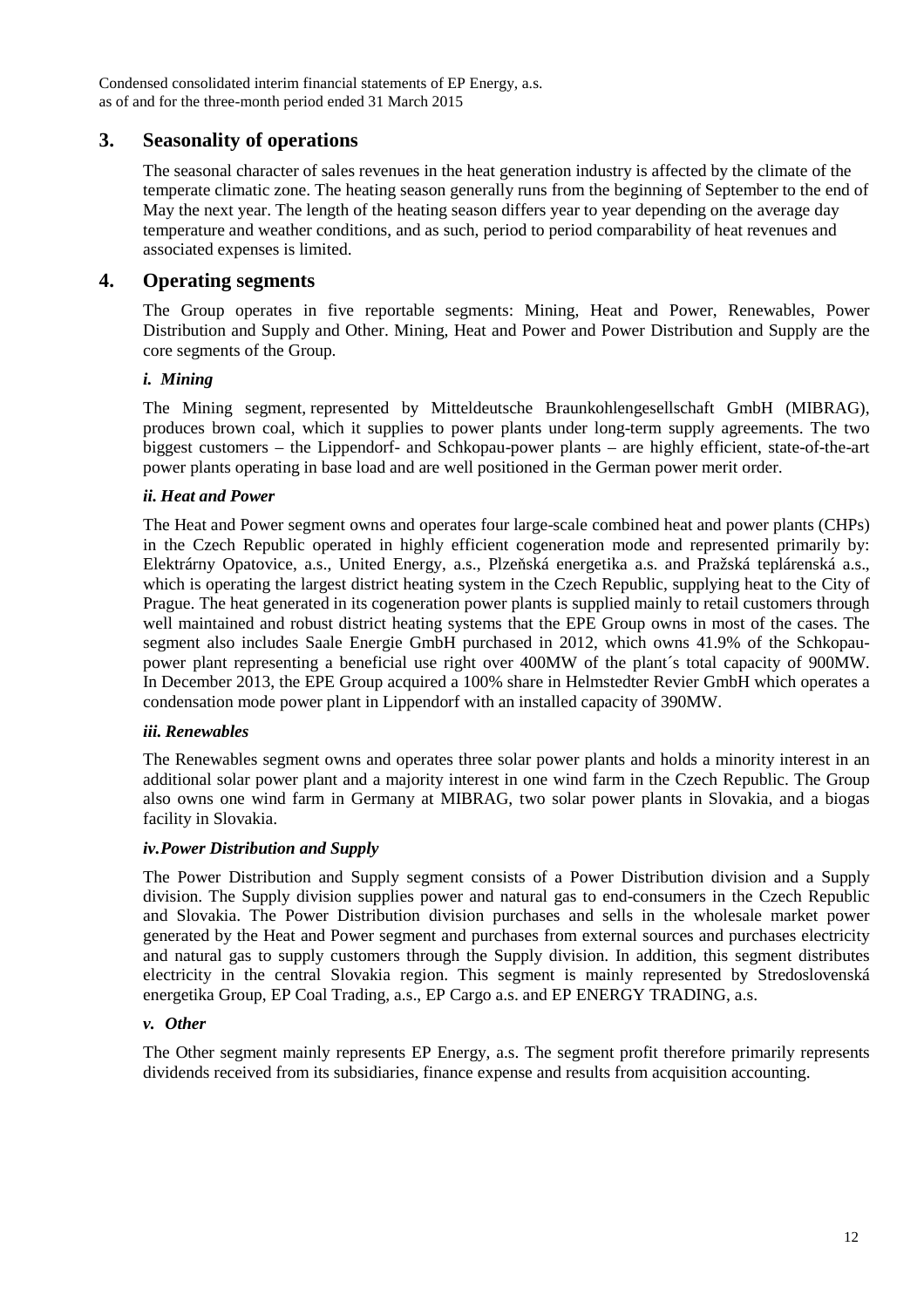## 3. Seasonality of operations

The seasonal character of sales revenues in the heat generation industry is affected by the climate of the temperate climatic zone. The heating season generally runs from the beginning of September to the end of May the next year. The length of the heating season differs year to year depending on the average day temperature and weather conditions, and as such, period to period comparability of heat revenues and associated expenses is limited.

## 4. Operating segments

The Group operates in five reportable segments: Mining, Heat and Power, Renewables, Power Distribution and Supply and Other. Mining, Heat and Power and Power Distribution and Supply are the core segments of the Group.

### *i. Mining*

The Mining segment, represented by Mitteldeutsche Braunkohlengesellschaft GmbH (MIBRAG), produces brown coal, which it supplies to power plants under long-term supply agreements. The two biggest customers – the Lippendorf- and Schkopau-power plants – are highly efficient, state-of-the-art power plants operating in base load and are well positioned in the German power merit order.

### *ii. Heat and Power*

The Heat and Power segment owns and operates four large-scale combined heat and power plants (CHPs) in the Czech Republic operated in highly efficient cogeneration mode and represented primarily by: Elektrárny Opatovice, a.s., United Energy, a.s., Plzeňská energetika a.s. and Pražská teplárenská a.s., which is operating the largest district heating system in the Czech Republic, supplying heat to the City of Prague. The heat generated in its cogeneration power plants is supplied mainly to retail customers through well maintained and robust district heating systems that the EPE Group owns in most of the cases. The segment also includes Saale Energie GmbH purchased in 2012, which owns 41.9% of the Schkopau-power plant representing a beneficial use right over 400MW of the plant´s total capacity of 900MW. In December 2013, the EPE Group acquired a 100% share in Helmstedter Revier GmbH which operates a condensation mode power plant in Lippendorf with an installed capacity of 390MW.

### *iii. Renewables*

The Renewables segment owns and operates three solar power plants and holds a minority interest in an additional solar power plant and a majority interest in one wind farm in the Czech Republic. The Group also owns one wind farm in Germany at MIBRAG, two solar power plants in Slovakia, and a biogas facility in Slovakia.

### *iv. Power Distribution and Supply*

The Power Distribution and Supply segment consists of a Power Distribution division and a Supply division. The Supply division supplies power and natural gas to end-consumers in the Czech Republic and Slovakia. The Power Distribution division purchases and sells in the wholesale market power generated by the Heat and Power segment and purchases from external sources and purchases electricity and natural gas to supply customers through the Supply division. In addition, this segment distributes electricity in the central Slovakia region. This segment is mainly represented by Stredoslovenská energetika Group, EP Coal Trading, a.s., EP Cargo a.s. and EP ENERGY TRADING, a.s.

### *v. Other*

The Other segment mainly represents EP Energy, a.s. The segment profit therefore primarily represents dividends received from its subsidiaries, finance expense and results from acquisition accounting.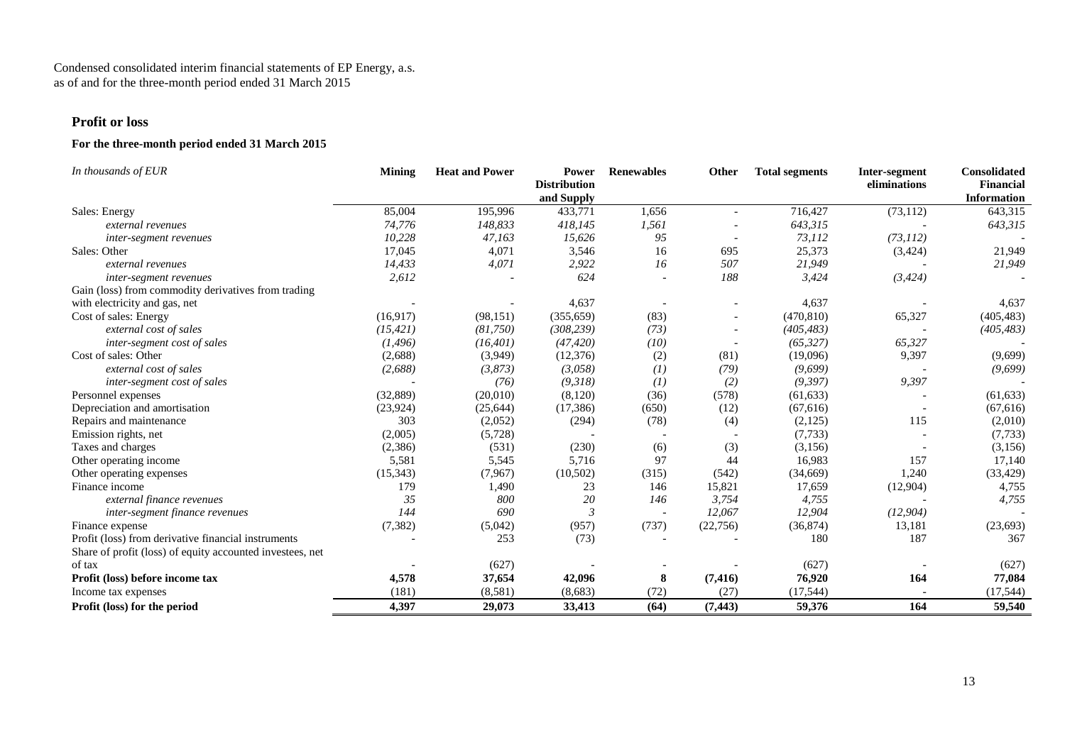Condensed consolidated interim financial statements of EP Energy, a.s.
as of and for the three-month period ended 31 March 2015

## Profit or loss

### For the three-month period ended 31 March 2015

| *In thousands of EUR* | **Mining** | **Heat and Power** | **Power Distribution and Supply** | **Renewables** | **Other** | **Total segments** | **Inter-segment eliminations** | **Consolidated Financial Information** |
|---|---|---|---|---|---|---|---|---|
| Sales: Energy | 85,004 | 195,996 | 433,771 | 1,656 | - | 716,427 | (73,112) | 643,315 |
| *external revenues* | *74,776* | *148,833* | *418,145* | *1,561* | - | *643,315* | - | *643,315* |
| *inter-segment revenues* | *10,228* | *47,163* | *15,626* | *95* | - | *73,112* | *(73,112)* | - |
| Sales: Other | 17,045 | 4,071 | 3,546 | 16 | 695 | 25,373 | (3,424) | 21,949 |
| *external revenues* | *14,433* | *4,071* | *2,922* | *16* | *507* | *21,949* | - | *21,949* |
| *inter-segment revenues* | *2,612* | - | *624* | - | *188* | *3,424* | *(3,424)* | - |
| Gain (loss) from commodity derivatives from trading with electricity and gas, net | - | - | 4,637 | - | - | 4,637 | - | 4,637 |
| Cost of sales: Energy | (16,917) | (98,151) | (355,659) | (83) | - | (470,810) | 65,327 | (405,483) |
| *external cost of sales* | *(15,421)* | *(81,750)* | *(308,239)* | *(73)* | - | *(405,483)* | - | *(405,483)* |
| *inter-segment cost of sales* | *(1,496)* | *(16,401)* | *(47,420)* | *(10)* | - | *(65,327)* | *65,327* | - |
| Cost of sales: Other | (2,688) | (3,949) | (12,376) | (2) | (81) | (19,096) | 9,397 | (9,699) |
| *external cost of sales* | *(2,688)* | *(3,873)* | *(3,058)* | *(1)* | *(79)* | *(9,699)* | - | *(9,699)* |
| *inter-segment cost of sales* | - | *(76)* | *(9,318)* | *(1)* | *(2)* | *(9,397)* | *9,397* | - |
| Personnel expenses | (32,889) | (20,010) | (8,120) | (36) | (578) | (61,633) | - | (61,633) |
| Depreciation and amortisation | (23,924) | (25,644) | (17,386) | (650) | (12) | (67,616) | - | (67,616) |
| Repairs and maintenance | 303 | (2,052) | (294) | (78) | (4) | (2,125) | 115 | (2,010) |
| Emission rights, net | (2,005) | (5,728) | - | - | - | (7,733) | - | (7,733) |
| Taxes and charges | (2,386) | (531) | (230) | (6) | (3) | (3,156) | - | (3,156) |
| Other operating income | 5,581 | 5,545 | 5,716 | 97 | 44 | 16,983 | 157 | 17,140 |
| Other operating expenses | (15,343) | (7,967) | (10,502) | (315) | (542) | (34,669) | 1,240 | (33,429) |
| Finance income | 179 | 1,490 | 23 | 146 | 15,821 | 17,659 | (12,904) | 4,755 |
| *external finance revenues* | *35* | *800* | *20* | *146* | *3,754* | *4,755* | - | *4,755* |
| *inter-segment finance revenues* | *144* | *690* | *3* | - | *12,067* | *12,904* | *(12,904)* | - |
| Finance expense | (7,382) | (5,042) | (957) | (737) | (22,756) | (36,874) | 13,181 | (23,693) |
| Profit (loss) from derivative financial instruments | - | 253 | (73) | - | - | 180 | 187 | 367 |
| Share of profit (loss) of equity accounted investees, net of tax | - | (627) | - | - | - | (627) | - | (627) |
| **Profit (loss) before income tax** | **4,578** | **37,654** | **42,096** | **8** | **(7,416)** | **76,920** | **164** | **77,084** |
| Income tax expenses | (181) | (8,581) | (8,683) | (72) | (27) | (17,544) | - | (17,544) |
| **Profit (loss) for the period** | **4,397** | **29,073** | **33,413** | **(64)** | **(7,443)** | **59,376** | **164** | **59,540** |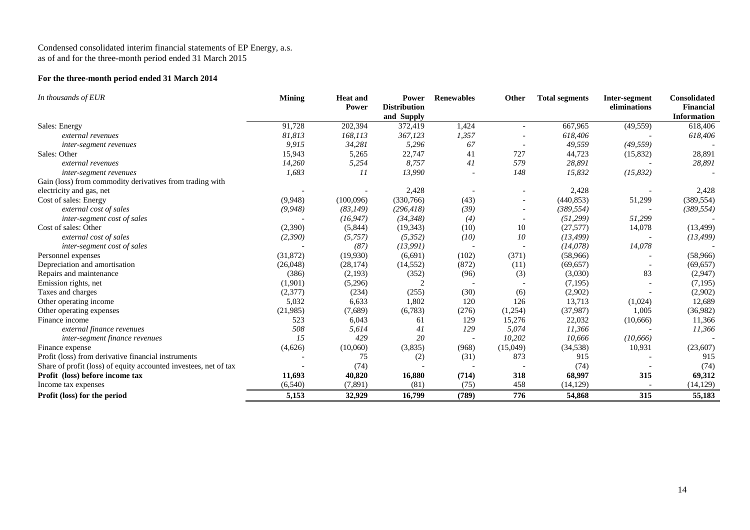Condensed consolidated interim financial statements of EP Energy, a.s.
as of and for the three-month period ended 31 March 2015

**For the three-month period ended 31 March 2014**

| *In thousands of EUR* | **Mining** | **Heat and Power** | **Power Distribution and Supply** | **Renewables** | **Other** | **Total segments** | **Inter-segment eliminations** | **Consolidated Financial Information** |
|---|---|---|---|---|---|---|---|---|
| Sales: Energy | 91,728 | 202,394 | 372,419 | 1,424 | - | 667,965 | (49,559) | 618,406 |
| *external revenues* | *81,813* | *168,113* | *367,123* | *1,357* | - | *618,406* | - | *618,406* |
| *inter-segment revenues* | *9,915* | *34,281* | *5,296* | *67* | - | *49,559* | *(49,559)* | - |
| Sales: Other | 15,943 | 5,265 | 22,747 | 41 | 727 | 44,723 | (15,832) | 28,891 |
| *external revenues* | *14,260* | *5,254* | *8,757* | *41* | *579* | *28,891* | - | *28,891* |
| *inter-segment revenues* | *1,683* | *11* | *13,990* | - | *148* | *15,832* | *(15,832)* | - |
| Gain (loss) from commodity derivatives from trading with electricity and gas, net | - | - | 2,428 | - | - | 2,428 | - | 2,428 |
| Cost of sales: Energy | (9,948) | (100,096) | (330,766) | (43) | - | (440,853) | 51,299 | (389,554) |
| *external cost of sales* | *(9,948)* | *(83,149)* | *(296,418)* | *(39)* | - | *(389,554)* | - | *(389,554)* |
| *inter-segment cost of sales* | - | *(16,947)* | *(34,348)* | *(4)* | - | *(51,299)* | *51,299* | - |
| Cost of sales: Other | (2,390) | (5,844) | (19,343) | (10) | 10 | (27,577) | 14,078 | (13,499) |
| *external cost of sales* | *(2,390)* | *(5,757)* | *(5,352)* | *(10)* | *10* | *(13,499)* | - | *(13,499)* |
| *inter-segment cost of sales* | - | *(87)* | *(13,991)* | - | - | *(14,078)* | *14,078* | - |
| Personnel expenses | (31,872) | (19,930) | (6,691) | (102) | (371) | (58,966) | - | (58,966) |
| Depreciation and amortisation | (26,048) | (28,174) | (14,552) | (872) | (11) | (69,657) | - | (69,657) |
| Repairs and maintenance | (386) | (2,193) | (352) | (96) | (3) | (3,030) | 83 | (2,947) |
| Emission rights, net | (1,901) | (5,296) | 2 | - | - | (7,195) | - | (7,195) |
| Taxes and charges | (2,377) | (234) | (255) | (30) | (6) | (2,902) | - | (2,902) |
| Other operating income | 5,032 | 6,633 | 1,802 | 120 | 126 | 13,713 | (1,024) | 12,689 |
| Other operating expenses | (21,985) | (7,689) | (6,783) | (276) | (1,254) | (37,987) | 1,005 | (36,982) |
| Finance income | 523 | 6,043 | 61 | 129 | 15,276 | 22,032 | (10,666) | 11,366 |
| *external finance revenues* | *508* | *5,614* | *41* | *129* | *5,074* | *11,366* | - | *11,366* |
| *inter-segment finance revenues* | *15* | *429* | *20* | - | *10,202* | *10,666* | *(10,666)* | - |
| Finance expense | (4,626) | (10,060) | (3,835) | (968) | (15,049) | (34,538) | 10,931 | (23,607) |
| Profit (loss) from derivative financial instruments | - | 75 | (2) | (31) | 873 | 915 | - | 915 |
| Share of profit (loss) of equity accounted investees, net of tax | - | (74) | - | - | - | (74) | - | (74) |
| **Profit (loss) before income tax** | **11,693** | **40,820** | **16,880** | **(714)** | **318** | **68,997** | **315** | **69,312** |
| Income tax expenses | (6,540) | (7,891) | (81) | (75) | 458 | (14,129) | - | (14,129) |
| **Profit (loss) for the period** | **5,153** | **32,929** | **16,799** | **(789)** | **776** | **54,868** | **315** | **55,183** |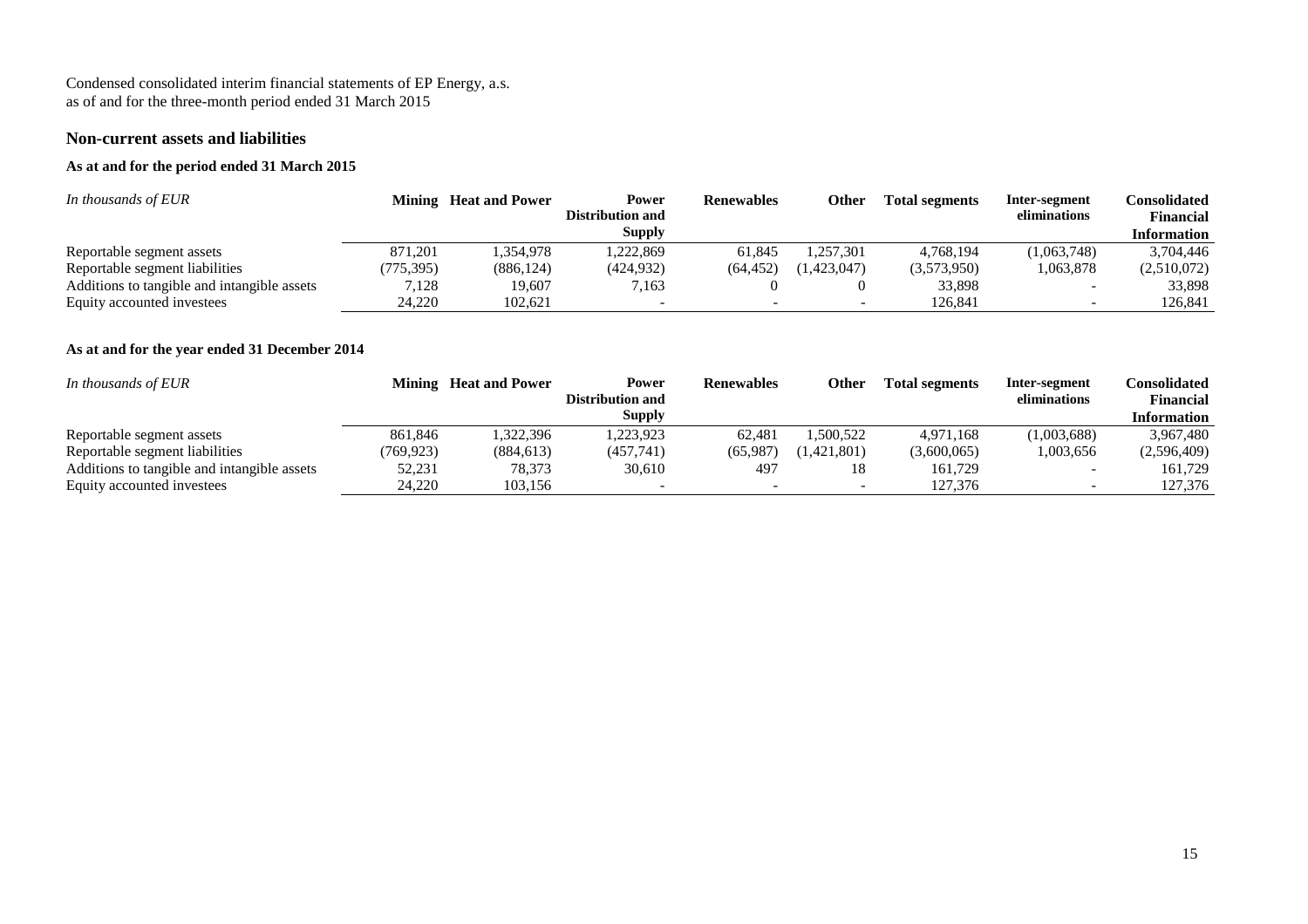Condensed consolidated interim financial statements of EP Energy, a.s.
as of and for the three-month period ended 31 March 2015

## Non-current assets and liabilities

### As at and for the period ended 31 March 2015

| *In thousands of EUR* | Mining | Heat and Power | Power Distribution and Supply | Renewables | Other | Total segments | Inter-segment eliminations | Consolidated Financial Information |
|---|---|---|---|---|---|---|---|---|
| Reportable segment assets | 871,201 | 1,354,978 | 1,222,869 | 61,845 | 1,257,301 | 4,768,194 | (1,063,748) | 3,704,446 |
| Reportable segment liabilities | (775,395) | (886,124) | (424,932) | (64,452) | (1,423,047) | (3,573,950) | 1,063,878 | (2,510,072) |
| Additions to tangible and intangible assets | 7,128 | 19,607 | 7,163 | 0 | 0 | 33,898 | - | 33,898 |
| Equity accounted investees | 24,220 | 102,621 | - | - | - | 126,841 | - | 126,841 |

### As at and for the year ended 31 December 2014

| *In thousands of EUR* | Mining | Heat and Power | Power Distribution and Supply | Renewables | Other | Total segments | Inter-segment eliminations | Consolidated Financial Information |
|---|---|---|---|---|---|---|---|---|
| Reportable segment assets | 861,846 | 1,322,396 | 1,223,923 | 62,481 | 1,500,522 | 4,971,168 | (1,003,688) | 3,967,480 |
| Reportable segment liabilities | (769,923) | (884,613) | (457,741) | (65,987) | (1,421,801) | (3,600,065) | 1,003,656 | (2,596,409) |
| Additions to tangible and intangible assets | 52,231 | 78,373 | 30,610 | 497 | 18 | 161,729 | - | 161,729 |
| Equity accounted investees | 24,220 | 103,156 | - | - | - | 127,376 | - | 127,376 |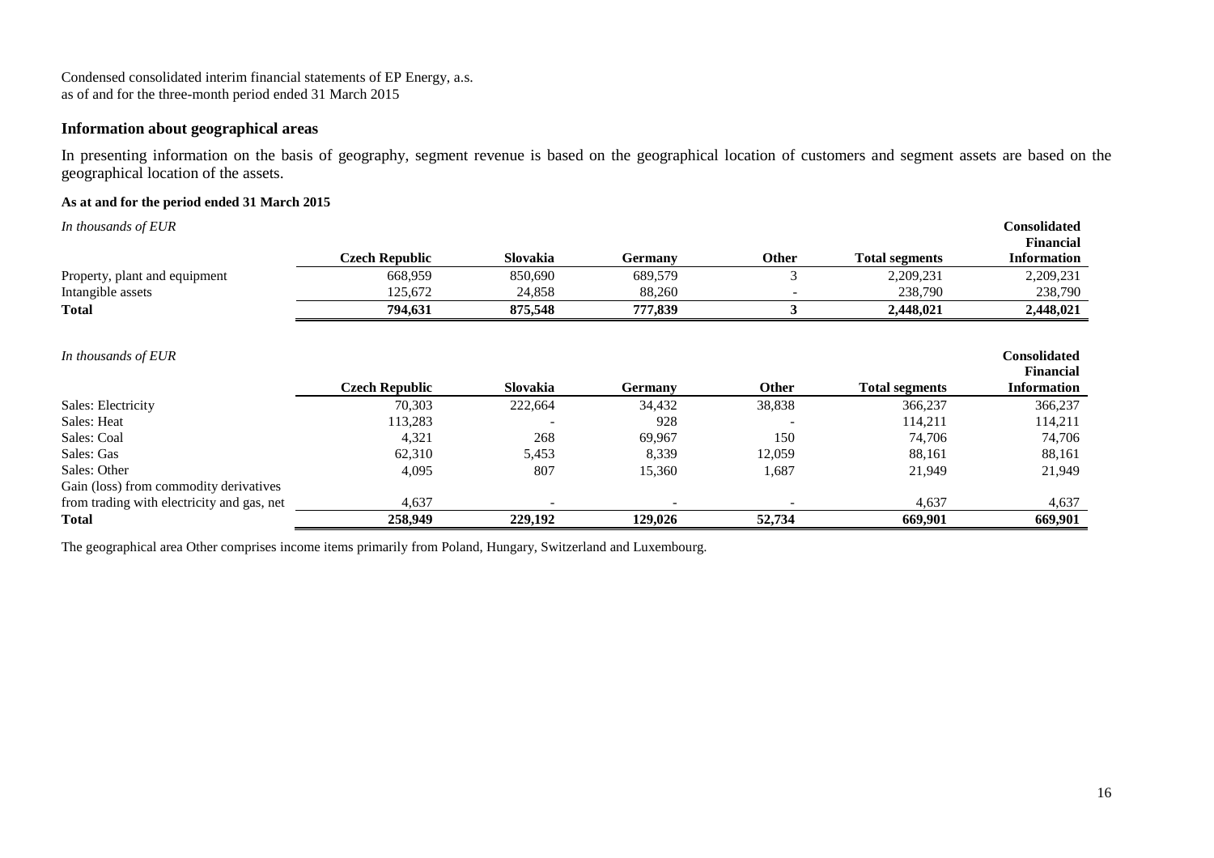Condensed consolidated interim financial statements of EP Energy, a.s.
as of and for the three-month period ended 31 March 2015

## Information about geographical areas

In presenting information on the basis of geography, segment revenue is based on the geographical location of customers and segment assets are based on the geographical location of the assets.

**As at and for the period ended 31 March 2015**

| *In thousands of EUR* | Czech Republic | Slovakia | Germany | Other | Total segments | Consolidated Financial Information |
|---|---|---|---|---|---|---|
| Property, plant and equipment | 668,959 | 850,690 | 689,579 | 3 | 2,209,231 | 2,209,231 |
| Intangible assets | 125,672 | 24,858 | 88,260 | - | 238,790 | 238,790 |
| **Total** | **794,631** | **875,548** | **777,839** | **3** | **2,448,021** | **2,448,021** |

| *In thousands of EUR* | Czech Republic | Slovakia | Germany | Other | Total segments | Consolidated Financial Information |
|---|---|---|---|---|---|---|
| Sales: Electricity | 70,303 | 222,664 | 34,432 | 38,838 | 366,237 | 366,237 |
| Sales: Heat | 113,283 | - | 928 | - | 114,211 | 114,211 |
| Sales: Coal | 4,321 | 268 | 69,967 | 150 | 74,706 | 74,706 |
| Sales: Gas | 62,310 | 5,453 | 8,339 | 12,059 | 88,161 | 88,161 |
| Sales: Other | 4,095 | 807 | 15,360 | 1,687 | 21,949 | 21,949 |
| Gain (loss) from commodity derivatives from trading with electricity and gas, net | 4,637 | - | - | - | 4,637 | 4,637 |
| **Total** | **258,949** | **229,192** | **129,026** | **52,734** | **669,901** | **669,901** |

The geographical area Other comprises income items primarily from Poland, Hungary, Switzerland and Luxembourg.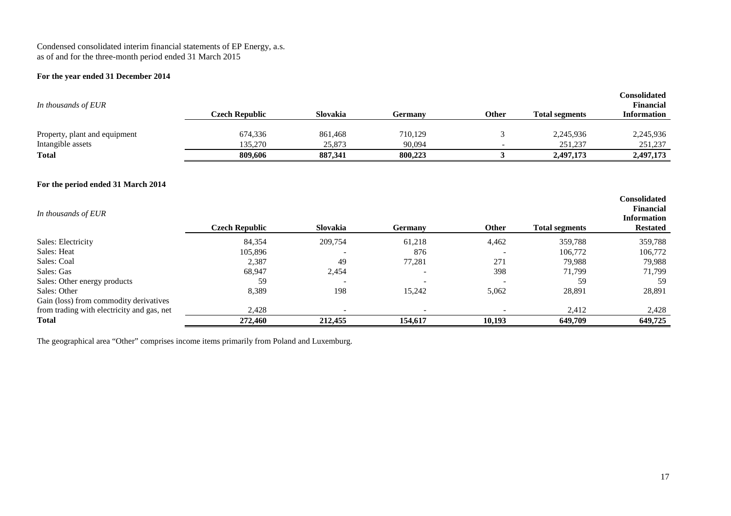Condensed consolidated interim financial statements of EP Energy, a.s.
as of and for the three-month period ended 31 March 2015

**For the year ended 31 December 2014**

| *In thousands of EUR* | Czech Republic | Slovakia | Germany | Other | Total segments | Consolidated Financial Information |
|---|---|---|---|---|---|---|
| Property, plant and equipment | 674,336 | 861,468 | 710,129 | 3 | 2,245,936 | 2,245,936 |
| Intangible assets | 135,270 | 25,873 | 90,094 | - | 251,237 | 251,237 |
| **Total** | **809,606** | **887,341** | **800,223** | **3** | **2,497,173** | **2,497,173** |

**For the period ended 31 March 2014**

| *In thousands of EUR* | Czech Republic | Slovakia | Germany | Other | Total segments | Consolidated Financial Information Restated |
|---|---|---|---|---|---|---|
| Sales: Electricity | 84,354 | 209,754 | 61,218 | 4,462 | 359,788 | 359,788 |
| Sales: Heat | 105,896 | - | 876 | - | 106,772 | 106,772 |
| Sales: Coal | 2,387 | 49 | 77,281 | 271 | 79,988 | 79,988 |
| Sales: Gas | 68,947 | 2,454 | - | 398 | 71,799 | 71,799 |
| Sales: Other energy products | 59 | - | - | - | 59 | 59 |
| Sales: Other | 8,389 | 198 | 15,242 | 5,062 | 28,891 | 28,891 |
| Gain (loss) from commodity derivatives from trading with electricity and gas, net | 2,428 | - | - | - | 2,412 | 2,428 |
| **Total** | **272,460** | **212,455** | **154,617** | **10,193** | **649,709** | **649,725** |

The geographical area "Other" comprises income items primarily from Poland and Luxemburg.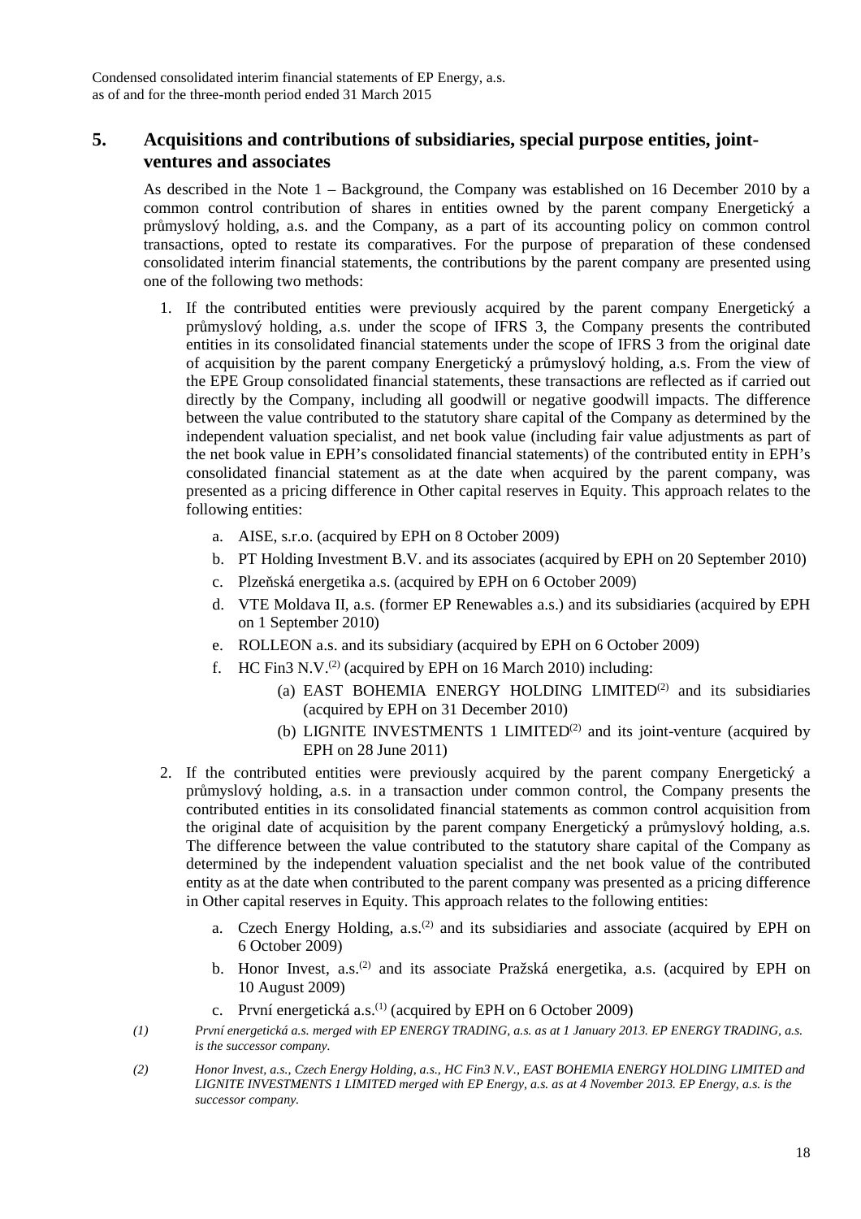## 5. Acquisitions and contributions of subsidiaries, special purpose entities, joint-ventures and associates

As described in the Note 1 – Background, the Company was established on 16 December 2010 by a common control contribution of shares in entities owned by the parent company Energetický a průmyslový holding, a.s. and the Company, as a part of its accounting policy on common control transactions, opted to restate its comparatives. For the purpose of preparation of these condensed consolidated interim financial statements, the contributions by the parent company are presented using one of the following two methods:

1. If the contributed entities were previously acquired by the parent company Energetický a průmyslový holding, a.s. under the scope of IFRS 3, the Company presents the contributed entities in its consolidated financial statements under the scope of IFRS 3 from the original date of acquisition by the parent company Energetický a průmyslový holding, a.s. From the view of the EPE Group consolidated financial statements, these transactions are reflected as if carried out directly by the Company, including all goodwill or negative goodwill impacts. The difference between the value contributed to the statutory share capital of the Company as determined by the independent valuation specialist, and net book value (including fair value adjustments as part of the net book value in EPH's consolidated financial statements) of the contributed entity in EPH's consolidated financial statement as at the date when acquired by the parent company, was presented as a pricing difference in Other capital reserves in Equity. This approach relates to the following entities:
   1. AISE, s.r.o. (acquired by EPH on 8 October 2009)
   2. PT Holding Investment B.V. and its associates (acquired by EPH on 20 September 2010)
   3. Plzeňská energetika a.s. (acquired by EPH on 6 October 2009)
   4. VTE Moldava II, a.s. (former EP Renewables a.s.) and its subsidiaries (acquired by EPH on 1 September 2010)
   5. ROLLEON a.s. and its subsidiary (acquired by EPH on 6 October 2009)
   6. HC Fin3 N.V.[2] (acquired by EPH on 16 March 2010) including:
      - (a) EAST BOHEMIA ENERGY HOLDING LIMITED[2] and its subsidiaries (acquired by EPH on 31 December 2010)
      - (b) LIGNITE INVESTMENTS 1 LIMITED[2] and its joint-venture (acquired by EPH on 28 June 2011)
2. If the contributed entities were previously acquired by the parent company Energetický a průmyslový holding, a.s. in a transaction under common control, the Company presents the contributed entities in its consolidated financial statements as common control acquisition from the original date of acquisition by the parent company Energetický a průmyslový holding, a.s. The difference between the value contributed to the statutory share capital of the Company as determined by the independent valuation specialist and the net book value of the contributed entity as at the date when contributed to the parent company was presented as a pricing difference in Other capital reserves in Equity. This approach relates to the following entities:
   1. Czech Energy Holding, a.s.[2] and its subsidiaries and associate (acquired by EPH on 6 October 2009)
   2. Honor Invest, a.s.[2] and its associate Pražská energetika, a.s. (acquired by EPH on 10 August 2009)
   3. První energetická a.s.[1] (acquired by EPH on 6 October 2009)

*(1) První energetická a.s. merged with EP ENERGY TRADING, a.s. as at 1 January 2013. EP ENERGY TRADING, a.s. is the successor company.*

*(2) Honor Invest, a.s., Czech Energy Holding, a.s., HC Fin3 N.V., EAST BOHEMIA ENERGY HOLDING LIMITED and LIGNITE INVESTMENTS 1 LIMITED merged with EP Energy, a.s. as at 4 November 2013. EP Energy, a.s. is the successor company.*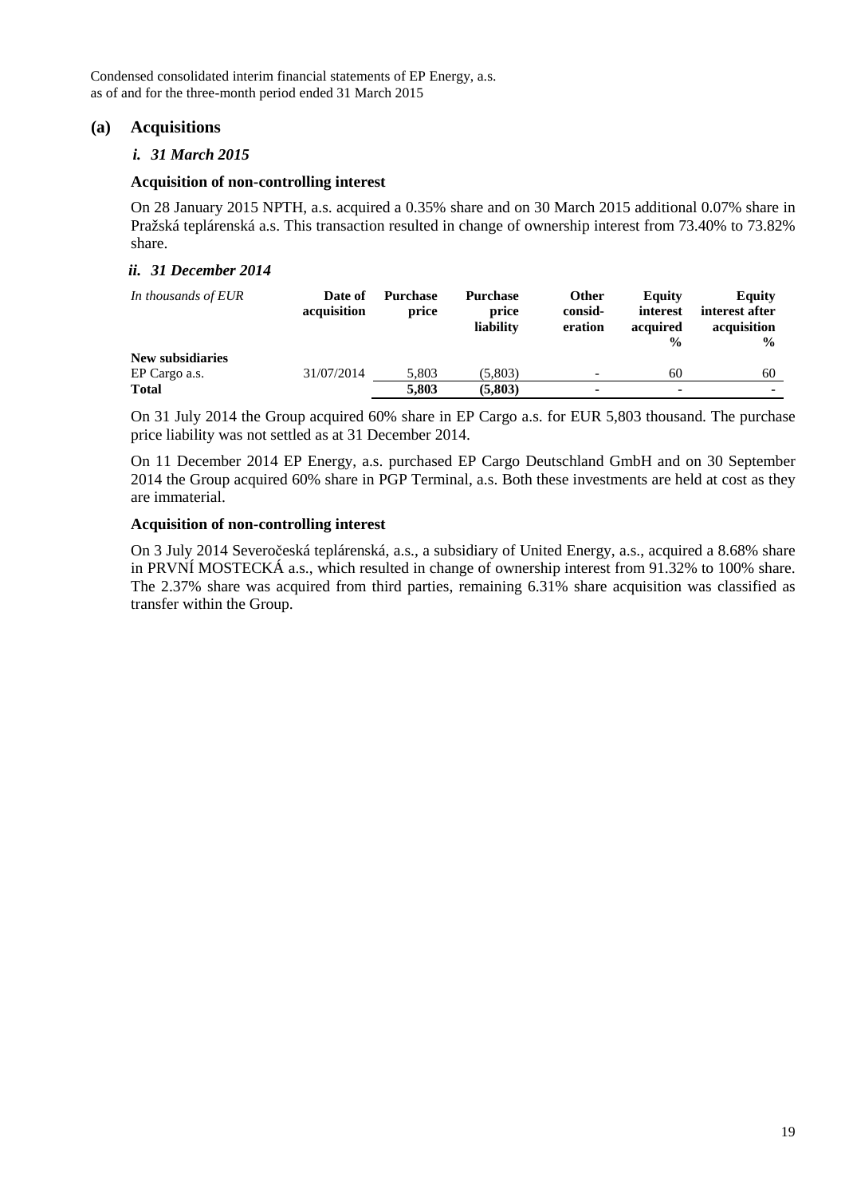## (a) Acquisitions

### *i. 31 March 2015*

**Acquisition of non-controlling interest**

On 28 January 2015 NPTH, a.s. acquired a 0.35% share and on 30 March 2015 additional 0.07% share in Pražská teplárenská a.s. This transaction resulted in change of ownership interest from 73.40% to 73.82% share.

### *ii. 31 December 2014*

| *In thousands of EUR* | Date of acquisition | Purchase price | Purchase price liability | Other consid-eration | Equity interest acquired % | Equity interest after acquisition % |
|---|---|---|---|---|---|---|
| **New subsidiaries** | | | | | | |
| EP Cargo a.s. | 31/07/2014 | 5,803 | (5,803) | - | 60 | 60 |
| **Total** | | **5,803** | **(5,803)** | **-** | **-** | **-** |

On 31 July 2014 the Group acquired 60% share in EP Cargo a.s. for EUR 5,803 thousand. The purchase price liability was not settled as at 31 December 2014.

On 11 December 2014 EP Energy, a.s. purchased EP Cargo Deutschland GmbH and on 30 September 2014 the Group acquired 60% share in PGP Terminal, a.s. Both these investments are held at cost as they are immaterial.

**Acquisition of non-controlling interest**

On 3 July 2014 Severočeská teplárenská, a.s., a subsidiary of United Energy, a.s., acquired a 8.68% share in PRVNÍ MOSTECKÁ a.s., which resulted in change of ownership interest from 91.32% to 100% share. The 2.37% share was acquired from third parties, remaining 6.31% share acquisition was classified as transfer within the Group.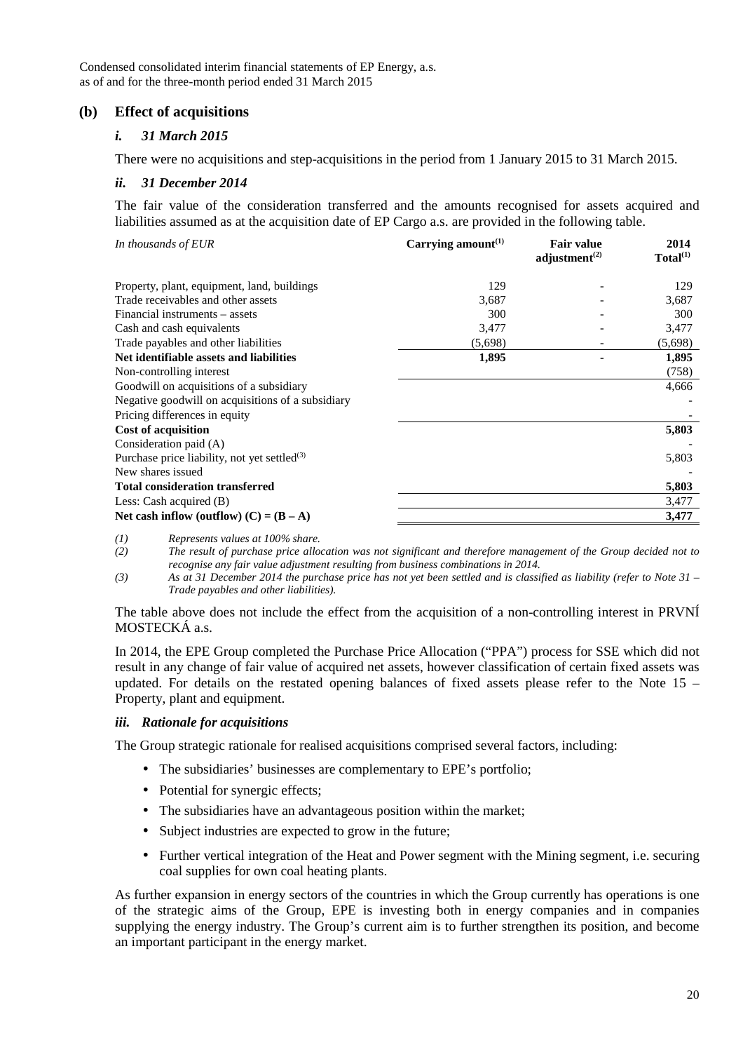## (b) Effect of acquisitions

### *i. 31 March 2015*

There were no acquisitions and step-acquisitions in the period from 1 January 2015 to 31 March 2015.

### *ii. 31 December 2014*

The fair value of the consideration transferred and the amounts recognised for assets acquired and liabilities assumed as at the acquisition date of EP Cargo a.s. are provided in the following table.

| *In thousands of EUR* | Carrying amount[(1)] | Fair value adjustment[(2)] | 2014 Total[(1)] |
|---|---|---|---|
| Property, plant, equipment, land, buildings | 129 | - | 129 |
| Trade receivables and other assets | 3,687 | - | 3,687 |
| Financial instruments – assets | 300 | - | 300 |
| Cash and cash equivalents | 3,477 | - | 3,477 |
| Trade payables and other liabilities | (5,698) | - | (5,698) |
| **Net identifiable assets and liabilities** | **1,895** | **-** | **1,895** |
| Non-controlling interest | | | (758) |
| Goodwill on acquisitions of a subsidiary | | | 4,666 |
| Negative goodwill on acquisitions of a subsidiary | | | - |
| Pricing differences in equity | | | - |
| **Cost of acquisition** | | | **5,803** |
| Consideration paid (A) | | | - |
| Purchase price liability, not yet settled[(3)] | | | 5,803 |
| New shares issued | | | - |
| **Total consideration transferred** | | | **5,803** |
| Less: Cash acquired (B) | | | 3,477 |
| **Net cash inflow (outflow) (C) = (B – A)** | | | **3,477** |

*(1) Represents values at 100% share.*

*(2) The result of purchase price allocation was not significant and therefore management of the Group decided not to recognise any fair value adjustment resulting from business combinations in 2014.*

*(3) As at 31 December 2014 the purchase price has not yet been settled and is classified as liability (refer to Note 31 – Trade payables and other liabilities).*

The table above does not include the effect from the acquisition of a non-controlling interest in PRVNÍ MOSTECKÁ a.s.

In 2014, the EPE Group completed the Purchase Price Allocation ("PPA") process for SSE which did not result in any change of fair value of acquired net assets, however classification of certain fixed assets was updated. For details on the restated opening balances of fixed assets please refer to the Note 15 – Property, plant and equipment.

### *iii. Rationale for acquisitions*

The Group strategic rationale for realised acquisitions comprised several factors, including:

- The subsidiaries' businesses are complementary to EPE's portfolio;
- Potential for synergic effects;
- The subsidiaries have an advantageous position within the market;
- Subject industries are expected to grow in the future;
- Further vertical integration of the Heat and Power segment with the Mining segment, i.e. securing coal supplies for own coal heating plants.

As further expansion in energy sectors of the countries in which the Group currently has operations is one of the strategic aims of the Group, EPE is investing both in energy companies and in companies supplying the energy industry. The Group's current aim is to further strengthen its position, and become an important participant in the energy market.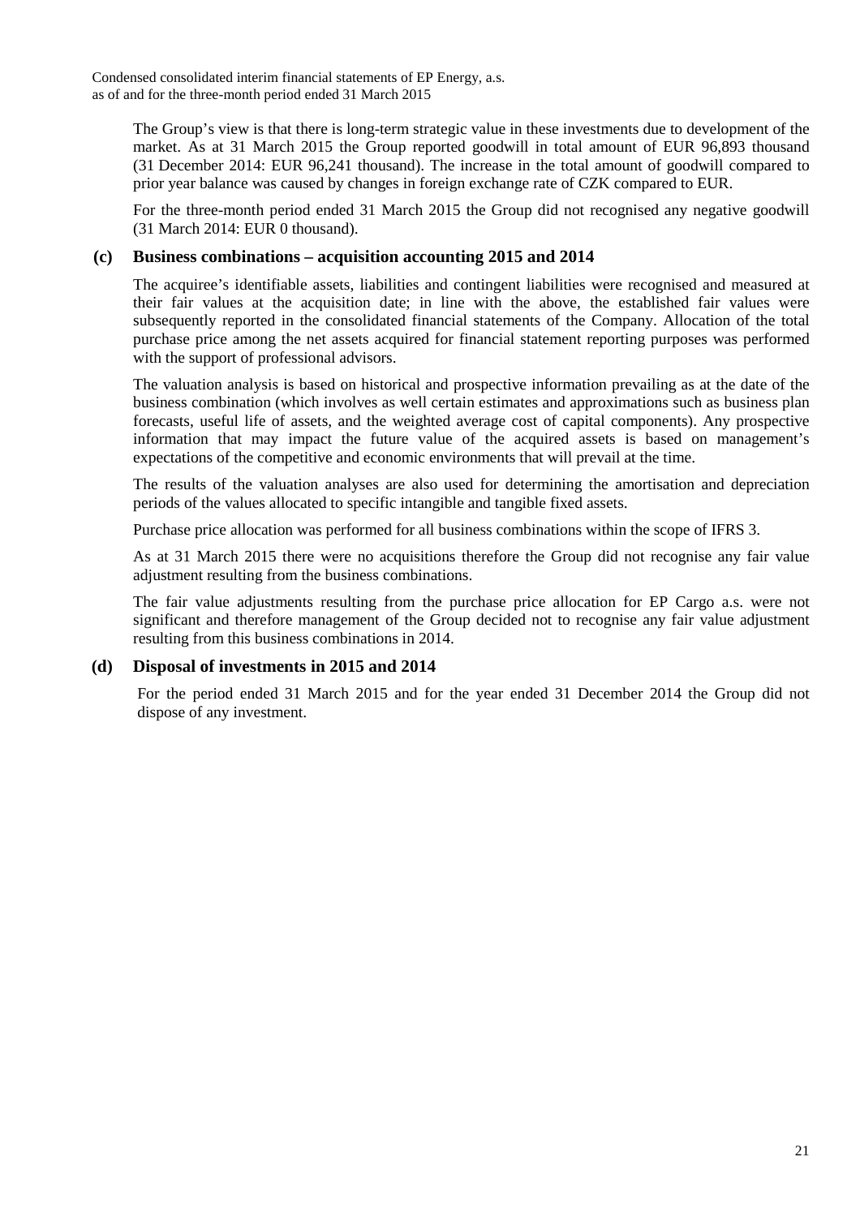The Group's view is that there is long-term strategic value in these investments due to development of the market. As at 31 March 2015 the Group reported goodwill in total amount of EUR 96,893 thousand (31 December 2014: EUR 96,241 thousand). The increase in the total amount of goodwill compared to prior year balance was caused by changes in foreign exchange rate of CZK compared to EUR.

For the three-month period ended 31 March 2015 the Group did not recognised any negative goodwill (31 March 2014: EUR 0 thousand).

### (c) Business combinations – acquisition accounting 2015 and 2014

The acquiree's identifiable assets, liabilities and contingent liabilities were recognised and measured at their fair values at the acquisition date; in line with the above, the established fair values were subsequently reported in the consolidated financial statements of the Company. Allocation of the total purchase price among the net assets acquired for financial statement reporting purposes was performed with the support of professional advisors.

The valuation analysis is based on historical and prospective information prevailing as at the date of the business combination (which involves as well certain estimates and approximations such as business plan forecasts, useful life of assets, and the weighted average cost of capital components). Any prospective information that may impact the future value of the acquired assets is based on management's expectations of the competitive and economic environments that will prevail at the time.

The results of the valuation analyses are also used for determining the amortisation and depreciation periods of the values allocated to specific intangible and tangible fixed assets.

Purchase price allocation was performed for all business combinations within the scope of IFRS 3.

As at 31 March 2015 there were no acquisitions therefore the Group did not recognise any fair value adjustment resulting from the business combinations.

The fair value adjustments resulting from the purchase price allocation for EP Cargo a.s. were not significant and therefore management of the Group decided not to recognise any fair value adjustment resulting from this business combinations in 2014.

### (d) Disposal of investments in 2015 and 2014

For the period ended 31 March 2015 and for the year ended 31 December 2014 the Group did not dispose of any investment.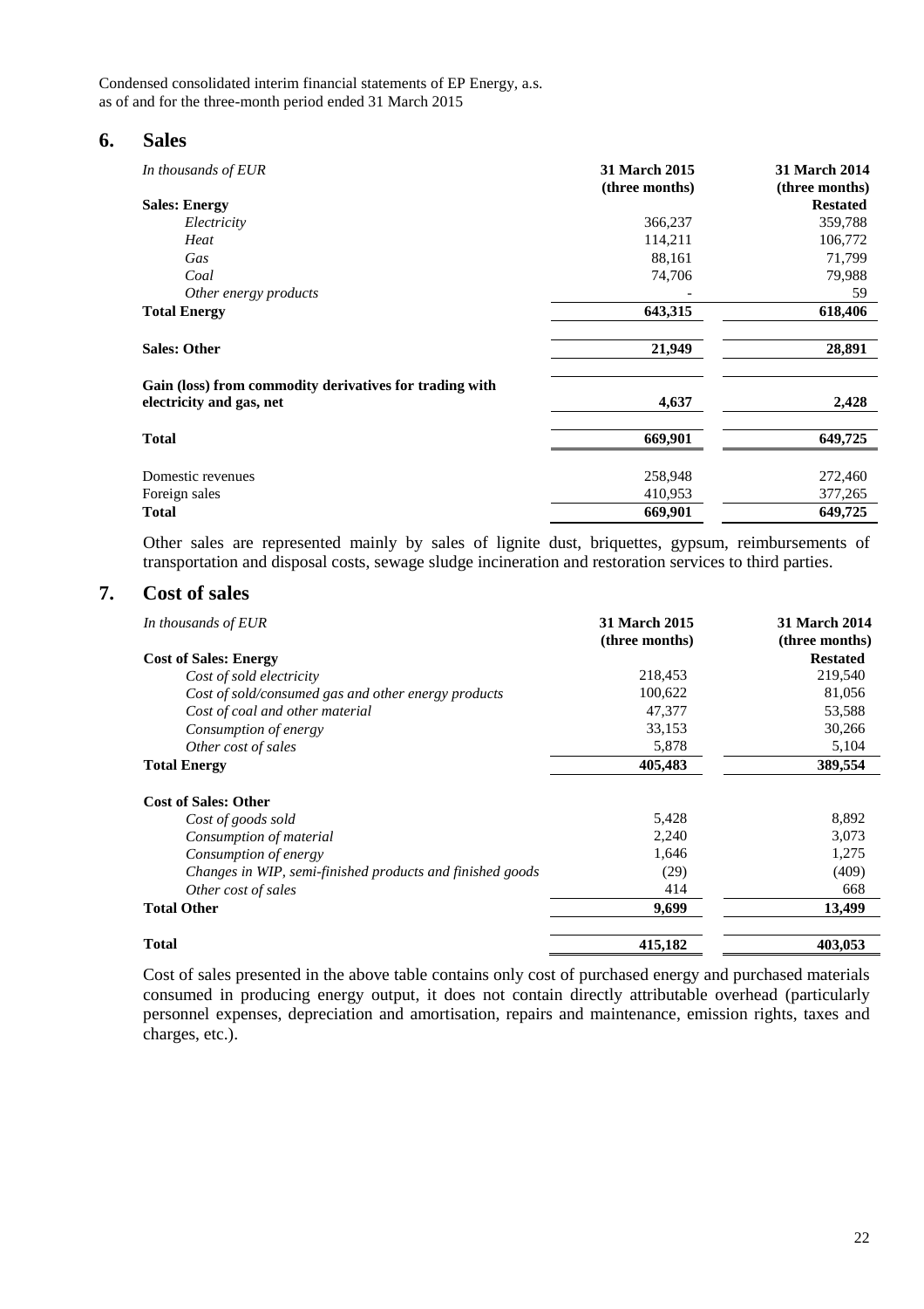Condensed consolidated interim financial statements of EP Energy, a.s.
as of and for the three-month period ended 31 March 2015

## 6. Sales

| *In thousands of EUR* | 31 March 2015 (three months) | 31 March 2014 (three months) Restated |
|---|---|---|
| **Sales: Energy** | | |
| *Electricity* | 366,237 | 359,788 |
| *Heat* | 114,211 | 106,772 |
| *Gas* | 88,161 | 71,799 |
| *Coal* | 74,706 | 79,988 |
| *Other energy products* | - | 59 |
| **Total Energy** | **643,315** | **618,406** |
| | | |
| **Sales: Other** | **21,949** | **28,891** |
| | | |
| **Gain (loss) from commodity derivatives for trading with electricity and gas, net** | **4,637** | **2,428** |
| | | |
| **Total** | **669,901** | **649,725** |
| | | |
| Domestic revenues | 258,948 | 272,460 |
| Foreign sales | 410,953 | 377,265 |
| **Total** | **669,901** | **649,725** |

Other sales are represented mainly by sales of lignite dust, briquettes, gypsum, reimbursements of transportation and disposal costs, sewage sludge incineration and restoration services to third parties.

## 7. Cost of sales

| *In thousands of EUR* | 31 March 2015 (three months) | 31 March 2014 (three months) Restated |
|---|---|---|
| **Cost of Sales: Energy** | | |
| *Cost of sold electricity* | 218,453 | 219,540 |
| *Cost of sold/consumed gas and other energy products* | 100,622 | 81,056 |
| *Cost of coal and other material* | 47,377 | 53,588 |
| *Consumption of energy* | 33,153 | 30,266 |
| *Other cost of sales* | 5,878 | 5,104 |
| **Total Energy** | **405,483** | **389,554** |
| | | |
| **Cost of Sales: Other** | | |
| *Cost of goods sold* | 5,428 | 8,892 |
| *Consumption of material* | 2,240 | 3,073 |
| *Consumption of energy* | 1,646 | 1,275 |
| *Changes in WIP, semi-finished products and finished goods* | (29) | (409) |
| *Other cost of sales* | 414 | 668 |
| **Total Other** | **9,699** | **13,499** |
| | | |
| **Total** | **415,182** | **403,053** |

Cost of sales presented in the above table contains only cost of purchased energy and purchased materials consumed in producing energy output, it does not contain directly attributable overhead (particularly personnel expenses, depreciation and amortisation, repairs and maintenance, emission rights, taxes and charges, etc.).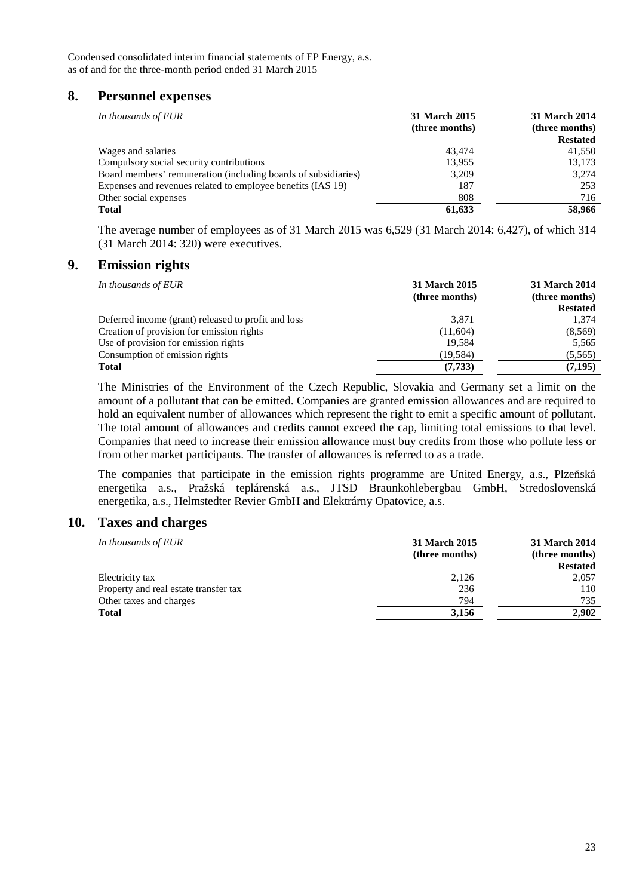## 8. Personnel expenses

| *In thousands of EUR* | **31 March 2015 (three months)** | **31 March 2014 (three months) Restated** |
|---|---|---|
| Wages and salaries | 43,474 | 41,550 |
| Compulsory social security contributions | 13,955 | 13,173 |
| Board members' remuneration (including boards of subsidiaries) | 3,209 | 3,274 |
| Expenses and revenues related to employee benefits (IAS 19) | 187 | 253 |
| Other social expenses | 808 | 716 |
| **Total** | **61,633** | **58,966** |

The average number of employees as of 31 March 2015 was 6,529 (31 March 2014: 6,427), of which 314 (31 March 2014: 320) were executives.

## 9. Emission rights

| *In thousands of EUR* | **31 March 2015 (three months)** | **31 March 2014 (three months) Restated** |
|---|---|---|
| Deferred income (grant) released to profit and loss | 3,871 | 1,374 |
| Creation of provision for emission rights | (11,604) | (8,569) |
| Use of provision for emission rights | 19,584 | 5,565 |
| Consumption of emission rights | (19,584) | (5,565) |
| **Total** | **(7,733)** | **(7,195)** |

The Ministries of the Environment of the Czech Republic, Slovakia and Germany set a limit on the amount of a pollutant that can be emitted. Companies are granted emission allowances and are required to hold an equivalent number of allowances which represent the right to emit a specific amount of pollutant. The total amount of allowances and credits cannot exceed the cap, limiting total emissions to that level. Companies that need to increase their emission allowance must buy credits from those who pollute less or from other market participants. The transfer of allowances is referred to as a trade.

The companies that participate in the emission rights programme are United Energy, a.s., Plzeňská energetika a.s., Pražská teplárenská a.s., JTSD Braunkohlebergbau GmbH, Stredoslovenská energetika, a.s., Helmstedter Revier GmbH and Elektrárny Opatovice, a.s.

## 10. Taxes and charges

| *In thousands of EUR* | **31 March 2015 (three months)** | **31 March 2014 (three months) Restated** |
|---|---|---|
| Electricity tax | 2,126 | 2,057 |
| Property and real estate transfer tax | 236 | 110 |
| Other taxes and charges | 794 | 735 |
| **Total** | **3,156** | **2,902** |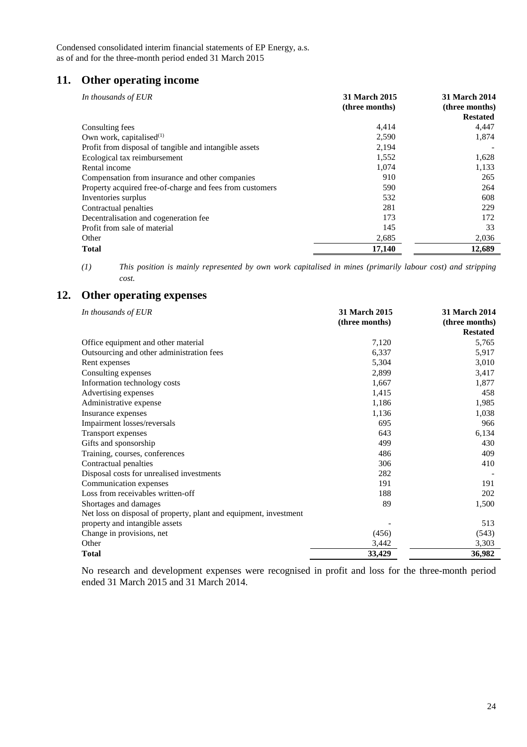## 11. Other operating income

| *In thousands of EUR* | **31 March 2015 (three months)** | **31 March 2014 (three months) Restated** |
|---|---|---|
| Consulting fees | 4,414 | 4,447 |
| Own work, capitalised[(1)] | 2,590 | 1,874 |
| Profit from disposal of tangible and intangible assets | 2,194 | - |
| Ecological tax reimbursement | 1,552 | 1,628 |
| Rental income | 1,074 | 1,133 |
| Compensation from insurance and other companies | 910 | 265 |
| Property acquired free-of-charge and fees from customers | 590 | 264 |
| Inventories surplus | 532 | 608 |
| Contractual penalties | 281 | 229 |
| Decentralisation and cogeneration fee | 173 | 172 |
| Profit from sale of material | 145 | 33 |
| Other | 2,685 | 2,036 |
| **Total** | **17,140** | **12,689** |

*(1) This position is mainly represented by own work capitalised in mines (primarily labour cost) and stripping cost.*

## 12. Other operating expenses

| *In thousands of EUR* | **31 March 2015 (three months)** | **31 March 2014 (three months) Restated** |
|---|---|---|
| Office equipment and other material | 7,120 | 5,765 |
| Outsourcing and other administration fees | 6,337 | 5,917 |
| Rent expenses | 5,304 | 3,010 |
| Consulting expenses | 2,899 | 3,417 |
| Information technology costs | 1,667 | 1,877 |
| Advertising expenses | 1,415 | 458 |
| Administrative expense | 1,186 | 1,985 |
| Insurance expenses | 1,136 | 1,038 |
| Impairment losses/reversals | 695 | 966 |
| Transport expenses | 643 | 6,134 |
| Gifts and sponsorship | 499 | 430 |
| Training, courses, conferences | 486 | 409 |
| Contractual penalties | 306 | 410 |
| Disposal costs for unrealised investments | 282 | - |
| Communication expenses | 191 | 191 |
| Loss from receivables written-off | 188 | 202 |
| Shortages and damages | 89 | 1,500 |
| Net loss on disposal of property, plant and equipment, investment property and intangible assets | - | 513 |
| Change in provisions, net | (456) | (543) |
| Other | 3,442 | 3,303 |
| **Total** | **33,429** | **36,982** |

No research and development expenses were recognised in profit and loss for the three-month period ended 31 March 2015 and 31 March 2014.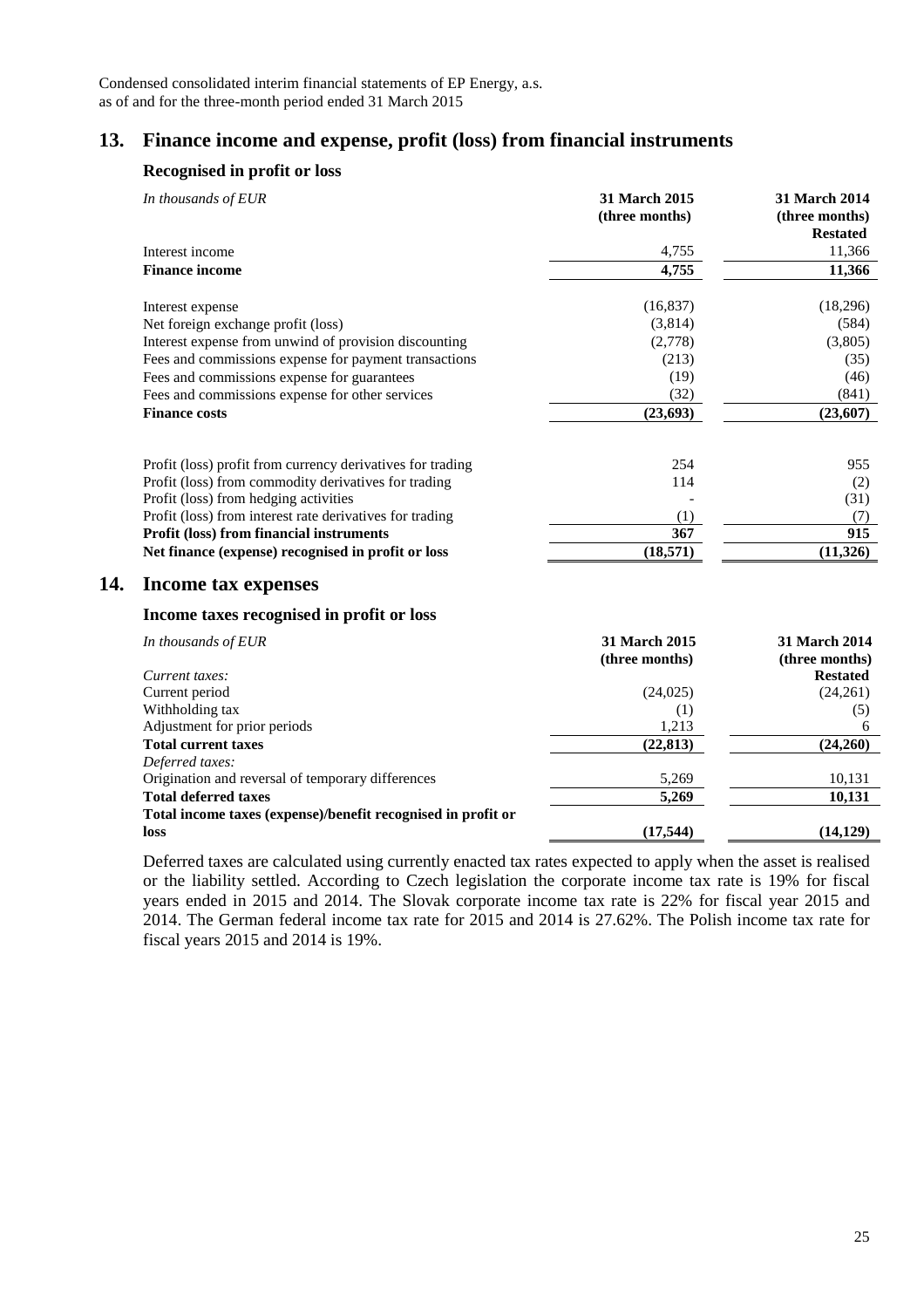Condensed consolidated interim financial statements of EP Energy, a.s.
as of and for the three-month period ended 31 March 2015

## 13. Finance income and expense, profit (loss) from financial instruments

### Recognised in profit or loss

| *In thousands of EUR* | **31 March 2015 (three months)** | **31 March 2014 (three months) Restated** |
|---|---|---|
| Interest income | 4,755 | 11,366 |
| **Finance income** | **4,755** | **11,366** |
| | | |
| Interest expense | (16,837) | (18,296) |
| Net foreign exchange profit (loss) | (3,814) | (584) |
| Interest expense from unwind of provision discounting | (2,778) | (3,805) |
| Fees and commissions expense for payment transactions | (213) | (35) |
| Fees and commissions expense for guarantees | (19) | (46) |
| Fees and commissions expense for other services | (32) | (841) |
| **Finance costs** | **(23,693)** | **(23,607)** |
| | | |
| Profit (loss) profit from currency derivatives for trading | 254 | 955 |
| Profit (loss) from commodity derivatives for trading | 114 | (2) |
| Profit (loss) from hedging activities | - | (31) |
| Profit (loss) from interest rate derivatives for trading | (1) | (7) |
| **Profit (loss) from financial instruments** | **367** | **915** |
| **Net finance (expense) recognised in profit or loss** | **(18,571)** | **(11,326)** |

## 14. Income tax expenses

### Income taxes recognised in profit or loss

| *In thousands of EUR* | **31 March 2015 (three months)** | **31 March 2014 (three months) Restated** |
|---|---|---|
| *Current taxes:* | | |
| Current period | (24,025) | (24,261) |
| Withholding tax | (1) | (5) |
| Adjustment for prior periods | 1,213 | 6 |
| **Total current taxes** | **(22,813)** | **(24,260)** |
| *Deferred taxes:* | | |
| Origination and reversal of temporary differences | 5,269 | 10,131 |
| **Total deferred taxes** | **5,269** | **10,131** |
| **Total income taxes (expense)/benefit recognised in profit or loss** | **(17,544)** | **(14,129)** |

Deferred taxes are calculated using currently enacted tax rates expected to apply when the asset is realised or the liability settled. According to Czech legislation the corporate income tax rate is 19% for fiscal years ended in 2015 and 2014. The Slovak corporate income tax rate is 22% for fiscal year 2015 and 2014. The German federal income tax rate for 2015 and 2014 is 27.62%. The Polish income tax rate for fiscal years 2015 and 2014 is 19%.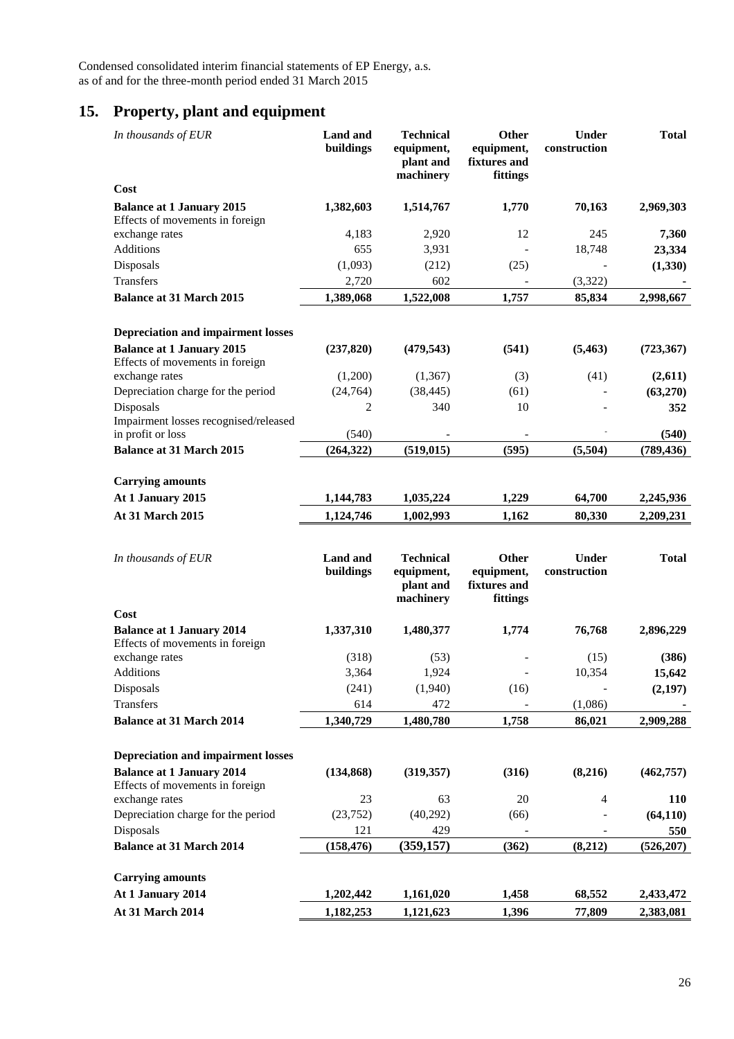Condensed consolidated interim financial statements of EP Energy, a.s.
as of and for the three-month period ended 31 March 2015

## 15. Property, plant and equipment

| *In thousands of EUR* | Land and buildings | Technical equipment, plant and machinery | Other equipment, fixtures and fittings | Under construction | Total |
|---|---|---|---|---|---|
| **Cost** | | | | | |
| **Balance at 1 January 2015** | **1,382,603** | **1,514,767** | **1,770** | **70,163** | **2,969,303** |
| Effects of movements in foreign exchange rates | 4,183 | 2,920 | 12 | 245 | **7,360** |
| Additions | 655 | 3,931 | - | 18,748 | **23,334** |
| Disposals | (1,093) | (212) | (25) | - | **(1,330)** |
| Transfers | 2,720 | 602 | - | (3,322) | **-** |
| **Balance at 31 March 2015** | **1,389,068** | **1,522,008** | **1,757** | **85,834** | **2,998,667** |
| | | | | | |
| **Depreciation and impairment losses** | | | | | |
| **Balance at 1 January 2015** | **(237,820)** | **(479,543)** | **(541)** | **(5,463)** | **(723,367)** |
| Effects of movements in foreign exchange rates | (1,200) | (1,367) | (3) | (41) | **(2,611)** |
| Depreciation charge for the period | (24,764) | (38,445) | (61) | - | **(63,270)** |
| Disposals | 2 | 340 | 10 | - | **352** |
| Impairment losses recognised/released in profit or loss | (540) | - | - | - | **(540)** |
| **Balance at 31 March 2015** | **(264,322)** | **(519,015)** | **(595)** | **(5,504)** | **(789,436)** |
| | | | | | |
| **Carrying amounts** | | | | | |
| **At 1 January 2015** | **1,144,783** | **1,035,224** | **1,229** | **64,700** | **2,245,936** |
| **At 31 March 2015** | **1,124,746** | **1,002,993** | **1,162** | **80,330** | **2,209,231** |

| *In thousands of EUR* | Land and buildings | Technical equipment, plant and machinery | Other equipment, fixtures and fittings | Under construction | Total |
|---|---|---|---|---|---|
| **Cost** | | | | | |
| **Balance at 1 January 2014** | **1,337,310** | **1,480,377** | **1,774** | **76,768** | **2,896,229** |
| Effects of movements in foreign exchange rates | (318) | (53) | - | (15) | **(386)** |
| Additions | 3,364 | 1,924 | - | 10,354 | **15,642** |
| Disposals | (241) | (1,940) | (16) | - | **(2,197)** |
| Transfers | 614 | 472 | - | (1,086) | **-** |
| **Balance at 31 March 2014** | **1,340,729** | **1,480,780** | **1,758** | **86,021** | **2,909,288** |
| | | | | | |
| **Depreciation and impairment losses** | | | | | |
| **Balance at 1 January 2014** | **(134,868)** | **(319,357)** | **(316)** | **(8,216)** | **(462,757)** |
| Effects of movements in foreign exchange rates | 23 | 63 | 20 | 4 | **110** |
| Depreciation charge for the period | (23,752) | (40,292) | (66) | - | **(64,110)** |
| Disposals | 121 | 429 | - | - | **550** |
| **Balance at 31 March 2014** | **(158,476)** | **(359,157)** | **(362)** | **(8,212)** | **(526,207)** |
| | | | | | |
| **Carrying amounts** | | | | | |
| **At 1 January 2014** | **1,202,442** | **1,161,020** | **1,458** | **68,552** | **2,433,472** |
| **At 31 March 2014** | **1,182,253** | **1,121,623** | **1,396** | **77,809** | **2,383,081** |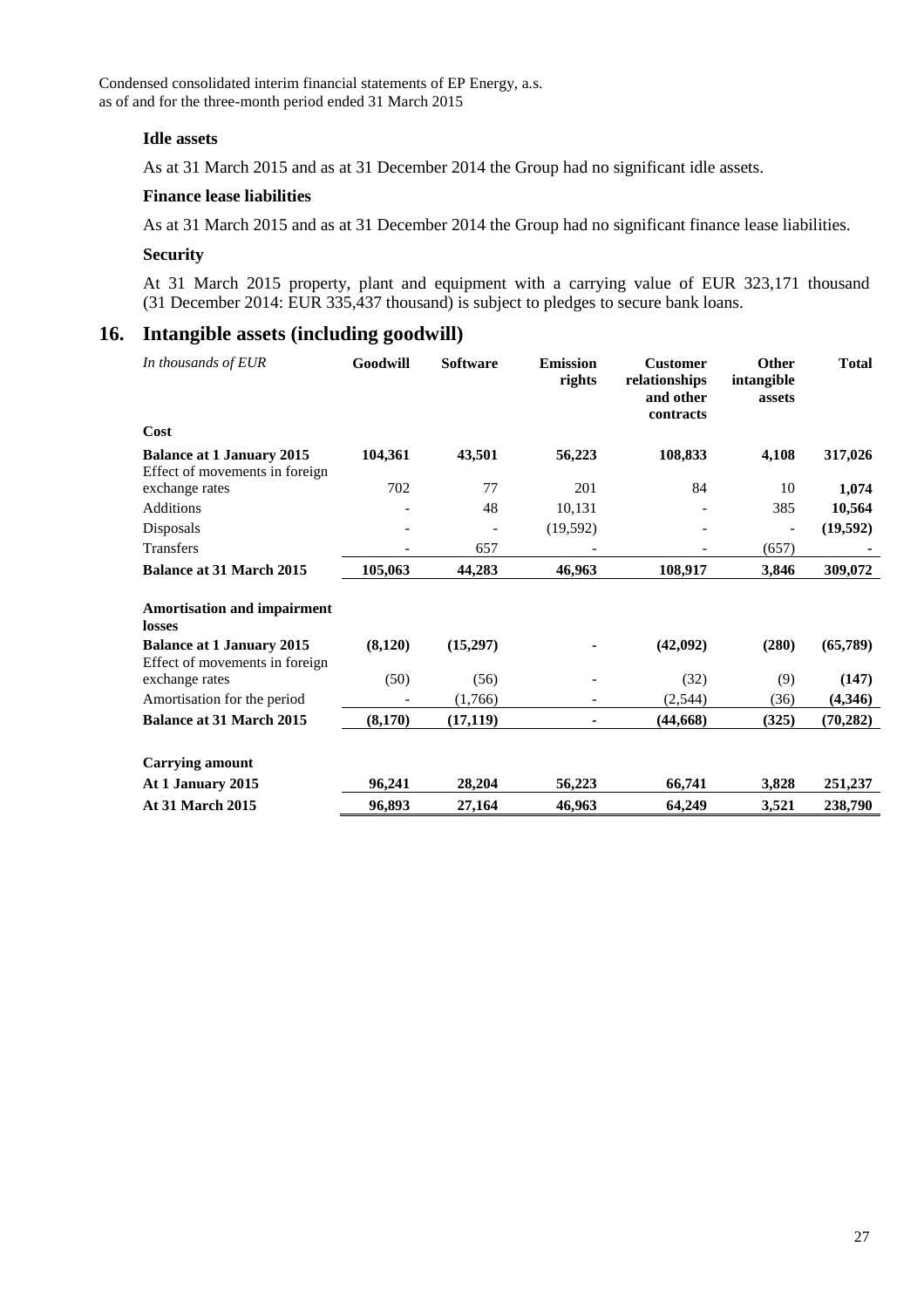### Idle assets

As at 31 March 2015 and as at 31 December 2014 the Group had no significant idle assets.

### Finance lease liabilities

As at 31 March 2015 and as at 31 December 2014 the Group had no significant finance lease liabilities.

### Security

At 31 March 2015 property, plant and equipment with a carrying value of EUR 323,171 thousand (31 December 2014: EUR 335,437 thousand) is subject to pledges to secure bank loans.

## 16. Intangible assets (including goodwill)

| *In thousands of EUR* | Goodwill | Software | Emission rights | Customer relationships and other contracts | Other intangible assets | Total |
|---|---|---|---|---|---|---|
| **Cost** | | | | | | |
| **Balance at 1 January 2015** | **104,361** | **43,501** | **56,223** | **108,833** | **4,108** | **317,026** |
| Effect of movements in foreign exchange rates | 702 | 77 | 201 | 84 | 10 | **1,074** |
| Additions | - | 48 | 10,131 | - | 385 | **10,564** |
| Disposals | - | - | (19,592) | - | - | **(19,592)** |
| Transfers | - | 657 | - | - | (657) | **-** |
| **Balance at 31 March 2015** | **105,063** | **44,283** | **46,963** | **108,917** | **3,846** | **309,072** |
| | | | | | | |
| **Amortisation and impairment losses** | | | | | | |
| **Balance at 1 January 2015** | **(8,120)** | **(15,297)** | **-** | **(42,092)** | **(280)** | **(65,789)** |
| Effect of movements in foreign exchange rates | (50) | (56) | - | (32) | (9) | **(147)** |
| Amortisation for the period | - | (1,766) | - | (2,544) | (36) | **(4,346)** |
| **Balance at 31 March 2015** | **(8,170)** | **(17,119)** | **-** | **(44,668)** | **(325)** | **(70,282)** |
| | | | | | | |
| **Carrying amount** | | | | | | |
| **At 1 January 2015** | **96,241** | **28,204** | **56,223** | **66,741** | **3,828** | **251,237** |
| **At 31 March 2015** | **96,893** | **27,164** | **46,963** | **64,249** | **3,521** | **238,790** |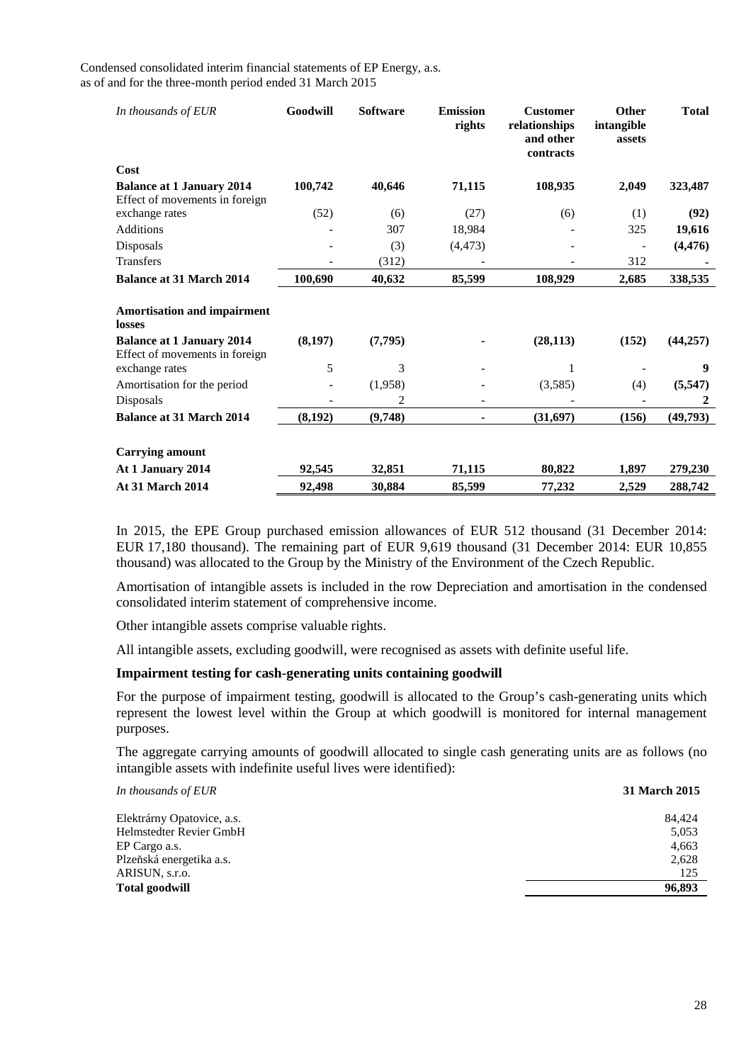Condensed consolidated interim financial statements of EP Energy, a.s.
as of and for the three-month period ended 31 March 2015

| *In thousands of EUR* | **Goodwill** | **Software** | **Emission rights** | **Customer relationships and other contracts** | **Other intangible assets** | **Total** |
|---|---|---|---|---|---|---|
| **Cost** | | | | | | |
| **Balance at 1 January 2014** | **100,742** | **40,646** | **71,115** | **108,935** | **2,049** | **323,487** |
| Effect of movements in foreign exchange rates | (52) | (6) | (27) | (6) | (1) | **(92)** |
| Additions | - | 307 | 18,984 | - | 325 | **19,616** |
| Disposals | - | (3) | (4,473) | - | - | **(4,476)** |
| Transfers | - | (312) | - | - | 312 | **-** |
| **Balance at 31 March 2014** | **100,690** | **40,632** | **85,599** | **108,929** | **2,685** | **338,535** |
| | | | | | | |
| **Amortisation and impairment losses** | | | | | | |
| **Balance at 1 January 2014** | **(8,197)** | **(7,795)** | **-** | **(28,113)** | **(152)** | **(44,257)** |
| Effect of movements in foreign exchange rates | 5 | 3 | - | 1 | - | **9** |
| Amortisation for the period | - | (1,958) | - | (3,585) | (4) | **(5,547)** |
| Disposals | - | 2 | - | - | - | **2** |
| **Balance at 31 March 2014** | **(8,192)** | **(9,748)** | **-** | **(31,697)** | **(156)** | **(49,793)** |
| | | | | | | |
| **Carrying amount** | | | | | | |
| **At 1 January 2014** | **92,545** | **32,851** | **71,115** | **80,822** | **1,897** | **279,230** |
| **At 31 March 2014** | **92,498** | **30,884** | **85,599** | **77,232** | **2,529** | **288,742** |

In 2015, the EPE Group purchased emission allowances of EUR 512 thousand (31 December 2014: EUR 17,180 thousand). The remaining part of EUR 9,619 thousand (31 December 2014: EUR 10,855 thousand) was allocated to the Group by the Ministry of the Environment of the Czech Republic.

Amortisation of intangible assets is included in the row Depreciation and amortisation in the condensed consolidated interim statement of comprehensive income.

Other intangible assets comprise valuable rights.

All intangible assets, excluding goodwill, were recognised as assets with definite useful life.

### Impairment testing for cash-generating units containing goodwill

For the purpose of impairment testing, goodwill is allocated to the Group's cash-generating units which represent the lowest level within the Group at which goodwill is monitored for internal management purposes.

The aggregate carrying amounts of goodwill allocated to single cash generating units are as follows (no intangible assets with indefinite useful lives were identified):

| *In thousands of EUR* | **31 March 2015** |
|---|---|
| Elektrárny Opatovice, a.s. | 84,424 |
| Helmstedter Revier GmbH | 5,053 |
| EP Cargo a.s. | 4,663 |
| Plzeňská energetika a.s. | 2,628 |
| ARISUN, s.r.o. | 125 |
| **Total goodwill** | **96,893** |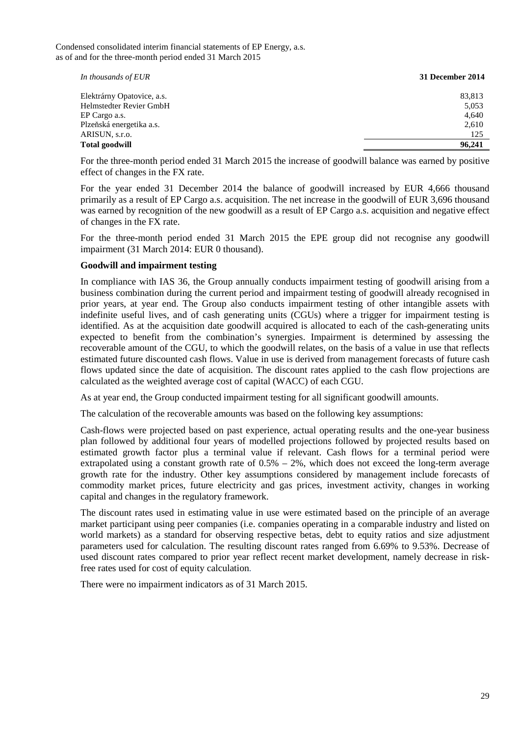| *In thousands of EUR* | **31 December 2014** |
|---|---|
| Elektrárny Opatovice, a.s. | 83,813 |
| Helmstedter Revier GmbH | 5,053 |
| EP Cargo a.s. | 4,640 |
| Plzeňská energetika a.s. | 2,610 |
| ARISUN, s.r.o. | 125 |
| **Total goodwill** | **96,241** |

For the three-month period ended 31 March 2015 the increase of goodwill balance was earned by positive effect of changes in the FX rate.

For the year ended 31 December 2014 the balance of goodwill increased by EUR 4,666 thousand primarily as a result of EP Cargo a.s. acquisition. The net increase in the goodwill of EUR 3,696 thousand was earned by recognition of the new goodwill as a result of EP Cargo a.s. acquisition and negative effect of changes in the FX rate.

For the three-month period ended 31 March 2015 the EPE group did not recognise any goodwill impairment (31 March 2014: EUR 0 thousand).

**Goodwill and impairment testing**

In compliance with IAS 36, the Group annually conducts impairment testing of goodwill arising from a business combination during the current period and impairment testing of goodwill already recognised in prior years, at year end. The Group also conducts impairment testing of other intangible assets with indefinite useful lives, and of cash generating units (CGUs) where a trigger for impairment testing is identified. As at the acquisition date goodwill acquired is allocated to each of the cash-generating units expected to benefit from the combination's synergies. Impairment is determined by assessing the recoverable amount of the CGU, to which the goodwill relates, on the basis of a value in use that reflects estimated future discounted cash flows. Value in use is derived from management forecasts of future cash flows updated since the date of acquisition. The discount rates applied to the cash flow projections are calculated as the weighted average cost of capital (WACC) of each CGU.

As at year end, the Group conducted impairment testing for all significant goodwill amounts.

The calculation of the recoverable amounts was based on the following key assumptions:

Cash-flows were projected based on past experience, actual operating results and the one-year business plan followed by additional four years of modelled projections followed by projected results based on estimated growth factor plus a terminal value if relevant. Cash flows for a terminal period were extrapolated using a constant growth rate of 0.5% – 2%, which does not exceed the long-term average growth rate for the industry. Other key assumptions considered by management include forecasts of commodity market prices, future electricity and gas prices, investment activity, changes in working capital and changes in the regulatory framework.

The discount rates used in estimating value in use were estimated based on the principle of an average market participant using peer companies (i.e. companies operating in a comparable industry and listed on world markets) as a standard for observing respective betas, debt to equity ratios and size adjustment parameters used for calculation. The resulting discount rates ranged from 6.69% to 9.53%. Decrease of used discount rates compared to prior year reflect recent market development, namely decrease in risk-free rates used for cost of equity calculation.

There were no impairment indicators as of 31 March 2015.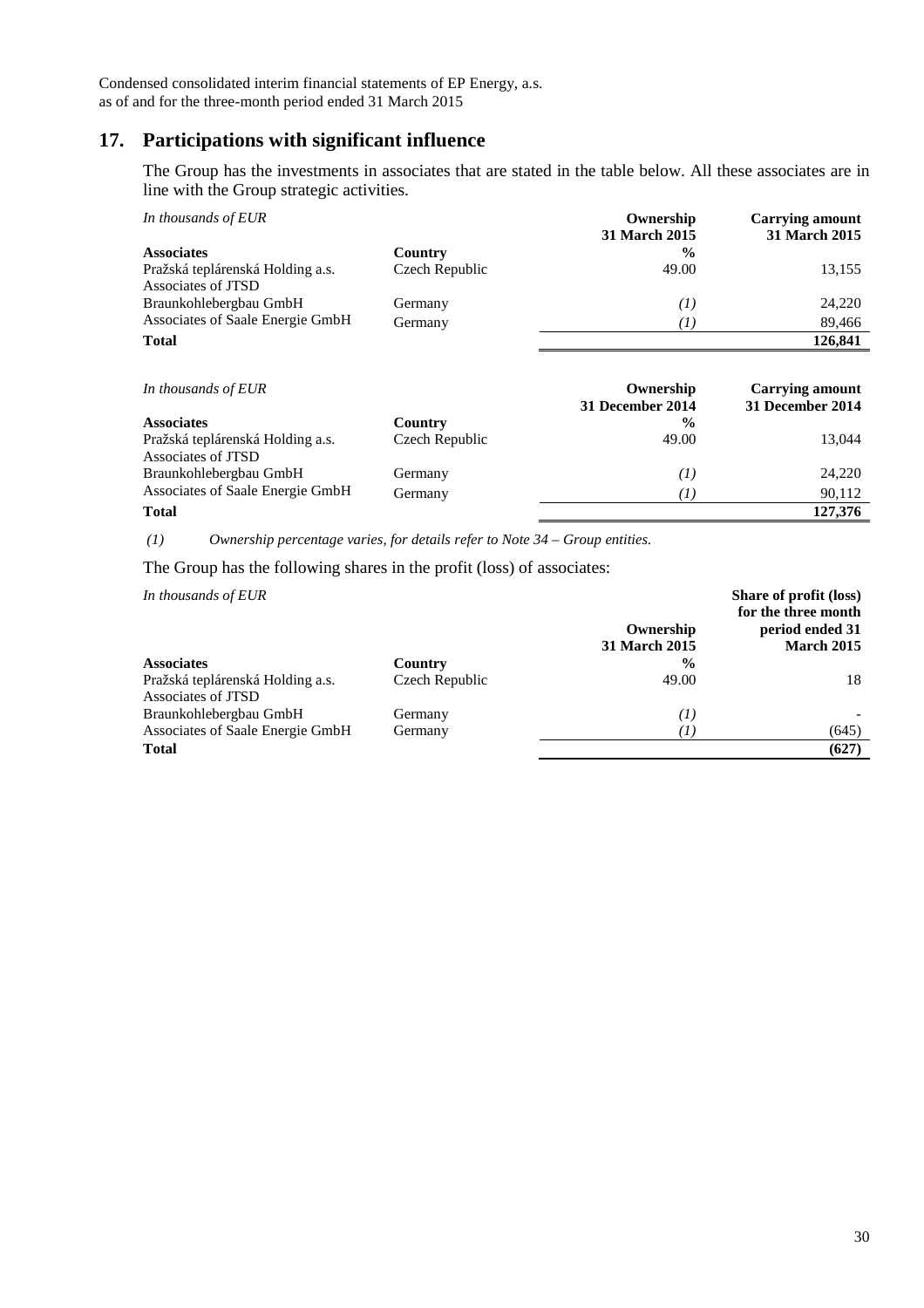## 17. Participations with significant influence

The Group has the investments in associates that are stated in the table below. All these associates are in line with the Group strategic activities.

*In thousands of EUR*

| Associates | Country | Ownership 31 March 2015 % | Carrying amount 31 March 2015 |
|---|---|---|---|
| Pražská teplárenská Holding a.s. | Czech Republic | 49.00 | 13,155 |
| Associates of JTSD | | | |
| Braunkohlebergbau GmbH | Germany | *(1)* | 24,220 |
| Associates of Saale Energie GmbH | Germany | *(1)* | 89,466 |
| **Total** | | | **126,841** |

*In thousands of EUR*

| Associates | Country | Ownership 31 December 2014 % | Carrying amount 31 December 2014 |
|---|---|---|---|
| Pražská teplárenská Holding a.s. | Czech Republic | 49.00 | 13,044 |
| Associates of JTSD | | | |
| Braunkohlebergbau GmbH | Germany | *(1)* | 24,220 |
| Associates of Saale Energie GmbH | Germany | *(1)* | 90,112 |
| **Total** | | | **127,376** |

*(1) Ownership percentage varies, for details refer to Note 34 – Group entities.*

The Group has the following shares in the profit (loss) of associates:

*In thousands of EUR*

| Associates | Country | Ownership 31 March 2015 % | Share of profit (loss) for the three month period ended 31 March 2015 |
|---|---|---|---|
| Pražská teplárenská Holding a.s. | Czech Republic | 49.00 | 18 |
| Associates of JTSD | | | |
| Braunkohlebergbau GmbH | Germany | *(1)* | - |
| Associates of Saale Energie GmbH | Germany | *(1)* | (645) |
| **Total** | | | **(627)** |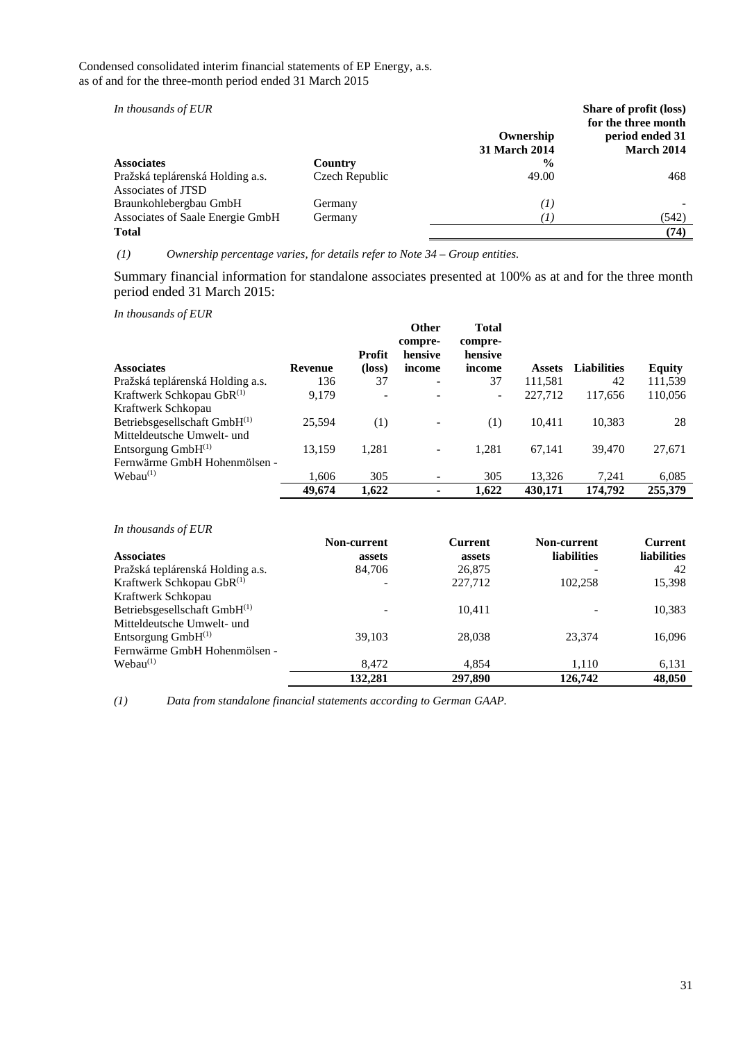*In thousands of EUR*

| Associates | Country | Ownership 31 March 2014 % | Share of profit (loss) for the three month period ended 31 March 2014 |
|---|---|---|---|
| Pražská teplárenská Holding a.s. | Czech Republic | 49.00 | 468 |
| Associates of JTSD | | | |
| Braunkohlebergbau GmbH | Germany | *(1)* | - |
| Associates of Saale Energie GmbH | Germany | *(1)* | (542) |
| **Total** | | | **(74)** |

*(1) Ownership percentage varies, for details refer to Note 34 – Group entities.*

Summary financial information for standalone associates presented at 100% as at and for the three month period ended 31 March 2015:

*In thousands of EUR*

| Associates | Revenue | Profit (loss) | Other compre-hensive income | Total compre-hensive income | Assets | Liabilities | Equity |
|---|---|---|---|---|---|---|---|
| Pražská teplárenská Holding a.s. | 136 | 37 | - | 37 | 111,581 | 42 | 111,539 |
| Kraftwerk Schkopau GbR[(1)] | 9,179 | - | - | - | 227,712 | 117,656 | 110,056 |
| Kraftwerk Schkopau Betriebsgesellschaft GmbH[(1)] | 25,594 | (1) | - | (1) | 10,411 | 10,383 | 28 |
| Mitteldeutsche Umwelt- und Entsorgung GmbH[(1)] | 13,159 | 1,281 | - | 1,281 | 67,141 | 39,470 | 27,671 |
| Fernwärme GmbH Hohenmölsen - Webau[(1)] | 1,606 | 305 | - | 305 | 13,326 | 7,241 | 6,085 |
| | **49,674** | **1,622** | **-** | **1,622** | **430,171** | **174,792** | **255,379** |

*In thousands of EUR*

| Associates | Non-current assets | Current assets | Non-current liabilities | Current liabilities |
|---|---|---|---|---|
| Pražská teplárenská Holding a.s. | 84,706 | 26,875 | - | 42 |
| Kraftwerk Schkopau GbR[(1)] | - | 227,712 | 102,258 | 15,398 |
| Kraftwerk Schkopau Betriebsgesellschaft GmbH[(1)] | - | 10,411 | - | 10,383 |
| Mitteldeutsche Umwelt- und Entsorgung GmbH[(1)] | 39,103 | 28,038 | 23,374 | 16,096 |
| Fernwärme GmbH Hohenmölsen - Webau[(1)] | 8,472 | 4,854 | 1,110 | 6,131 |
| | **132,281** | **297,890** | **126,742** | **48,050** |

*(1) Data from standalone financial statements according to German GAAP.*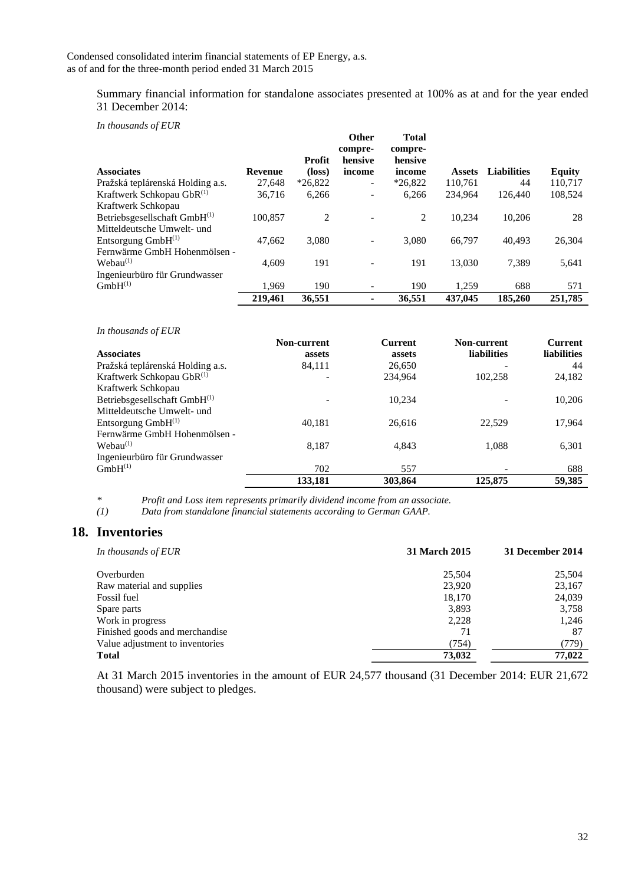Summary financial information for standalone associates presented at 100% as at and for the year ended 31 December 2014:

*In thousands of EUR*

| Associates | Revenue | Profit (loss) | Other compre-hensive income | Total compre-hensive income | Assets | Liabilities | Equity |
|---|---|---|---|---|---|---|---|
| Pražská teplárenská Holding a.s. | 27,648 | *26,822 | - | *26,822 | 110,761 | 44 | 110,717 |
| Kraftwerk Schkopau GbR[(1)] | 36,716 | 6,266 | - | 6,266 | 234,964 | 126,440 | 108,524 |
| Kraftwerk Schkopau Betriebsgesellschaft GmbH[(1)] | 100,857 | 2 | - | 2 | 10,234 | 10,206 | 28 |
| Mitteldeutsche Umwelt- und Entsorgung GmbH[(1)] | 47,662 | 3,080 | - | 3,080 | 66,797 | 40,493 | 26,304 |
| Fernwärme GmbH Hohenmölsen - Webau[(1)] | 4,609 | 191 | - | 191 | 13,030 | 7,389 | 5,641 |
| Ingenieurbüro für Grundwasser GmbH[(1)] | 1,969 | 190 | - | 190 | 1,259 | 688 | 571 |
| | **219,461** | **36,551** | **-** | **36,551** | **437,045** | **185,260** | **251,785** |

*In thousands of EUR*

| Associates | Non-current assets | Current assets | Non-current liabilities | Current liabilities |
|---|---|---|---|---|
| Pražská teplárenská Holding a.s. | 84,111 | 26,650 | - | 44 |
| Kraftwerk Schkopau GbR[(1)] | - | 234,964 | 102,258 | 24,182 |
| Kraftwerk Schkopau Betriebsgesellschaft GmbH[(1)] | - | 10,234 | - | 10,206 |
| Mitteldeutsche Umwelt- und Entsorgung GmbH[(1)] | 40,181 | 26,616 | 22,529 | 17,964 |
| Fernwärme GmbH Hohenmölsen - Webau[(1)] | 8,187 | 4,843 | 1,088 | 6,301 |
| Ingenieurbüro für Grundwasser GmbH[(1)] | 702 | 557 | - | 688 |
| | **133,181** | **303,864** | **125,875** | **59,385** |

\* *Profit and Loss item represents primarily dividend income from an associate.*

(1) *Data from standalone financial statements according to German GAAP.*

## 18. Inventories

| *In thousands of EUR* | 31 March 2015 | 31 December 2014 |
|---|---|---|
| Overburden | 25,504 | 25,504 |
| Raw material and supplies | 23,920 | 23,167 |
| Fossil fuel | 18,170 | 24,039 |
| Spare parts | 3,893 | 3,758 |
| Work in progress | 2,228 | 1,246 |
| Finished goods and merchandise | 71 | 87 |
| Value adjustment to inventories | (754) | (779) |
| **Total** | **73,032** | **77,022** |

At 31 March 2015 inventories in the amount of EUR 24,577 thousand (31 December 2014: EUR 21,672 thousand) were subject to pledges.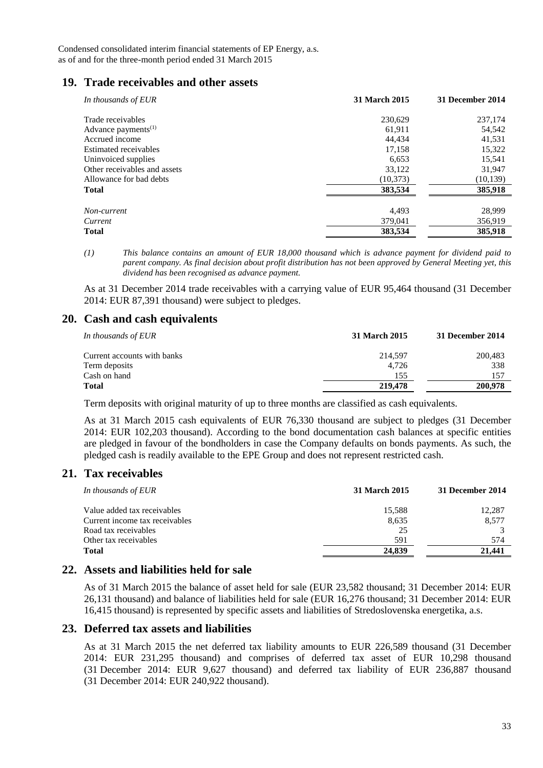## 19. Trade receivables and other assets

| *In thousands of EUR* | 31 March 2015 | 31 December 2014 |
|---|---|---|
| Trade receivables | 230,629 | 237,174 |
| Advance payments[(1)] | 61,911 | 54,542 |
| Accrued income | 44,434 | 41,531 |
| Estimated receivables | 17,158 | 15,322 |
| Uninvoiced supplies | 6,653 | 15,541 |
| Other receivables and assets | 33,122 | 31,947 |
| Allowance for bad debts | (10,373) | (10,139) |
| **Total** | **383,534** | **385,918** |
| | | |
| *Non-current* | 4,493 | 28,999 |
| *Current* | 379,041 | 356,919 |
| **Total** | **383,534** | **385,918** |

*(1) This balance contains an amount of EUR 18,000 thousand which is advance payment for dividend paid to parent company. As final decision about profit distribution has not been approved by General Meeting yet, this dividend has been recognised as advance payment.*

As at 31 December 2014 trade receivables with a carrying value of EUR 95,464 thousand (31 December 2014: EUR 87,391 thousand) were subject to pledges.

## 20. Cash and cash equivalents

| *In thousands of EUR* | 31 March 2015 | 31 December 2014 |
|---|---|---|
| Current accounts with banks | 214,597 | 200,483 |
| Term deposits | 4,726 | 338 |
| Cash on hand | 155 | 157 |
| **Total** | **219,478** | **200,978** |

Term deposits with original maturity of up to three months are classified as cash equivalents.

As at 31 March 2015 cash equivalents of EUR 76,330 thousand are subject to pledges (31 December 2014: EUR 102,203 thousand). According to the bond documentation cash balances at specific entities are pledged in favour of the bondholders in case the Company defaults on bonds payments. As such, the pledged cash is readily available to the EPE Group and does not represent restricted cash.

## 21. Tax receivables

| *In thousands of EUR* | 31 March 2015 | 31 December 2014 |
|---|---|---|
| Value added tax receivables | 15,588 | 12,287 |
| Current income tax receivables | 8,635 | 8,577 |
| Road tax receivables | 25 | 3 |
| Other tax receivables | 591 | 574 |
| **Total** | **24,839** | **21,441** |

## 22. Assets and liabilities held for sale

As of 31 March 2015 the balance of asset held for sale (EUR 23,582 thousand; 31 December 2014: EUR 26,131 thousand) and balance of liabilities held for sale (EUR 16,276 thousand; 31 December 2014: EUR 16,415 thousand) is represented by specific assets and liabilities of Stredoslovenska energetika, a.s.

## 23. Deferred tax assets and liabilities

As at 31 March 2015 the net deferred tax liability amounts to EUR 226,589 thousand (31 December 2014: EUR 231,295 thousand) and comprises of deferred tax asset of EUR 10,298 thousand (31 December 2014: EUR 9,627 thousand) and deferred tax liability of EUR 236,887 thousand (31 December 2014: EUR 240,922 thousand).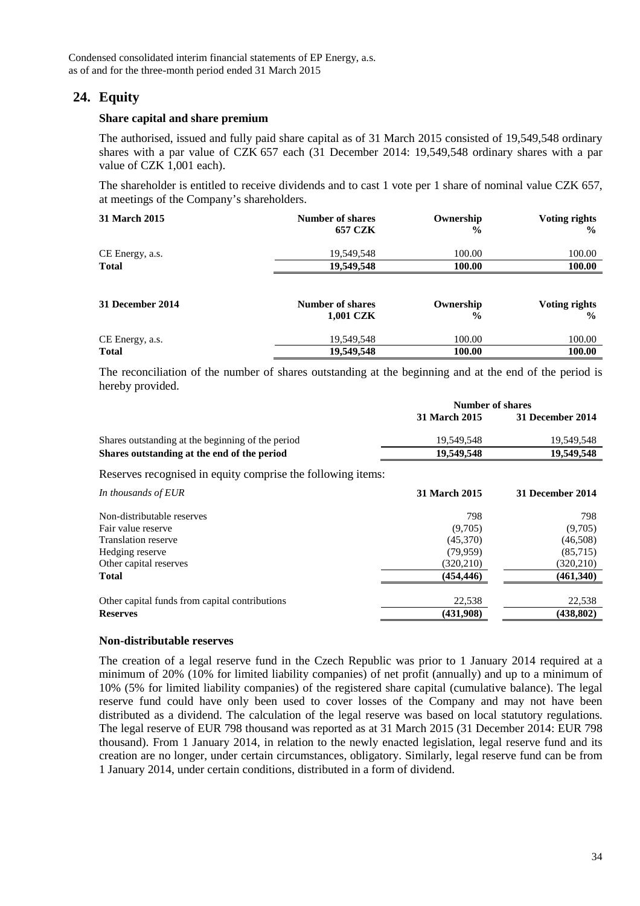## 24. Equity

### Share capital and share premium

The authorised, issued and fully paid share capital as of 31 March 2015 consisted of 19,549,548 ordinary shares with a par value of CZK 657 each (31 December 2014: 19,549,548 ordinary shares with a par value of CZK 1,001 each).

The shareholder is entitled to receive dividends and to cast 1 vote per 1 share of nominal value CZK 657, at meetings of the Company's shareholders.

| 31 March 2015 | Number of shares 657 CZK | Ownership % | Voting rights % |
|---|---|---|---|
| CE Energy, a.s. | 19,549,548 | 100.00 | 100.00 |
| **Total** | **19,549,548** | **100.00** | **100.00** |

| 31 December 2014 | Number of shares 1,001 CZK | Ownership % | Voting rights % |
|---|---|---|---|
| CE Energy, a.s. | 19,549,548 | 100.00 | 100.00 |
| **Total** | **19,549,548** | **100.00** | **100.00** |

The reconciliation of the number of shares outstanding at the beginning and at the end of the period is hereby provided.

| | Number of shares | |
|---|---|---|
| | 31 March 2015 | 31 December 2014 |
| Shares outstanding at the beginning of the period | 19,549,548 | 19,549,548 |
| **Shares outstanding at the end of the period** | **19,549,548** | **19,549,548** |

Reserves recognised in equity comprise the following items:

| *In thousands of EUR* | 31 March 2015 | 31 December 2014 |
|---|---|---|
| Non-distributable reserves | 798 | 798 |
| Fair value reserve | (9,705) | (9,705) |
| Translation reserve | (45,370) | (46,508) |
| Hedging reserve | (79,959) | (85,715) |
| Other capital reserves | (320,210) | (320,210) |
| **Total** | **(454,446)** | **(461,340)** |
| Other capital funds from capital contributions | 22,538 | 22,538 |
| **Reserves** | **(431,908)** | **(438,802)** |

### Non-distributable reserves

The creation of a legal reserve fund in the Czech Republic was prior to 1 January 2014 required at a minimum of 20% (10% for limited liability companies) of net profit (annually) and up to a minimum of 10% (5% for limited liability companies) of the registered share capital (cumulative balance). The legal reserve fund could have only been used to cover losses of the Company and may not have been distributed as a dividend. The calculation of the legal reserve was based on local statutory regulations. The legal reserve of EUR 798 thousand was reported as at 31 March 2015 (31 December 2014: EUR 798 thousand). From 1 January 2014, in relation to the newly enacted legislation, legal reserve fund and its creation are no longer, under certain circumstances, obligatory. Similarly, legal reserve fund can be from 1 January 2014, under certain conditions, distributed in a form of dividend.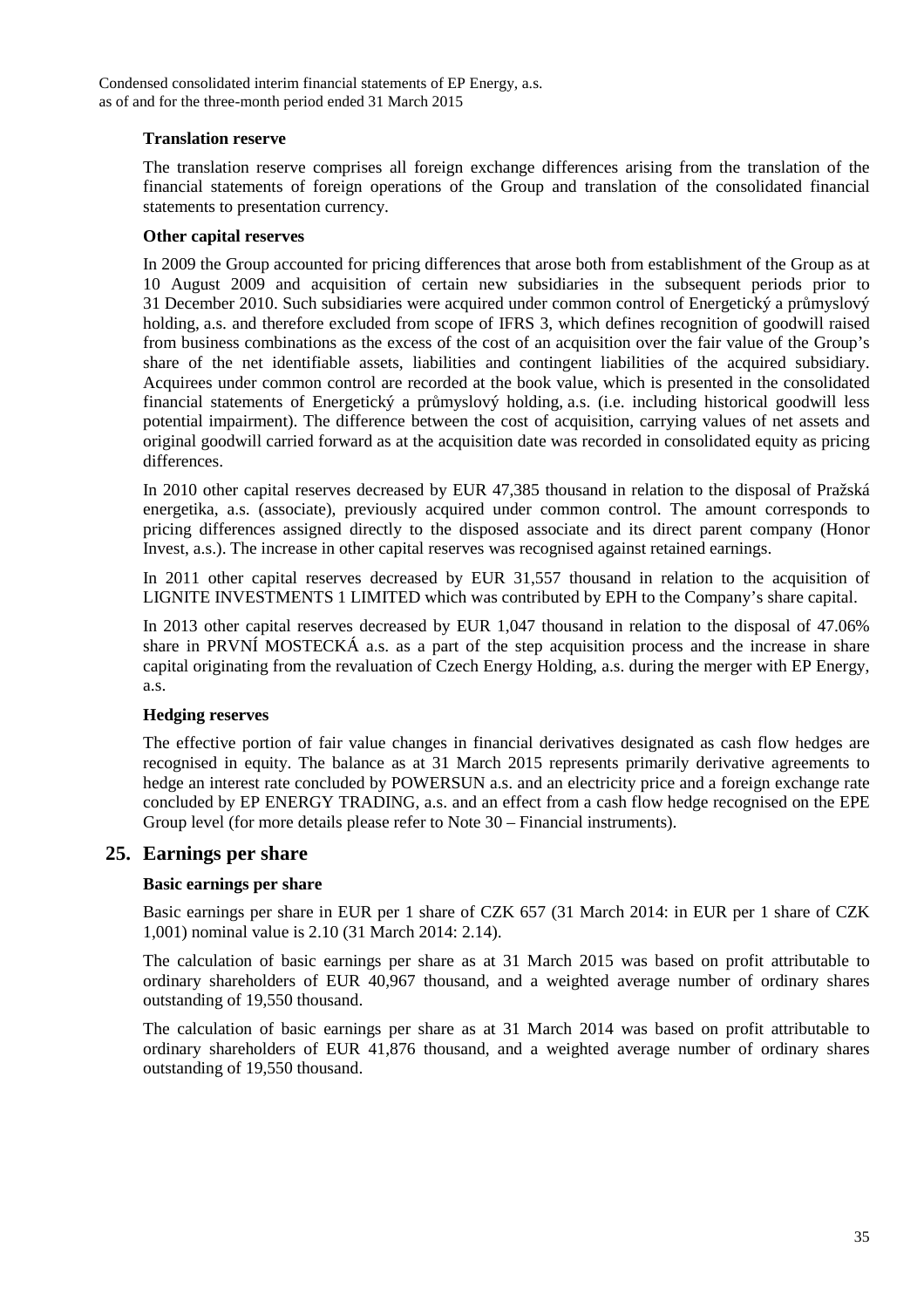### Translation reserve

The translation reserve comprises all foreign exchange differences arising from the translation of the financial statements of foreign operations of the Group and translation of the consolidated financial statements to presentation currency.

### Other capital reserves

In 2009 the Group accounted for pricing differences that arose both from establishment of the Group as at 10 August 2009 and acquisition of certain new subsidiaries in the subsequent periods prior to 31 December 2010. Such subsidiaries were acquired under common control of Energetický a průmyslový holding, a.s. and therefore excluded from scope of IFRS 3, which defines recognition of goodwill raised from business combinations as the excess of the cost of an acquisition over the fair value of the Group's share of the net identifiable assets, liabilities and contingent liabilities of the acquired subsidiary. Acquirees under common control are recorded at the book value, which is presented in the consolidated financial statements of Energetický a průmyslový holding, a.s. (i.e. including historical goodwill less potential impairment). The difference between the cost of acquisition, carrying values of net assets and original goodwill carried forward as at the acquisition date was recorded in consolidated equity as pricing differences.

In 2010 other capital reserves decreased by EUR 47,385 thousand in relation to the disposal of Pražská energetika, a.s. (associate), previously acquired under common control. The amount corresponds to pricing differences assigned directly to the disposed associate and its direct parent company (Honor Invest, a.s.). The increase in other capital reserves was recognised against retained earnings.

In 2011 other capital reserves decreased by EUR 31,557 thousand in relation to the acquisition of LIGNITE INVESTMENTS 1 LIMITED which was contributed by EPH to the Company's share capital.

In 2013 other capital reserves decreased by EUR 1,047 thousand in relation to the disposal of 47.06% share in PRVNÍ MOSTECKÁ a.s. as a part of the step acquisition process and the increase in share capital originating from the revaluation of Czech Energy Holding, a.s. during the merger with EP Energy, a.s.

### Hedging reserves

The effective portion of fair value changes in financial derivatives designated as cash flow hedges are recognised in equity. The balance as at 31 March 2015 represents primarily derivative agreements to hedge an interest rate concluded by POWERSUN a.s. and an electricity price and a foreign exchange rate concluded by EP ENERGY TRADING, a.s. and an effect from a cash flow hedge recognised on the EPE Group level (for more details please refer to Note 30 – Financial instruments).

## 25. Earnings per share

### Basic earnings per share

Basic earnings per share in EUR per 1 share of CZK 657 (31 March 2014: in EUR per 1 share of CZK 1,001) nominal value is 2.10 (31 March 2014: 2.14).

The calculation of basic earnings per share as at 31 March 2015 was based on profit attributable to ordinary shareholders of EUR 40,967 thousand, and a weighted average number of ordinary shares outstanding of 19,550 thousand.

The calculation of basic earnings per share as at 31 March 2014 was based on profit attributable to ordinary shareholders of EUR 41,876 thousand, and a weighted average number of ordinary shares outstanding of 19,550 thousand.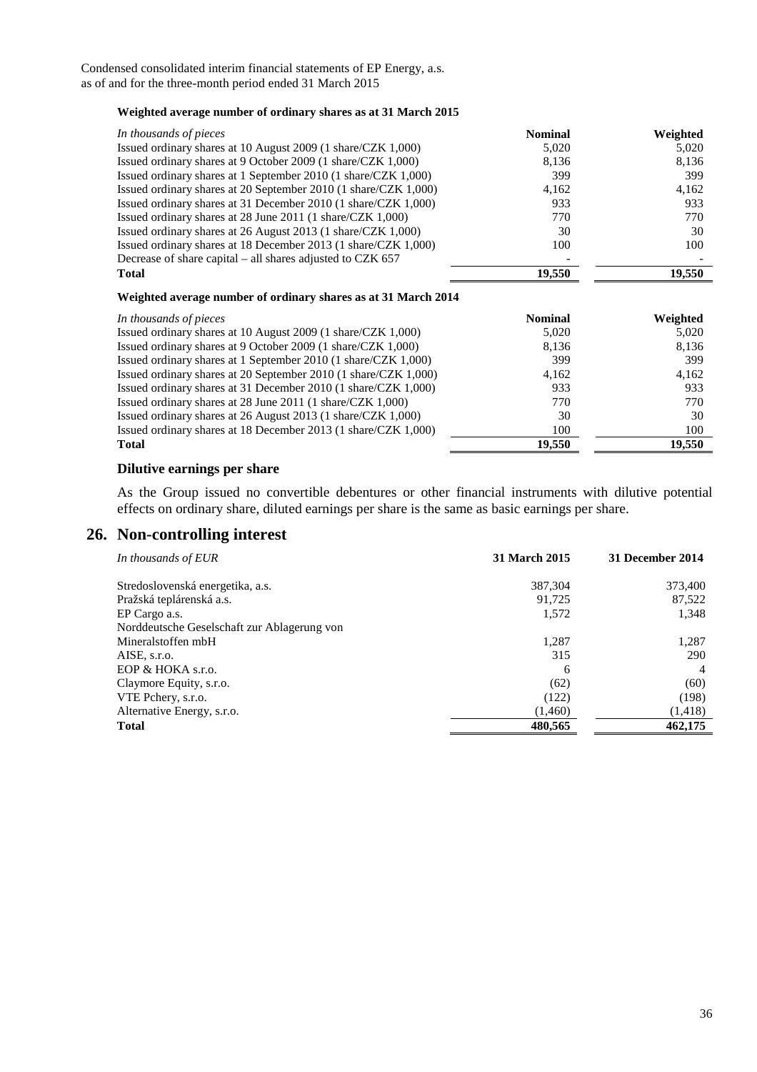Condensed consolidated interim financial statements of EP Energy, a.s.
as of and for the three-month period ended 31 March 2015

**Weighted average number of ordinary shares as at 31 March 2015**

| *In thousands of pieces* | Nominal | Weighted |
|---|---|---|
| Issued ordinary shares at 10 August 2009 (1 share/CZK 1,000) | 5,020 | 5,020 |
| Issued ordinary shares at 9 October 2009 (1 share/CZK 1,000) | 8,136 | 8,136 |
| Issued ordinary shares at 1 September 2010 (1 share/CZK 1,000) | 399 | 399 |
| Issued ordinary shares at 20 September 2010 (1 share/CZK 1,000) | 4,162 | 4,162 |
| Issued ordinary shares at 31 December 2010 (1 share/CZK 1,000) | 933 | 933 |
| Issued ordinary shares at 28 June 2011 (1 share/CZK 1,000) | 770 | 770 |
| Issued ordinary shares at 26 August 2013 (1 share/CZK 1,000) | 30 | 30 |
| Issued ordinary shares at 18 December 2013 (1 share/CZK 1,000) | 100 | 100 |
| Decrease of share capital – all shares adjusted to CZK 657 | - | - |
| **Total** | **19,550** | **19,550** |

**Weighted average number of ordinary shares as at 31 March 2014**

| *In thousands of pieces* | Nominal | Weighted |
|---|---|---|
| Issued ordinary shares at 10 August 2009 (1 share/CZK 1,000) | 5,020 | 5,020 |
| Issued ordinary shares at 9 October 2009 (1 share/CZK 1,000) | 8,136 | 8,136 |
| Issued ordinary shares at 1 September 2010 (1 share/CZK 1,000) | 399 | 399 |
| Issued ordinary shares at 20 September 2010 (1 share/CZK 1,000) | 4,162 | 4,162 |
| Issued ordinary shares at 31 December 2010 (1 share/CZK 1,000) | 933 | 933 |
| Issued ordinary shares at 28 June 2011 (1 share/CZK 1,000) | 770 | 770 |
| Issued ordinary shares at 26 August 2013 (1 share/CZK 1,000) | 30 | 30 |
| Issued ordinary shares at 18 December 2013 (1 share/CZK 1,000) | 100 | 100 |
| **Total** | **19,550** | **19,550** |

### Dilutive earnings per share

As the Group issued no convertible debentures or other financial instruments with dilutive potential effects on ordinary share, diluted earnings per share is the same as basic earnings per share.

## 26. Non-controlling interest

| *In thousands of EUR* | 31 March 2015 | 31 December 2014 |
|---|---|---|
| Stredoslovenská energetika, a.s. | 387,304 | 373,400 |
| Pražská teplárenská a.s. | 91,725 | 87,522 |
| EP Cargo a.s. | 1,572 | 1,348 |
| Norddeutsche Geselschaft zur Ablagerung von Mineralstoffen mbH | 1,287 | 1,287 |
| AISE, s.r.o. | 315 | 290 |
| EOP & HOKA s.r.o. | 6 | 4 |
| Claymore Equity, s.r.o. | (62) | (60) |
| VTE Pchery, s.r.o. | (122) | (198) |
| Alternative Energy, s.r.o. | (1,460) | (1,418) |
| **Total** | **480,565** | **462,175** |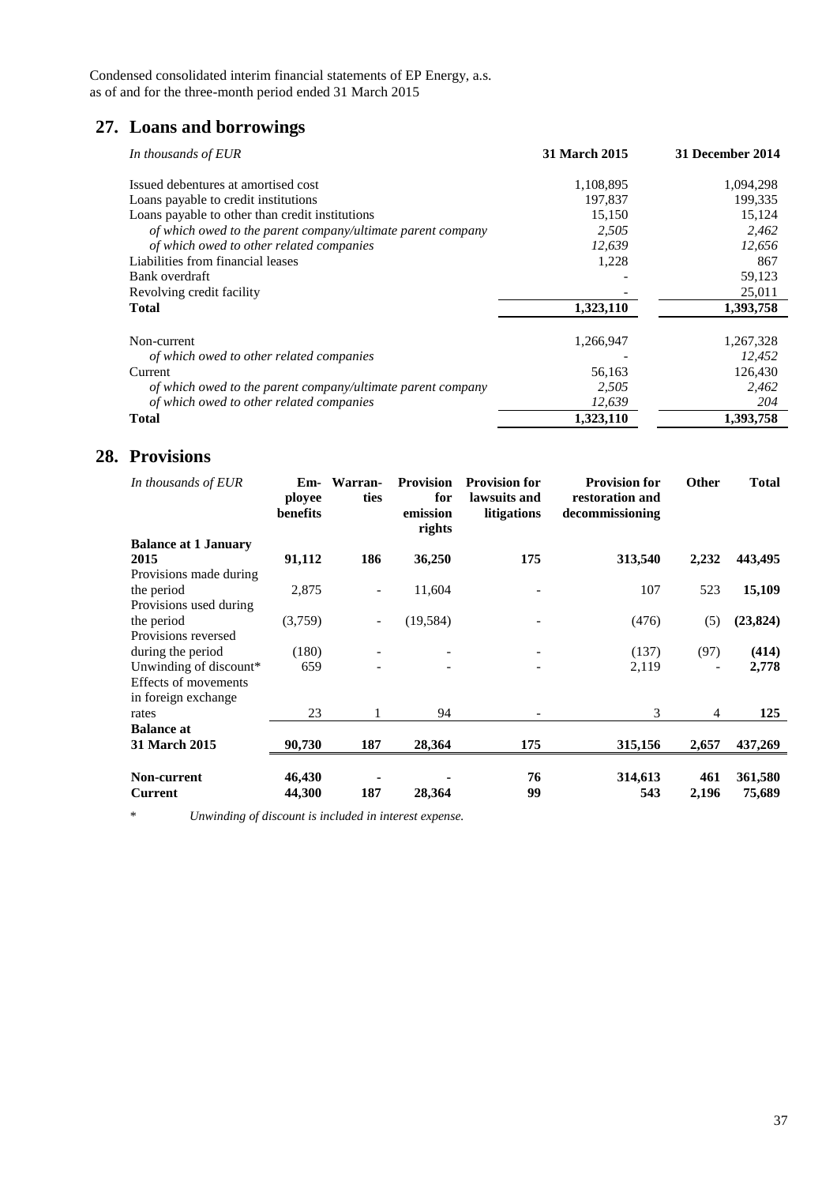Condensed consolidated interim financial statements of EP Energy, a.s.
as of and for the three-month period ended 31 March 2015

## 27. Loans and borrowings

| *In thousands of EUR* | **31 March 2015** | **31 December 2014** |
|---|---|---|
| Issued debentures at amortised cost | 1,108,895 | 1,094,298 |
| Loans payable to credit institutions | 197,837 | 199,335 |
| Loans payable to other than credit institutions | 15,150 | 15,124 |
| *of which owed to the parent company/ultimate parent company* | *2,505* | *2,462* |
| *of which owed to other related companies* | *12,639* | *12,656* |
| Liabilities from financial leases | 1,228 | 867 |
| Bank overdraft | - | 59,123 |
| Revolving credit facility | - | 25,011 |
| **Total** | **1,323,110** | **1,393,758** |
| | | |
| Non-current | 1,266,947 | 1,267,328 |
| *of which owed to other related companies* | - | *12,452* |
| Current | 56,163 | 126,430 |
| *of which owed to the parent company/ultimate parent company* | *2,505* | *2,462* |
| *of which owed to other related companies* | *12,639* | *204* |
| **Total** | **1,323,110** | **1,393,758** |

## 28. Provisions

| *In thousands of EUR* | **Employee benefits** | **Warranties** | **Provision for emission rights** | **Provision for lawsuits and litigations** | **Provision for restoration and decommissioning** | **Other** | **Total** |
|---|---|---|---|---|---|---|---|
| **Balance at 1 January 2015** | **91,112** | **186** | **36,250** | **175** | **313,540** | **2,232** | **443,495** |
| Provisions made during the period | 2,875 | - | 11,604 | - | 107 | 523 | **15,109** |
| Provisions used during the period | (3,759) | - | (19,584) | - | (476) | (5) | **(23,824)** |
| Provisions reversed during the period | (180) | - | - | - | (137) | (97) | **(414)** |
| Unwinding of discount* | 659 | - | - | - | 2,119 | - | **2,778** |
| Effects of movements in foreign exchange rates | 23 | 1 | 94 | - | 3 | 4 | **125** |
| **Balance at 31 March 2015** | **90,730** | **187** | **28,364** | **175** | **315,156** | **2,657** | **437,269** |
| | | | | | | | |
| **Non-current** | **46,430** | **-** | **-** | **76** | **314,613** | **461** | **361,580** |
| **Current** | **44,300** | **187** | **28,364** | **99** | **543** | **2,196** | **75,689** |

\* *Unwinding of discount is included in interest expense.*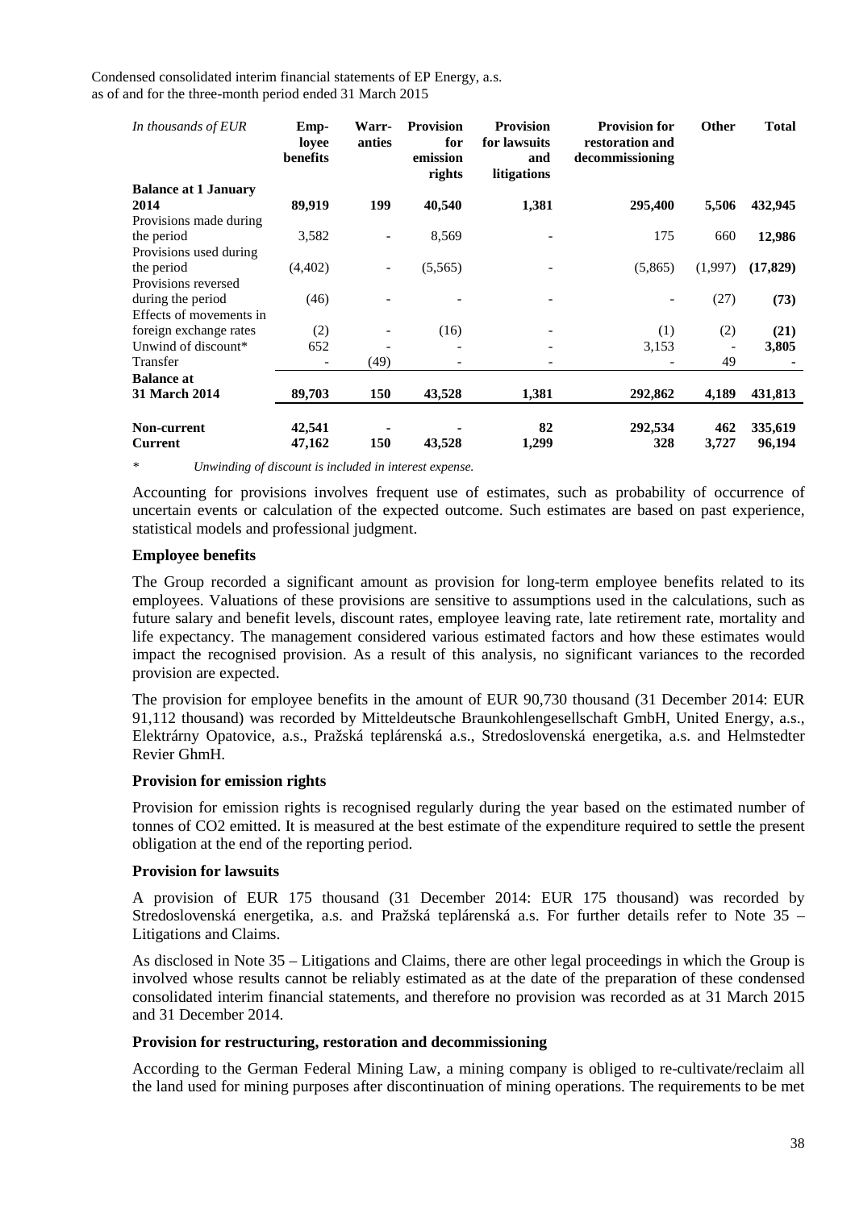Condensed consolidated interim financial statements of EP Energy, a.s.
as of and for the three-month period ended 31 March 2015

| *In thousands of EUR* | Employee benefits | Warranties | Provision for emission rights | Provision for lawsuits and litigations | Provision for restoration and decommissioning | Other | Total |
|---|---|---|---|---|---|---|---|
| **Balance at 1 January 2014** | **89,919** | **199** | **40,540** | **1,381** | **295,400** | **5,506** | **432,945** |
| Provisions made during the period | 3,582 | - | 8,569 | - | 175 | 660 | **12,986** |
| Provisions used during the period | (4,402) | - | (5,565) | - | (5,865) | (1,997) | **(17,829)** |
| Provisions reversed during the period | (46) | - | - | - | - | (27) | **(73)** |
| Effects of movements in foreign exchange rates | (2) | - | (16) | - | (1) | (2) | **(21)** |
| Unwind of discount* | 652 | - | - | - | 3,153 | - | **3,805** |
| Transfer | - | (49) | - | - | - | 49 | **-** |
| **Balance at 31 March 2014** | **89,703** | **150** | **43,528** | **1,381** | **292,862** | **4,189** | **431,813** |
| **Non-current** | **42,541** | **-** | **-** | **82** | **292,534** | **462** | **335,619** |
| **Current** | **47,162** | **150** | **43,528** | **1,299** | **328** | **3,727** | **96,194** |

\* *Unwinding of discount is included in interest expense.*

Accounting for provisions involves frequent use of estimates, such as probability of occurrence of uncertain events or calculation of the expected outcome. Such estimates are based on past experience, statistical models and professional judgment.

### Employee benefits

The Group recorded a significant amount as provision for long-term employee benefits related to its employees. Valuations of these provisions are sensitive to assumptions used in the calculations, such as future salary and benefit levels, discount rates, employee leaving rate, late retirement rate, mortality and life expectancy. The management considered various estimated factors and how these estimates would impact the recognised provision. As a result of this analysis, no significant variances to the recorded provision are expected.

The provision for employee benefits in the amount of EUR 90,730 thousand (31 December 2014: EUR 91,112 thousand) was recorded by Mitteldeutsche Braunkohlengesellschaft GmbH, United Energy, a.s., Elektrárny Opatovice, a.s., Pražská teplárenská a.s., Stredoslovenská energetika, a.s. and Helmstedter Revier GhmH.

### Provision for emission rights

Provision for emission rights is recognised regularly during the year based on the estimated number of tonnes of $CO_2$ emitted. It is measured at the best estimate of the expenditure required to settle the present obligation at the end of the reporting period.

### Provision for lawsuits

A provision of EUR 175 thousand (31 December 2014: EUR 175 thousand) was recorded by Stredoslovenská energetika, a.s. and Pražská teplárenská a.s. For further details refer to Note 35 – Litigations and Claims.

As disclosed in Note 35 – Litigations and Claims, there are other legal proceedings in which the Group is involved whose results cannot be reliably estimated as at the date of the preparation of these condensed consolidated interim financial statements, and therefore no provision was recorded as at 31 March 2015 and 31 December 2014.

### Provision for restructuring, restoration and decommissioning

According to the German Federal Mining Law, a mining company is obliged to re-cultivate/reclaim all the land used for mining purposes after discontinuation of mining operations. The requirements to be met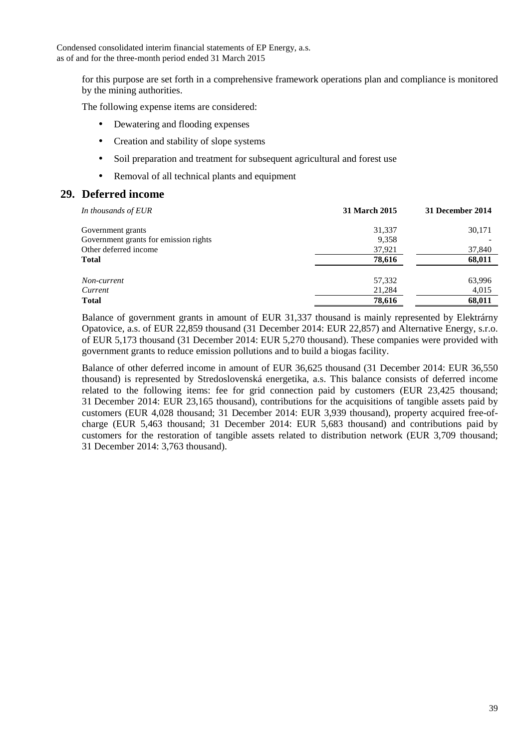for this purpose are set forth in a comprehensive framework operations plan and compliance is monitored by the mining authorities.

The following expense items are considered:

- Dewatering and flooding expenses
- Creation and stability of slope systems
- Soil preparation and treatment for subsequent agricultural and forest use
- Removal of all technical plants and equipment

## 29. Deferred income

| *In thousands of EUR* | **31 March 2015** | **31 December 2014** |
|---|---|---|
| Government grants | 31,337 | 30,171 |
| Government grants for emission rights | 9,358 | - |
| Other deferred income | 37,921 | 37,840 |
| **Total** | **78,616** | **68,011** |
| *Non-current* | 57,332 | 63,996 |
| *Current* | 21,284 | 4,015 |
| **Total** | **78,616** | **68,011** |

Balance of government grants in amount of EUR 31,337 thousand is mainly represented by Elektrárny Opatovice, a.s. of EUR 22,859 thousand (31 December 2014: EUR 22,857) and Alternative Energy, s.r.o. of EUR 5,173 thousand (31 December 2014: EUR 5,270 thousand). These companies were provided with government grants to reduce emission pollutions and to build a biogas facility.

Balance of other deferred income in amount of EUR 36,625 thousand (31 December 2014: EUR 36,550 thousand) is represented by Stredoslovenská energetika, a.s. This balance consists of deferred income related to the following items: fee for grid connection paid by customers (EUR 23,425 thousand; 31 December 2014: EUR 23,165 thousand), contributions for the acquisitions of tangible assets paid by customers (EUR 4,028 thousand; 31 December 2014: EUR 3,939 thousand), property acquired free-of-charge (EUR 5,463 thousand; 31 December 2014: EUR 5,683 thousand) and contributions paid by customers for the restoration of tangible assets related to distribution network (EUR 3,709 thousand; 31 December 2014: 3,763 thousand).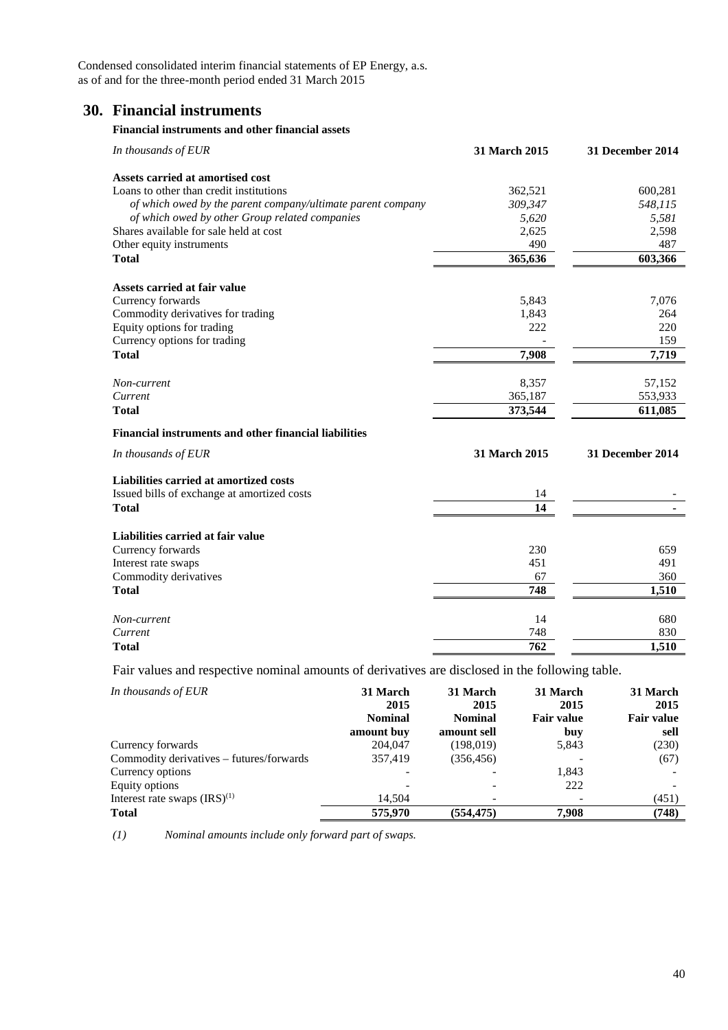## 30. Financial instruments

**Financial instruments and other financial assets**

| *In thousands of EUR* | **31 March 2015** | **31 December 2014** |
|---|---|---|
| **Assets carried at amortised cost** | | |
| Loans to other than credit institutions | 362,521 | 600,281 |
| *of which owed by the parent company/ultimate parent company* | *309,347* | *548,115* |
| *of which owed by other Group related companies* | *5,620* | *5,581* |
| Shares available for sale held at cost | 2,625 | 2,598 |
| Other equity instruments | 490 | 487 |
| **Total** | **365,636** | **603,366** |
| | | |
| **Assets carried at fair value** | | |
| Currency forwards | 5,843 | 7,076 |
| Commodity derivatives for trading | 1,843 | 264 |
| Equity options for trading | 222 | 220 |
| Currency options for trading | - | 159 |
| **Total** | **7,908** | **7,719** |
| | | |
| *Non-current* | 8,357 | 57,152 |
| *Current* | 365,187 | 553,933 |
| **Total** | **373,544** | **611,085** |

**Financial instruments and other financial liabilities**

| *In thousands of EUR* | **31 March 2015** | **31 December 2014** |
|---|---|---|
| **Liabilities carried at amortized costs** | | |
| Issued bills of exchange at amortized costs | 14 | - |
| **Total** | **14** | **-** |
| | | |
| **Liabilities carried at fair value** | | |
| Currency forwards | 230 | 659 |
| Interest rate swaps | 451 | 491 |
| Commodity derivatives | 67 | 360 |
| **Total** | **748** | **1,510** |
| | | |
| *Non-current* | 14 | 680 |
| *Current* | 748 | 830 |
| **Total** | **762** | **1,510** |

Fair values and respective nominal amounts of derivatives are disclosed in the following table.

| *In thousands of EUR* | **31 March 2015 Nominal amount buy** | **31 March 2015 Nominal amount sell** | **31 March 2015 Fair value buy** | **31 March 2015 Fair value sell** |
|---|---|---|---|---|
| Currency forwards | 204,047 | (198,019) | 5,843 | (230) |
| Commodity derivatives – futures/forwards | 357,419 | (356,456) | - | (67) |
| Currency options | - | - | 1,843 | - |
| Equity options | - | - | 222 | - |
| Interest rate swaps (IRS)[(1)] | 14,504 | - | - | (451) |
| **Total** | **575,970** | **(554,475)** | **7,908** | **(748)** |

*(1) Nominal amounts include only forward part of swaps.*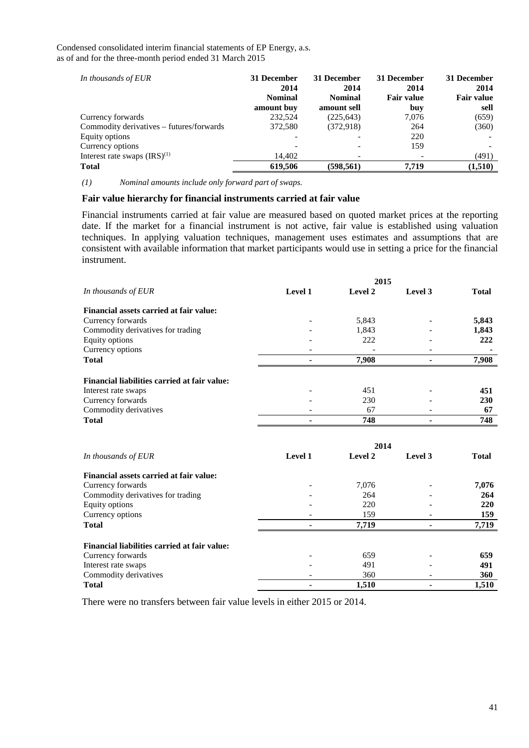| *In thousands of EUR* | 31 December 2014 Nominal amount buy | 31 December 2014 Nominal amount sell | 31 December 2014 Fair value buy | 31 December 2014 Fair value sell |
|---|---|---|---|---|
| Currency forwards | 232,524 | (225,643) | 7,076 | (659) |
| Commodity derivatives – futures/forwards | 372,580 | (372,918) | 264 | (360) |
| Equity options | - | - | 220 | - |
| Currency options | - | - | 159 | - |
| Interest rate swaps (IRS)[1] | 14,402 | - | - | (491) |
| **Total** | **619,506** | **(598,561)** | **7,719** | **(1,510)** |

*(1) Nominal amounts include only forward part of swaps.*

### Fair value hierarchy for financial instruments carried at fair value

Financial instruments carried at fair value are measured based on quoted market prices at the reporting date. If the market for a financial instrument is not active, fair value is established using valuation techniques. In applying valuation techniques, management uses estimates and assumptions that are consistent with available information that market participants would use in setting a price for the financial instrument.

| | | 2015 | | |
|---|---|---|---|---|
| *In thousands of EUR* | **Level 1** | **Level 2** | **Level 3** | **Total** |
| **Financial assets carried at fair value:** | | | | |
| Currency forwards | - | 5,843 | - | **5,843** |
| Commodity derivatives for trading | - | 1,843 | - | **1,843** |
| Equity options | - | 222 | - | **222** |
| Currency options | - | - | - | **-** |
| **Total** | **-** | **7,908** | **-** | **7,908** |
| **Financial liabilities carried at fair value:** | | | | |
| Interest rate swaps | - | 451 | - | **451** |
| Currency forwards | - | 230 | - | **230** |
| Commodity derivatives | - | 67 | - | **67** |
| **Total** | **-** | **748** | **-** | **748** |

| | | 2014 | | |
|---|---|---|---|---|
| *In thousands of EUR* | **Level 1** | **Level 2** | **Level 3** | **Total** |
| **Financial assets carried at fair value:** | | | | |
| Currency forwards | - | 7,076 | - | **7,076** |
| Commodity derivatives for trading | - | 264 | - | **264** |
| Equity options | - | 220 | - | **220** |
| Currency options | - | 159 | - | **159** |
| **Total** | **-** | **7,719** | **-** | **7,719** |
| **Financial liabilities carried at fair value:** | | | | |
| Currency forwards | - | 659 | - | **659** |
| Interest rate swaps | - | 491 | - | **491** |
| Commodity derivatives | - | 360 | - | **360** |
| **Total** | **-** | **1,510** | **-** | **1,510** |

There were no transfers between fair value levels in either 2015 or 2014.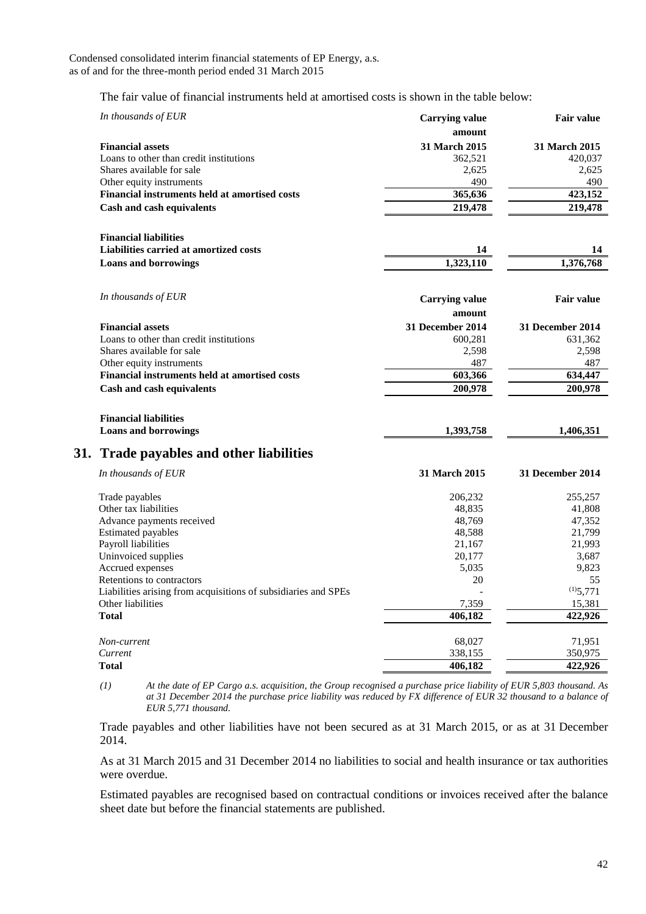The fair value of financial instruments held at amortised costs is shown in the table below:

| *In thousands of EUR* | Carrying value amount | Fair value |
|---|---|---|
| **Financial assets** | **31 March 2015** | **31 March 2015** |
| Loans to other than credit institutions | 362,521 | 420,037 |
| Shares available for sale | 2,625 | 2,625 |
| Other equity instruments | 490 | 490 |
| **Financial instruments held at amortised costs** | **365,636** | **423,152** |
| **Cash and cash equivalents** | **219,478** | **219,478** |
| | | |
| **Financial liabilities** | | |
| **Liabilities carried at amortized costs** | **14** | **14** |
| **Loans and borrowings** | **1,323,110** | **1,376,768** |

| *In thousands of EUR* | Carrying value amount | Fair value |
|---|---|---|
| **Financial assets** | **31 December 2014** | **31 December 2014** |
| Loans to other than credit institutions | 600,281 | 631,362 |
| Shares available for sale | 2,598 | 2,598 |
| Other equity instruments | 487 | 487 |
| **Financial instruments held at amortised costs** | **603,366** | **634,447** |
| **Cash and cash equivalents** | **200,978** | **200,978** |
| | | |
| **Financial liabilities** | | |
| **Loans and borrowings** | **1,393,758** | **1,406,351** |

## 31. Trade payables and other liabilities

| *In thousands of EUR* | 31 March 2015 | 31 December 2014 |
|---|---|---|
| Trade payables | 206,232 | 255,257 |
| Other tax liabilities | 48,835 | 41,808 |
| Advance payments received | 48,769 | 47,352 |
| Estimated payables | 48,588 | 21,799 |
| Payroll liabilities | 21,167 | 21,993 |
| Uninvoiced supplies | 20,177 | 3,687 |
| Accrued expenses | 5,035 | 9,823 |
| Retentions to contractors | 20 | 55 |
| Liabilities arising from acquisitions of subsidiaries and SPEs | - | (1)5,771 |
| Other liabilities | 7,359 | 15,381 |
| **Total** | **406,182** | **422,926** |
| | | |
| *Non-current* | 68,027 | 71,951 |
| *Current* | 338,155 | 350,975 |
| **Total** | **406,182** | **422,926** |

*(1) At the date of EP Cargo a.s. acquisition, the Group recognised a purchase price liability of EUR 5,803 thousand. As at 31 December 2014 the purchase price liability was reduced by FX difference of EUR 32 thousand to a balance of EUR 5,771 thousand.*

Trade payables and other liabilities have not been secured as at 31 March 2015, or as at 31 December 2014.

As at 31 March 2015 and 31 December 2014 no liabilities to social and health insurance or tax authorities were overdue.

Estimated payables are recognised based on contractual conditions or invoices received after the balance sheet date but before the financial statements are published.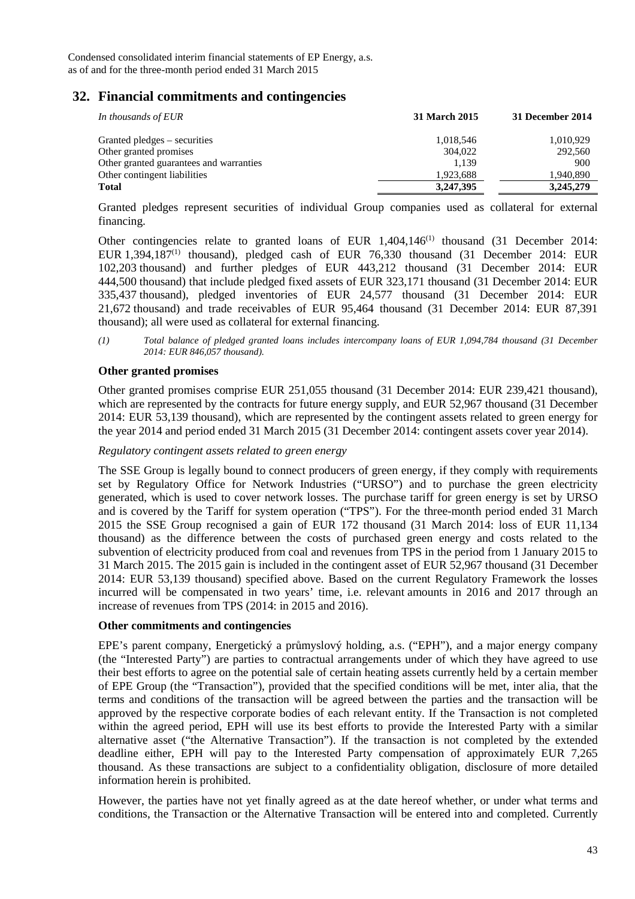## 32. Financial commitments and contingencies

| *In thousands of EUR* | **31 March 2015** | **31 December 2014** |
|---|---|---|
| Granted pledges – securities | 1,018,546 | 1,010,929 |
| Other granted promises | 304,022 | 292,560 |
| Other granted guarantees and warranties | 1,139 | 900 |
| Other contingent liabilities | 1,923,688 | 1,940,890 |
| **Total** | **3,247,395** | **3,245,279** |

Granted pledges represent securities of individual Group companies used as collateral for external financing.

Other contingencies relate to granted loans of EUR 1,404,146[(1)] thousand (31 December 2014: EUR 1,394,187[(1)] thousand), pledged cash of EUR 76,330 thousand (31 December 2014: EUR 102,203 thousand) and further pledges of EUR 443,212 thousand (31 December 2014: EUR 444,500 thousand) that include pledged fixed assets of EUR 323,171 thousand (31 December 2014: EUR 335,437 thousand), pledged inventories of EUR 24,577 thousand (31 December 2014: EUR 21,672 thousand) and trade receivables of EUR 95,464 thousand (31 December 2014: EUR 87,391 thousand); all were used as collateral for external financing.

*(1) Total balance of pledged granted loans includes intercompany loans of EUR 1,094,784 thousand (31 December 2014: EUR 846,057 thousand).*

### Other granted promises

Other granted promises comprise EUR 251,055 thousand (31 December 2014: EUR 239,421 thousand), which are represented by the contracts for future energy supply, and EUR 52,967 thousand (31 December 2014: EUR 53,139 thousand), which are represented by the contingent assets related to green energy for the year 2014 and period ended 31 March 2015 (31 December 2014: contingent assets cover year 2014).

*Regulatory contingent assets related to green energy*

The SSE Group is legally bound to connect producers of green energy, if they comply with requirements set by Regulatory Office for Network Industries ("URSO") and to purchase the green electricity generated, which is used to cover network losses. The purchase tariff for green energy is set by URSO and is covered by the Tariff for system operation ("TPS"). For the three-month period ended 31 March 2015 the SSE Group recognised a gain of EUR 172 thousand (31 March 2014: loss of EUR 11,134 thousand) as the difference between the costs of purchased green energy and costs related to the subvention of electricity produced from coal and revenues from TPS in the period from 1 January 2015 to 31 March 2015. The 2015 gain is included in the contingent asset of EUR 52,967 thousand (31 December 2014: EUR 53,139 thousand) specified above. Based on the current Regulatory Framework the losses incurred will be compensated in two years' time, i.e. relevant amounts in 2016 and 2017 through an increase of revenues from TPS (2014: in 2015 and 2016).

### Other commitments and contingencies

EPE's parent company, Energetický a průmyslový holding, a.s. ("EPH"), and a major energy company (the "Interested Party") are parties to contractual arrangements under of which they have agreed to use their best efforts to agree on the potential sale of certain heating assets currently held by a certain member of EPE Group (the "Transaction"), provided that the specified conditions will be met, inter alia, that the terms and conditions of the transaction will be agreed between the parties and the transaction will be approved by the respective corporate bodies of each relevant entity. If the Transaction is not completed within the agreed period, EPH will use its best efforts to provide the Interested Party with a similar alternative asset ("the Alternative Transaction"). If the transaction is not completed by the extended deadline either, EPH will pay to the Interested Party compensation of approximately EUR 7,265 thousand. As these transactions are subject to a confidentiality obligation, disclosure of more detailed information herein is prohibited.

However, the parties have not yet finally agreed as at the date hereof whether, or under what terms and conditions, the Transaction or the Alternative Transaction will be entered into and completed. Currently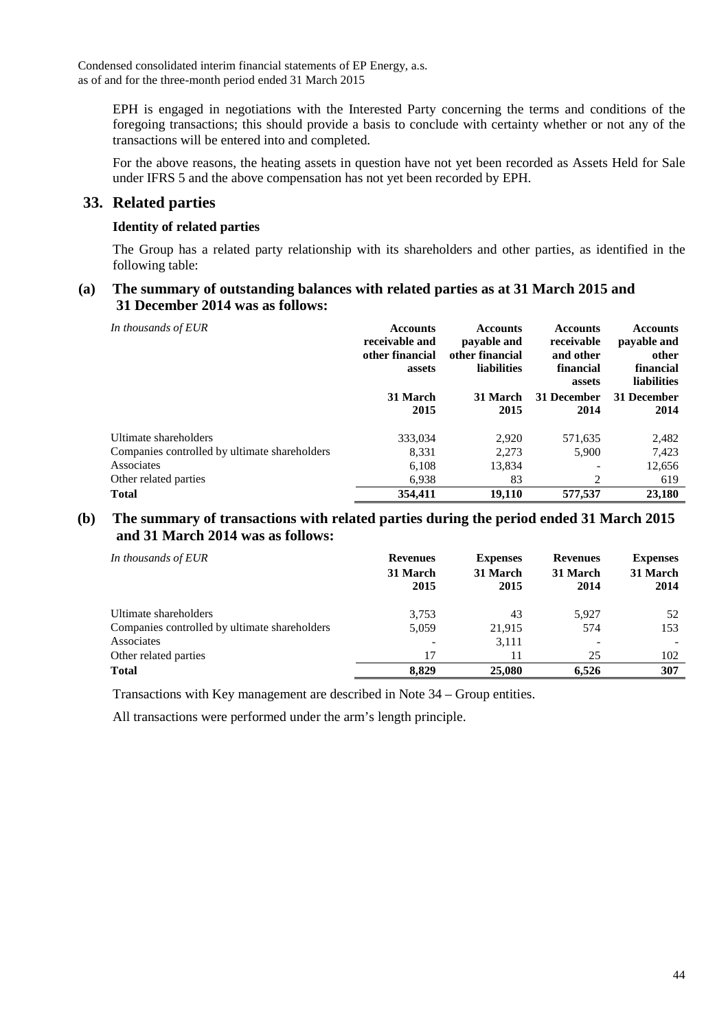EPH is engaged in negotiations with the Interested Party concerning the terms and conditions of the foregoing transactions; this should provide a basis to conclude with certainty whether or not any of the transactions will be entered into and completed.

For the above reasons, the heating assets in question have not yet been recorded as Assets Held for Sale under IFRS 5 and the above compensation has not yet been recorded by EPH.

## 33. Related parties

**Identity of related parties**

The Group has a related party relationship with its shareholders and other parties, as identified in the following table:

### (a) The summary of outstanding balances with related parties as at 31 March 2015 and 31 December 2014 was as follows:

| *In thousands of EUR* | **Accounts receivable and other financial assets** | **Accounts payable and other financial liabilities** | **Accounts receivable and other financial assets** | **Accounts payable and other financial liabilities** |
|---|---|---|---|---|
| | **31 March 2015** | **31 March 2015** | **31 December 2014** | **31 December 2014** |
| Ultimate shareholders | 333,034 | 2,920 | 571,635 | 2,482 |
| Companies controlled by ultimate shareholders | 8,331 | 2,273 | 5,900 | 7,423 |
| Associates | 6,108 | 13,834 | - | 12,656 |
| Other related parties | 6,938 | 83 | 2 | 619 |
| **Total** | **354,411** | **19,110** | **577,537** | **23,180** |

### (b) The summary of transactions with related parties during the period ended 31 March 2015 and 31 March 2014 was as follows:

| *In thousands of EUR* | **Revenues** | **Expenses** | **Revenues** | **Expenses** |
|---|---|---|---|---|
| | **31 March 2015** | **31 March 2015** | **31 March 2014** | **31 March 2014** |
| Ultimate shareholders | 3,753 | 43 | 5,927 | 52 |
| Companies controlled by ultimate shareholders | 5,059 | 21,915 | 574 | 153 |
| Associates | - | 3,111 | - | - |
| Other related parties | 17 | 11 | 25 | 102 |
| **Total** | **8,829** | **25,080** | **6,526** | **307** |

Transactions with Key management are described in Note 34 – Group entities.

All transactions were performed under the arm's length principle.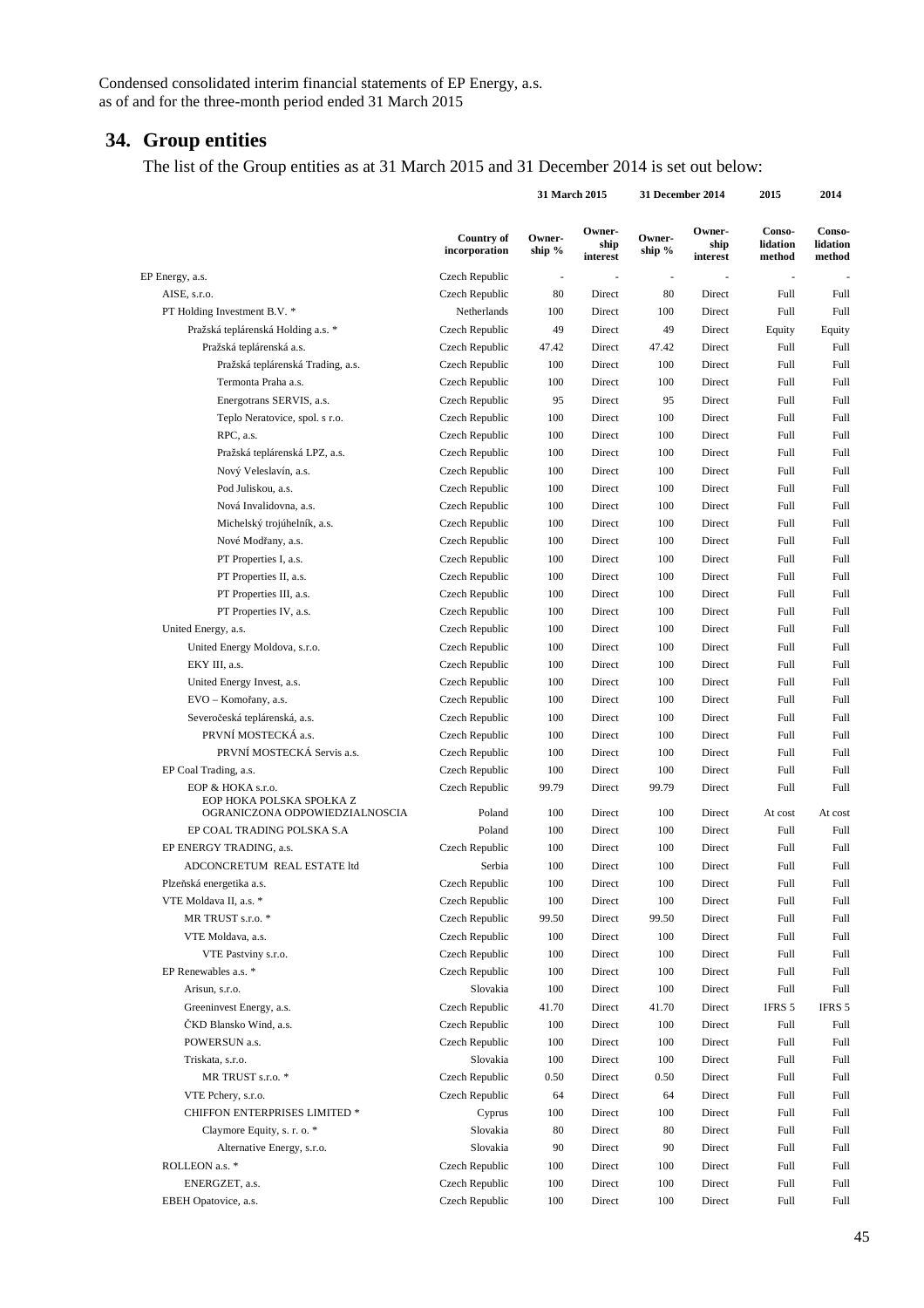Condensed consolidated interim financial statements of EP Energy, a.s.
as of and for the three-month period ended 31 March 2015

## 34. Group entities

The list of the Group entities as at 31 March 2015 and 31 December 2014 is set out below:

| | | 31 March 2015 | | 31 December 2014 | | 2015 | 2014 |
|---|---|---|---|---|---|---|---|
| | Country of incorporation | Ownership % | Ownership interest | Ownership % | Ownership interest | Consolidation method | Consolidation method |
| EP Energy, a.s. | Czech Republic | - | - | - | - | - | - |
| AISE, s.r.o. | Czech Republic | 80 | Direct | 80 | Direct | Full | Full |
| PT Holding Investment B.V. * | Netherlands | 100 | Direct | 100 | Direct | Full | Full |
| Pražská teplárenská Holding a.s. * | Czech Republic | 49 | Direct | 49 | Direct | Equity | Equity |
| Pražská teplárenská a.s. | Czech Republic | 47.42 | Direct | 47.42 | Direct | Full | Full |
| Pražská teplárenská Trading, a.s. | Czech Republic | 100 | Direct | 100 | Direct | Full | Full |
| Termonta Praha a.s. | Czech Republic | 100 | Direct | 100 | Direct | Full | Full |
| Energotrans SERVIS, a.s. | Czech Republic | 95 | Direct | 95 | Direct | Full | Full |
| Teplo Neratovice, spol. s r.o. | Czech Republic | 100 | Direct | 100 | Direct | Full | Full |
| RPC, a.s. | Czech Republic | 100 | Direct | 100 | Direct | Full | Full |
| Pražská teplárenská LPZ, a.s. | Czech Republic | 100 | Direct | 100 | Direct | Full | Full |
| Nový Veleslavín, a.s. | Czech Republic | 100 | Direct | 100 | Direct | Full | Full |
| Pod Juliskou, a.s. | Czech Republic | 100 | Direct | 100 | Direct | Full | Full |
| Nová Invalidovna, a.s. | Czech Republic | 100 | Direct | 100 | Direct | Full | Full |
| Michelský trojúhelník, a.s. | Czech Republic | 100 | Direct | 100 | Direct | Full | Full |
| Nové Modřany, a.s. | Czech Republic | 100 | Direct | 100 | Direct | Full | Full |
| PT Properties I, a.s. | Czech Republic | 100 | Direct | 100 | Direct | Full | Full |
| PT Properties II, a.s. | Czech Republic | 100 | Direct | 100 | Direct | Full | Full |
| PT Properties III, a.s. | Czech Republic | 100 | Direct | 100 | Direct | Full | Full |
| PT Properties IV, a.s. | Czech Republic | 100 | Direct | 100 | Direct | Full | Full |
| United Energy, a.s. | Czech Republic | 100 | Direct | 100 | Direct | Full | Full |
| United Energy Moldova, s.r.o. | Czech Republic | 100 | Direct | 100 | Direct | Full | Full |
| EKY III, a.s. | Czech Republic | 100 | Direct | 100 | Direct | Full | Full |
| United Energy Invest, a.s. | Czech Republic | 100 | Direct | 100 | Direct | Full | Full |
| EVO – Komořany, a.s. | Czech Republic | 100 | Direct | 100 | Direct | Full | Full |
| Severočeská teplárenská, a.s. | Czech Republic | 100 | Direct | 100 | Direct | Full | Full |
| PRVNÍ MOSTECKÁ a.s. | Czech Republic | 100 | Direct | 100 | Direct | Full | Full |
| PRVNÍ MOSTECKÁ Servis a.s. | Czech Republic | 100 | Direct | 100 | Direct | Full | Full |
| EP Coal Trading, a.s. | Czech Republic | 100 | Direct | 100 | Direct | Full | Full |
| EOP & HOKA s.r.o. | Czech Republic | 99.79 | Direct | 99.79 | Direct | Full | Full |
| EOP HOKA POLSKA SPOŁKA Z OGRANICZONA ODPOWIEDZIALNOSCIA | Poland | 100 | Direct | 100 | Direct | At cost | At cost |
| EP COAL TRADING POLSKA S.A | Poland | 100 | Direct | 100 | Direct | Full | Full |
| EP ENERGY TRADING, a.s. | Czech Republic | 100 | Direct | 100 | Direct | Full | Full |
| ADCONCRETUM REAL ESTATE ltd | Serbia | 100 | Direct | 100 | Direct | Full | Full |
| Plzeňská energetika a.s. | Czech Republic | 100 | Direct | 100 | Direct | Full | Full |
| VTE Moldava II, a.s. * | Czech Republic | 100 | Direct | 100 | Direct | Full | Full |
| MR TRUST s.r.o. * | Czech Republic | 99.50 | Direct | 99.50 | Direct | Full | Full |
| VTE Moldava, a.s. | Czech Republic | 100 | Direct | 100 | Direct | Full | Full |
| VTE Pastviny s.r.o. | Czech Republic | 100 | Direct | 100 | Direct | Full | Full |
| EP Renewables a.s. * | Czech Republic | 100 | Direct | 100 | Direct | Full | Full |
| Arisun, s.r.o. | Slovakia | 100 | Direct | 100 | Direct | Full | Full |
| Greeninvest Energy, a.s. | Czech Republic | 41.70 | Direct | 41.70 | Direct | IFRS 5 | IFRS 5 |
| ČKD Blansko Wind, a.s. | Czech Republic | 100 | Direct | 100 | Direct | Full | Full |
| POWERSUN a.s. | Czech Republic | 100 | Direct | 100 | Direct | Full | Full |
| Triskata, s.r.o. | Slovakia | 100 | Direct | 100 | Direct | Full | Full |
| MR TRUST s.r.o. * | Czech Republic | 0.50 | Direct | 0.50 | Direct | Full | Full |
| VTE Pchery, s.r.o. | Czech Republic | 64 | Direct | 64 | Direct | Full | Full |
| CHIFFON ENTERPRISES LIMITED * | Cyprus | 100 | Direct | 100 | Direct | Full | Full |
| Claymore Equity, s. r. o. * | Slovakia | 80 | Direct | 80 | Direct | Full | Full |
| Alternative Energy, s.r.o. | Slovakia | 90 | Direct | 90 | Direct | Full | Full |
| ROLLEON a.s. * | Czech Republic | 100 | Direct | 100 | Direct | Full | Full |
| ENERGZET, a.s. | Czech Republic | 100 | Direct | 100 | Direct | Full | Full |
| EBEH Opatovice, a.s. | Czech Republic | 100 | Direct | 100 | Direct | Full | Full |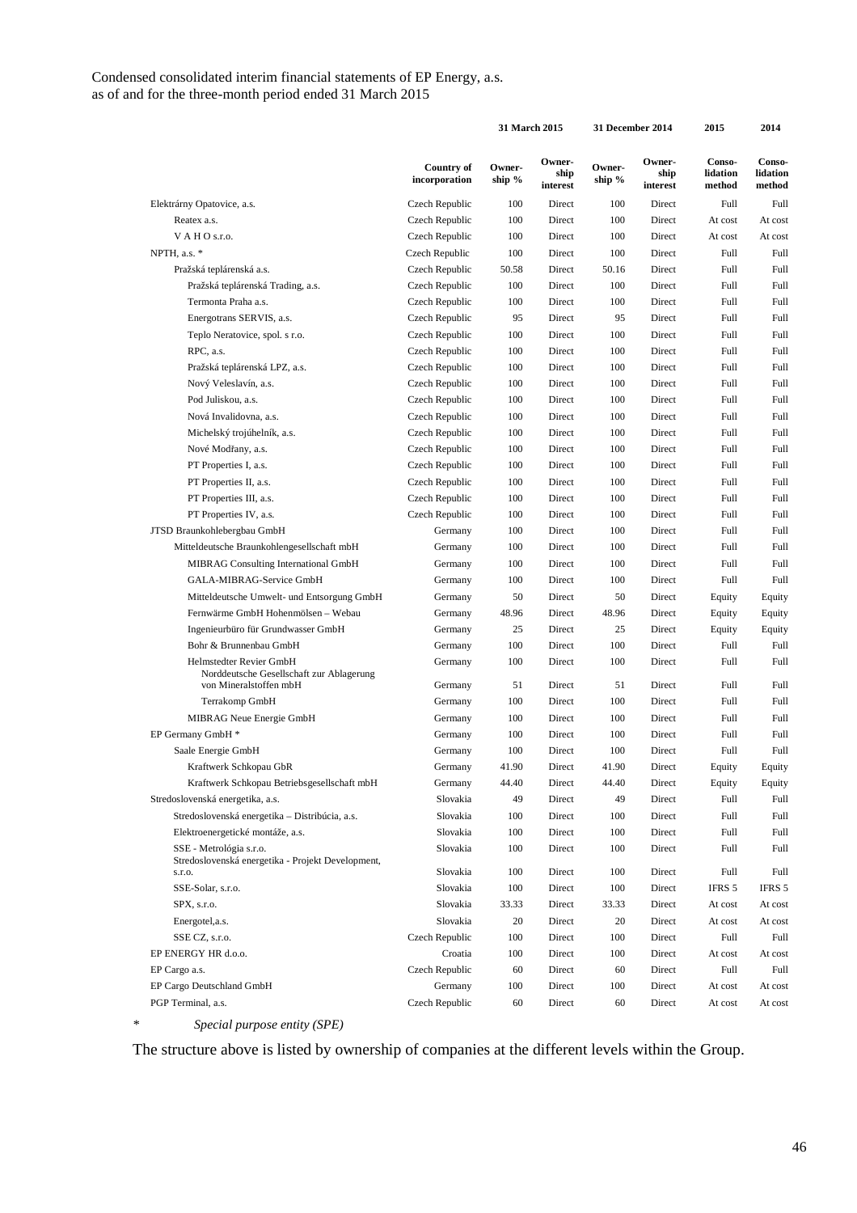|  |  | 31 March 2015 |  | 31 December 2014 |  | 2015 | 2014 |
|---|---|---|---|---|---|---|---|
|  | Country of incorporation | Ownership % | Ownership interest | Ownership % | Ownership interest | Consolidation method | Consolidation method |
| Elektrárny Opatovice, a.s. | Czech Republic | 100 | Direct | 100 | Direct | Full | Full |
| Reatex a.s. | Czech Republic | 100 | Direct | 100 | Direct | At cost | At cost |
| V A H O s.r.o. | Czech Republic | 100 | Direct | 100 | Direct | At cost | At cost |
| NPTH, a.s. * | Czech Republic | 100 | Direct | 100 | Direct | Full | Full |
| Pražská teplárenská a.s. | Czech Republic | 50.58 | Direct | 50.16 | Direct | Full | Full |
| Pražská teplárenská Trading, a.s. | Czech Republic | 100 | Direct | 100 | Direct | Full | Full |
| Termonta Praha a.s. | Czech Republic | 100 | Direct | 100 | Direct | Full | Full |
| Energotrans SERVIS, a.s. | Czech Republic | 95 | Direct | 95 | Direct | Full | Full |
| Teplo Neratovice, spol. s r.o. | Czech Republic | 100 | Direct | 100 | Direct | Full | Full |
| RPC, a.s. | Czech Republic | 100 | Direct | 100 | Direct | Full | Full |
| Pražská teplárenská LPZ, a.s. | Czech Republic | 100 | Direct | 100 | Direct | Full | Full |
| Nový Veleslavín, a.s. | Czech Republic | 100 | Direct | 100 | Direct | Full | Full |
| Pod Juliskou, a.s. | Czech Republic | 100 | Direct | 100 | Direct | Full | Full |
| Nová Invalidovna, a.s. | Czech Republic | 100 | Direct | 100 | Direct | Full | Full |
| Michelský trojúhelník, a.s. | Czech Republic | 100 | Direct | 100 | Direct | Full | Full |
| Nové Modřany, a.s. | Czech Republic | 100 | Direct | 100 | Direct | Full | Full |
| PT Properties I, a.s. | Czech Republic | 100 | Direct | 100 | Direct | Full | Full |
| PT Properties II, a.s. | Czech Republic | 100 | Direct | 100 | Direct | Full | Full |
| PT Properties III, a.s. | Czech Republic | 100 | Direct | 100 | Direct | Full | Full |
| PT Properties IV, a.s. | Czech Republic | 100 | Direct | 100 | Direct | Full | Full |
| JTSD Braunkohlebergbau GmbH | Germany | 100 | Direct | 100 | Direct | Full | Full |
| Mitteldeutsche Braunkohlengesellschaft mbH | Germany | 100 | Direct | 100 | Direct | Full | Full |
| MIBRAG Consulting International GmbH | Germany | 100 | Direct | 100 | Direct | Full | Full |
| GALA-MIBRAG-Service GmbH | Germany | 100 | Direct | 100 | Direct | Full | Full |
| Mitteldeutsche Umwelt- und Entsorgung GmbH | Germany | 50 | Direct | 50 | Direct | Equity | Equity |
| Fernwärme GmbH Hohenmölsen – Webau | Germany | 48.96 | Direct | 48.96 | Direct | Equity | Equity |
| Ingenieurbüro für Grundwasser GmbH | Germany | 25 | Direct | 25 | Direct | Equity | Equity |
| Bohr & Brunnenbau GmbH | Germany | 100 | Direct | 100 | Direct | Full | Full |
| Helmstedter Revier GmbH | Germany | 100 | Direct | 100 | Direct | Full | Full |
| Norddeutsche Gesellschaft zur Ablagerung von Mineralstoffen mbH | Germany | 51 | Direct | 51 | Direct | Full | Full |
| Terrakomp GmbH | Germany | 100 | Direct | 100 | Direct | Full | Full |
| MIBRAG Neue Energie GmbH | Germany | 100 | Direct | 100 | Direct | Full | Full |
| EP Germany GmbH * | Germany | 100 | Direct | 100 | Direct | Full | Full |
| Saale Energie GmbH | Germany | 100 | Direct | 100 | Direct | Full | Full |
| Kraftwerk Schkopau GbR | Germany | 41.90 | Direct | 41.90 | Direct | Equity | Equity |
| Kraftwerk Schkopau Betriebsgesellschaft mbH | Germany | 44.40 | Direct | 44.40 | Direct | Equity | Equity |
| Stredoslovenská energetika, a.s. | Slovakia | 49 | Direct | 49 | Direct | Full | Full |
| Stredoslovenská energetika – Distribúcia, a.s. | Slovakia | 100 | Direct | 100 | Direct | Full | Full |
| Elektroenergetické montáže, a.s. | Slovakia | 100 | Direct | 100 | Direct | Full | Full |
| SSE - Metrológia s.r.o. | Slovakia | 100 | Direct | 100 | Direct | Full | Full |
| Stredoslovenská energetika - Projekt Development, s.r.o. | Slovakia | 100 | Direct | 100 | Direct | Full | Full |
| SSE-Solar, s.r.o. | Slovakia | 100 | Direct | 100 | Direct | IFRS 5 | IFRS 5 |
| SPX, s.r.o. | Slovakia | 33.33 | Direct | 33.33 | Direct | At cost | At cost |
| Energotel,a.s. | Slovakia | 20 | Direct | 20 | Direct | At cost | At cost |
| SSE CZ, s.r.o. | Czech Republic | 100 | Direct | 100 | Direct | Full | Full |
| EP ENERGY HR d.o.o. | Croatia | 100 | Direct | 100 | Direct | At cost | At cost |
| EP Cargo a.s. | Czech Republic | 60 | Direct | 60 | Direct | Full | Full |
| EP Cargo Deutschland GmbH | Germany | 100 | Direct | 100 | Direct | At cost | At cost |
| PGP Terminal, a.s. | Czech Republic | 60 | Direct | 60 | Direct | At cost | At cost |

\* *Special purpose entity (SPE)*

The structure above is listed by ownership of companies at the different levels within the Group.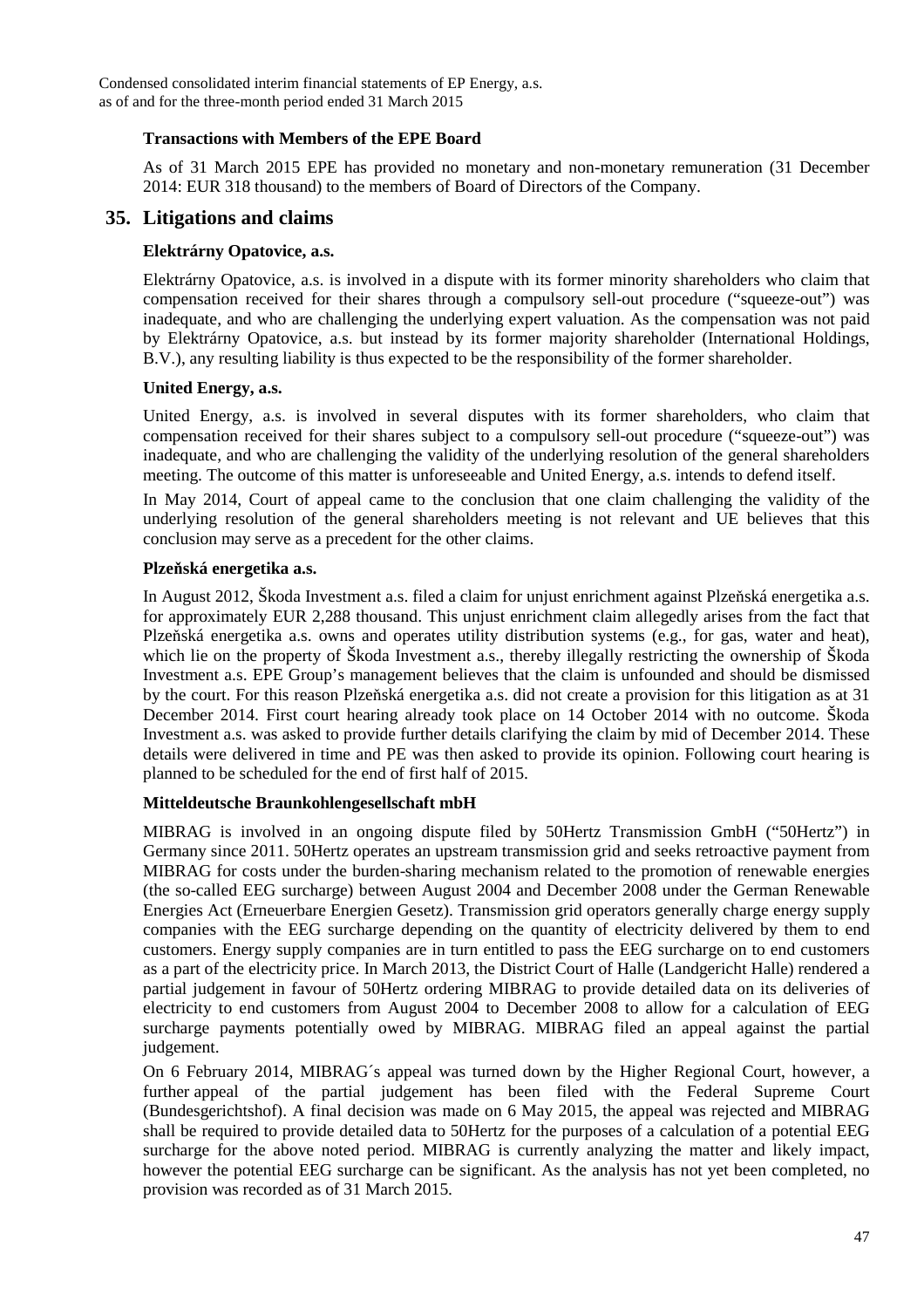### Transactions with Members of the EPE Board

As of 31 March 2015 EPE has provided no monetary and non-monetary remuneration (31 December 2014: EUR 318 thousand) to the members of Board of Directors of the Company.

## 35. Litigations and claims

### Elektrárny Opatovice, a.s.

Elektrárny Opatovice, a.s. is involved in a dispute with its former minority shareholders who claim that compensation received for their shares through a compulsory sell-out procedure ("squeeze-out") was inadequate, and who are challenging the underlying expert valuation. As the compensation was not paid by Elektrárny Opatovice, a.s. but instead by its former majority shareholder (International Holdings, B.V.), any resulting liability is thus expected to be the responsibility of the former shareholder.

### United Energy, a.s.

United Energy, a.s. is involved in several disputes with its former shareholders, who claim that compensation received for their shares subject to a compulsory sell-out procedure ("squeeze-out") was inadequate, and who are challenging the validity of the underlying resolution of the general shareholders meeting. The outcome of this matter is unforeseeable and United Energy, a.s. intends to defend itself.

In May 2014, Court of appeal came to the conclusion that one claim challenging the validity of the underlying resolution of the general shareholders meeting is not relevant and UE believes that this conclusion may serve as a precedent for the other claims.

### Plzeňská energetika a.s.

In August 2012, Škoda Investment a.s. filed a claim for unjust enrichment against Plzeňská energetika a.s. for approximately EUR 2,288 thousand. This unjust enrichment claim allegedly arises from the fact that Plzeňská energetika a.s. owns and operates utility distribution systems (e.g., for gas, water and heat), which lie on the property of Škoda Investment a.s., thereby illegally restricting the ownership of Škoda Investment a.s. EPE Group's management believes that the claim is unfounded and should be dismissed by the court. For this reason Plzeňská energetika a.s. did not create a provision for this litigation as at 31 December 2014. First court hearing already took place on 14 October 2014 with no outcome. Škoda Investment a.s. was asked to provide further details clarifying the claim by mid of December 2014. These details were delivered in time and PE was then asked to provide its opinion. Following court hearing is planned to be scheduled for the end of first half of 2015.

### Mitteldeutsche Braunkohlengesellschaft mbH

MIBRAG is involved in an ongoing dispute filed by 50Hertz Transmission GmbH ("50Hertz") in Germany since 2011. 50Hertz operates an upstream transmission grid and seeks retroactive payment from MIBRAG for costs under the burden-sharing mechanism related to the promotion of renewable energies (the so-called EEG surcharge) between August 2004 and December 2008 under the German Renewable Energies Act (Erneuerbare Energien Gesetz). Transmission grid operators generally charge energy supply companies with the EEG surcharge depending on the quantity of electricity delivered by them to end customers. Energy supply companies are in turn entitled to pass the EEG surcharge on to end customers as a part of the electricity price. In March 2013, the District Court of Halle (Landgericht Halle) rendered a partial judgement in favour of 50Hertz ordering MIBRAG to provide detailed data on its deliveries of electricity to end customers from August 2004 to December 2008 to allow for a calculation of EEG surcharge payments potentially owed by MIBRAG. MIBRAG filed an appeal against the partial judgement.

On 6 February 2014, MIBRAG´s appeal was turned down by the Higher Regional Court, however, a further appeal of the partial judgement has been filed with the Federal Supreme Court (Bundesgerichtshof). A final decision was made on 6 May 2015, the appeal was rejected and MIBRAG shall be required to provide detailed data to 50Hertz for the purposes of a calculation of a potential EEG surcharge for the above noted period. MIBRAG is currently analyzing the matter and likely impact, however the potential EEG surcharge can be significant. As the analysis has not yet been completed, no provision was recorded as of 31 March 2015.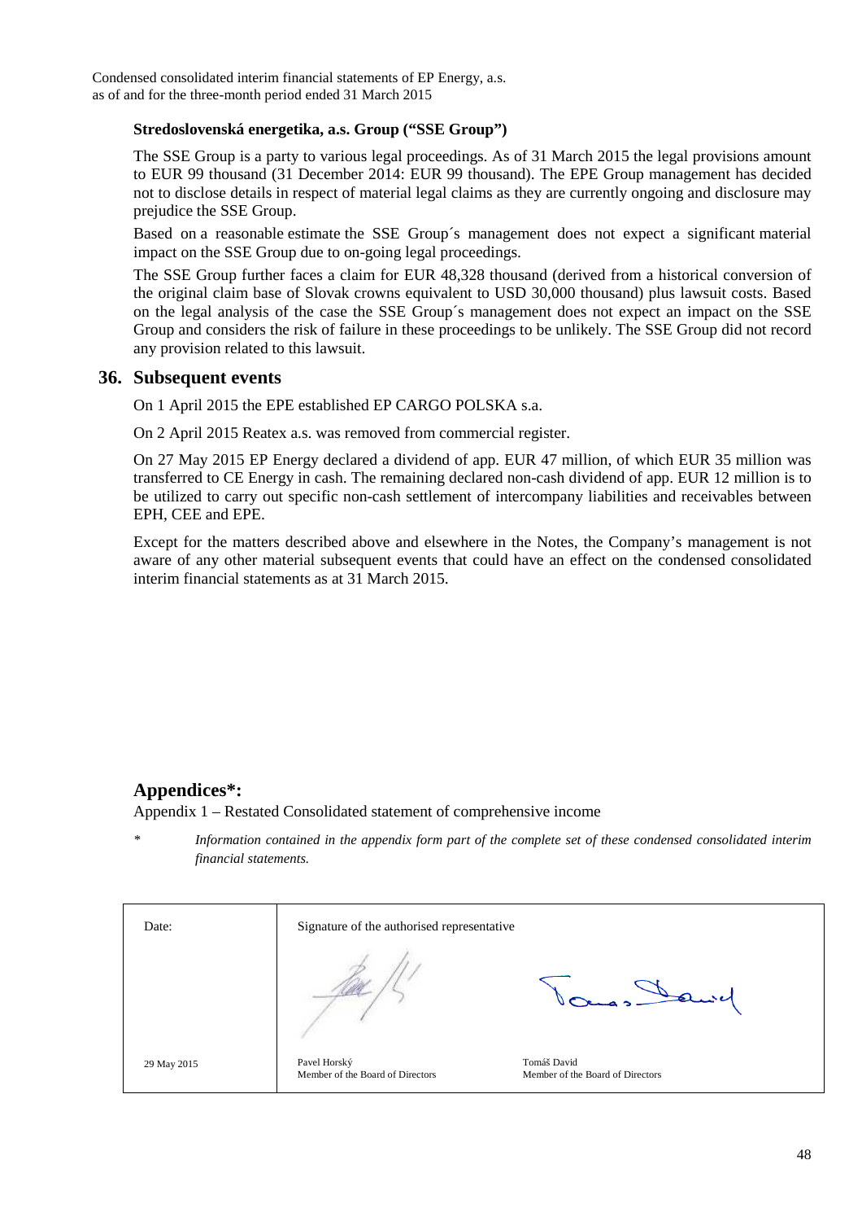**Stredoslovenská energetika, a.s. Group ("SSE Group")**

The SSE Group is a party to various legal proceedings. As of 31 March 2015 the legal provisions amount to EUR 99 thousand (31 December 2014: EUR 99 thousand). The EPE Group management has decided not to disclose details in respect of material legal claims as they are currently ongoing and disclosure may prejudice the SSE Group.

Based on a reasonable estimate the SSE Group´s management does not expect a significant material impact on the SSE Group due to on-going legal proceedings.

The SSE Group further faces a claim for EUR 48,328 thousand (derived from a historical conversion of the original claim base of Slovak crowns equivalent to USD 30,000 thousand) plus lawsuit costs. Based on the legal analysis of the case the SSE Group´s management does not expect an impact on the SSE Group and considers the risk of failure in these proceedings to be unlikely. The SSE Group did not record any provision related to this lawsuit.

## 36. Subsequent events

On 1 April 2015 the EPE established EP CARGO POLSKA s.a.

On 2 April 2015 Reatex a.s. was removed from commercial register.

On 27 May 2015 EP Energy declared a dividend of app. EUR 47 million, of which EUR 35 million was transferred to CE Energy in cash. The remaining declared non-cash dividend of app. EUR 12 million is to be utilized to carry out specific non-cash settlement of intercompany liabilities and receivables between EPH, CEE and EPE.

Except for the matters described above and elsewhere in the Notes, the Company's management is not aware of any other material subsequent events that could have an effect on the condensed consolidated interim financial statements as at 31 March 2015.

## Appendices*:

Appendix 1 – Restated Consolidated statement of comprehensive income

\* *Information contained in the appendix form part of the complete set of these condensed consolidated interim financial statements.*

| Date: | Signature of the authorised representative | |
|---|---|---|
| 29 May 2015 | Pavel Horský<br>Member of the Board of Directors | Tomáš David<br>Member of the Board of Directors |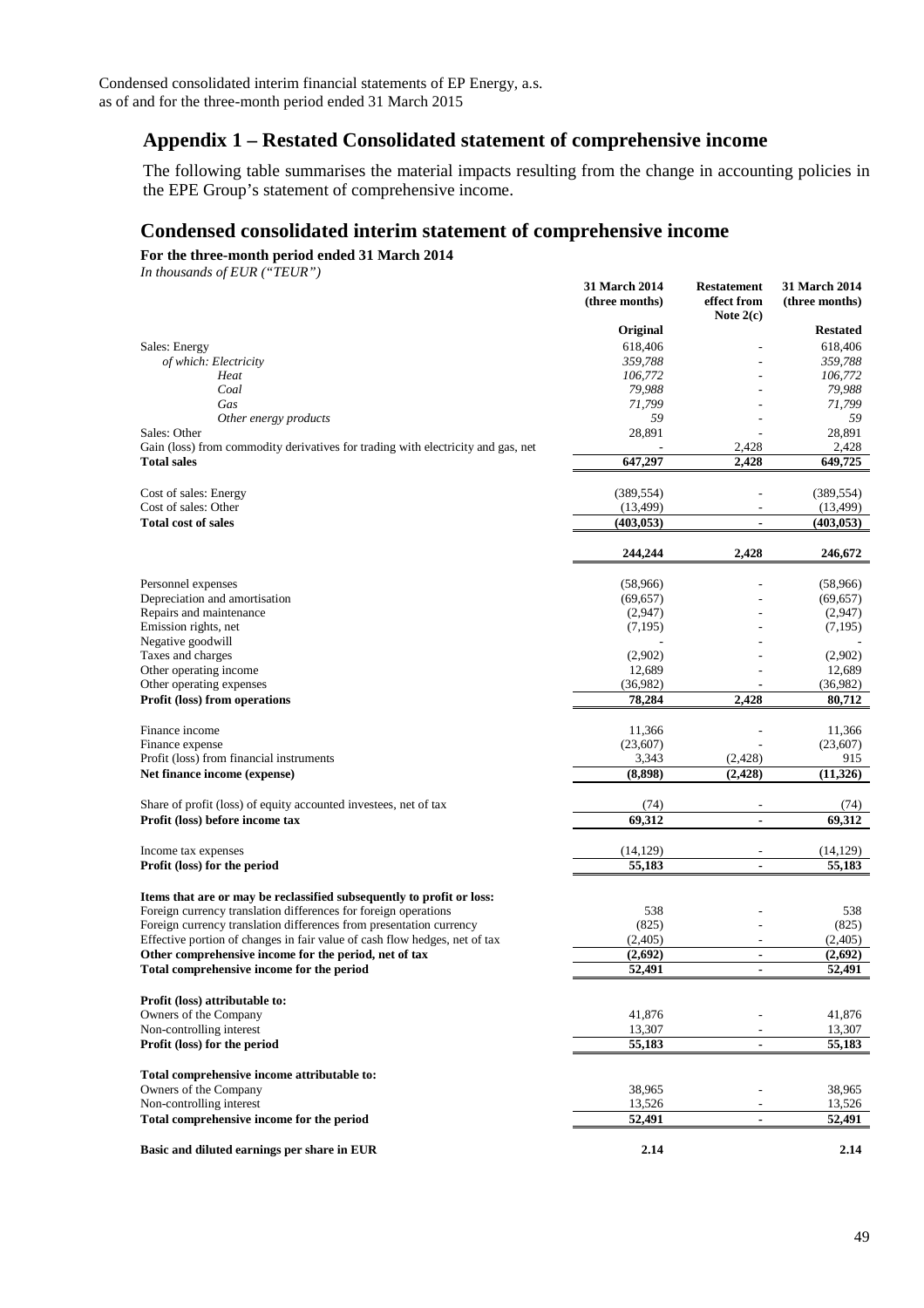Condensed consolidated interim financial statements of EP Energy, a.s.
as of and for the three-month period ended 31 March 2015

## Appendix 1 – Restated Consolidated statement of comprehensive income

The following table summarises the material impacts resulting from the change in accounting policies in the EPE Group's statement of comprehensive income.

## Condensed consolidated interim statement of comprehensive income

**For the three-month period ended 31 March 2014**
*In thousands of EUR ("TEUR")*

| | 31 March 2014 (three months) | Restatement effect from Note 2(c) | 31 March 2014 (three months) |
|---|---|---|---|
| | **Original** | | **Restated** |
| Sales: Energy | 618,406 | - | 618,406 |
| *of which: Electricity* | *359,788* | - | *359,788* |
| *Heat* | *106,772* | - | *106,772* |
| *Coal* | *79,988* | - | *79,988* |
| *Gas* | *71,799* | - | *71,799* |
| *Other energy products* | *59* | - | *59* |
| Sales: Other | 28,891 | - | 28,891 |
| Gain (loss) from commodity derivatives for trading with electricity and gas, net | - | 2,428 | 2,428 |
| **Total sales** | **647,297** | **2,428** | **649,725** |
| Cost of sales: Energy | (389,554) | - | (389,554) |
| Cost of sales: Other | (13,499) | - | (13,499) |
| **Total cost of sales** | **(403,053)** | **-** | **(403,053)** |
| | **244,244** | **2,428** | **246,672** |
| Personnel expenses | (58,966) | - | (58,966) |
| Depreciation and amortisation | (69,657) | - | (69,657) |
| Repairs and maintenance | (2,947) | - | (2,947) |
| Emission rights, net | (7,195) | - | (7,195) |
| Negative goodwill | - | - | - |
| Taxes and charges | (2,902) | - | (2,902) |
| Other operating income | 12,689 | - | 12,689 |
| Other operating expenses | (36,982) | - | (36,982) |
| **Profit (loss) from operations** | **78,284** | **2,428** | **80,712** |
| Finance income | 11,366 | - | 11,366 |
| Finance expense | (23,607) | - | (23,607) |
| Profit (loss) from financial instruments | 3,343 | (2,428) | 915 |
| **Net finance income (expense)** | **(8,898)** | **(2,428)** | **(11,326)** |
| Share of profit (loss) of equity accounted investees, net of tax | (74) | - | (74) |
| **Profit (loss) before income tax** | **69,312** | **-** | **69,312** |
| Income tax expenses | (14,129) | - | (14,129) |
| **Profit (loss) for the period** | **55,183** | **-** | **55,183** |
| **Items that are or may be reclassified subsequently to profit or loss:** | | | |
| Foreign currency translation differences for foreign operations | 538 | - | 538 |
| Foreign currency translation differences from presentation currency | (825) | - | (825) |
| Effective portion of changes in fair value of cash flow hedges, net of tax | (2,405) | - | (2,405) |
| **Other comprehensive income for the period, net of tax** | **(2,692)** | **-** | **(2,692)** |
| **Total comprehensive income for the period** | **52,491** | **-** | **52,491** |
| **Profit (loss) attributable to:** | | | |
| Owners of the Company | 41,876 | - | 41,876 |
| Non-controlling interest | 13,307 | - | 13,307 |
| **Profit (loss) for the period** | **55,183** | **-** | **55,183** |
| **Total comprehensive income attributable to:** | | | |
| Owners of the Company | 38,965 | - | 38,965 |
| Non-controlling interest | 13,526 | - | 13,526 |
| **Total comprehensive income for the period** | **52,491** | **-** | **52,491** |
| **Basic and diluted earnings per share in EUR** | **2.14** | | **2.14** |